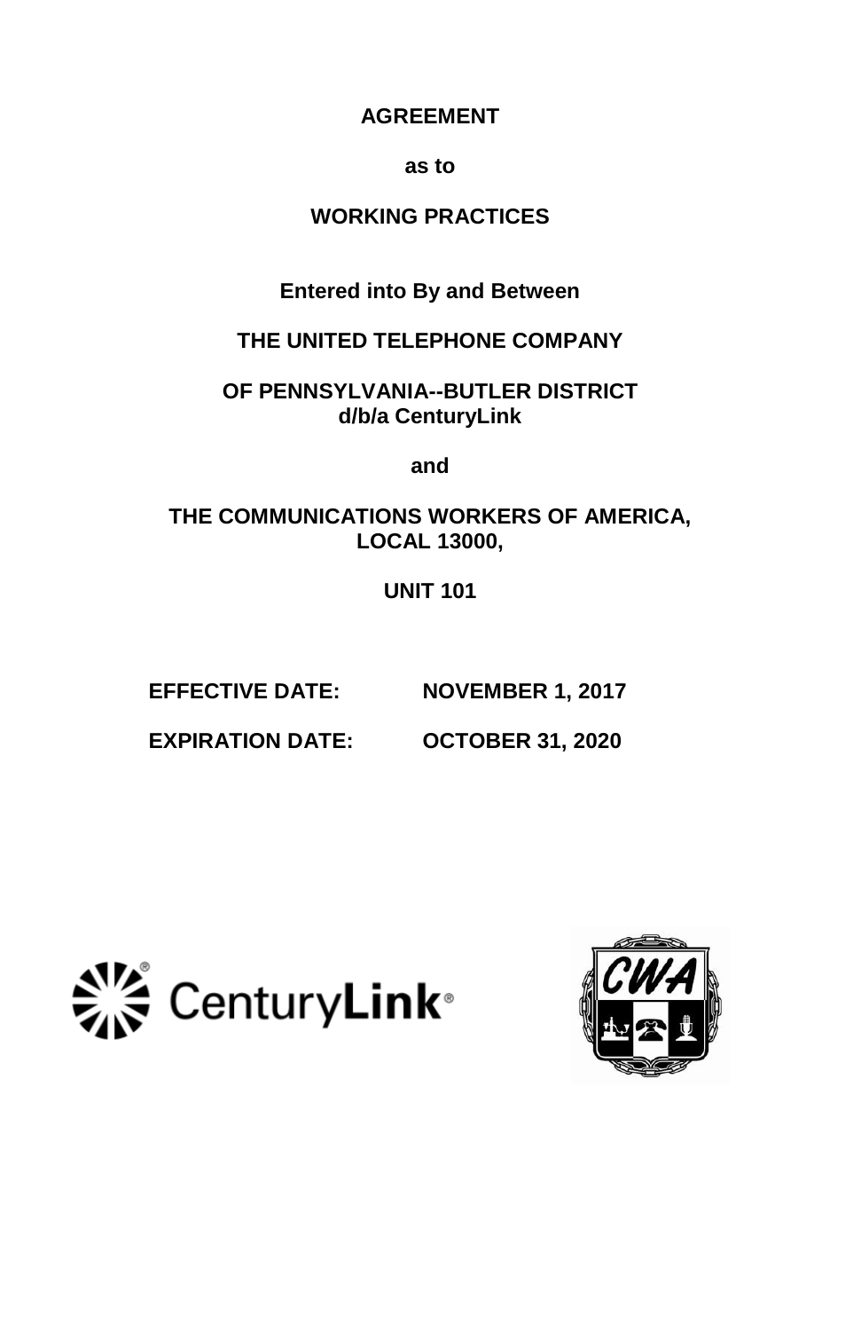# AGREEMENT

**as to**

# WORKING PRACTICES

**Entered into By and Between**

**THE UNITED TELEPHONE COMPANY**

**OF PENNSYLVANIA--BUTLER DISTRICT**
**d/b/a CenturyLink**

**and**

**THE COMMUNICATIONS WORKERS OF AMERICA,**
**LOCAL 13000,**

**UNIT 101**

**EFFECTIVE DATE: NOVEMBER 1, 2017**

**EXPIRATION DATE: OCTOBER 31, 2020**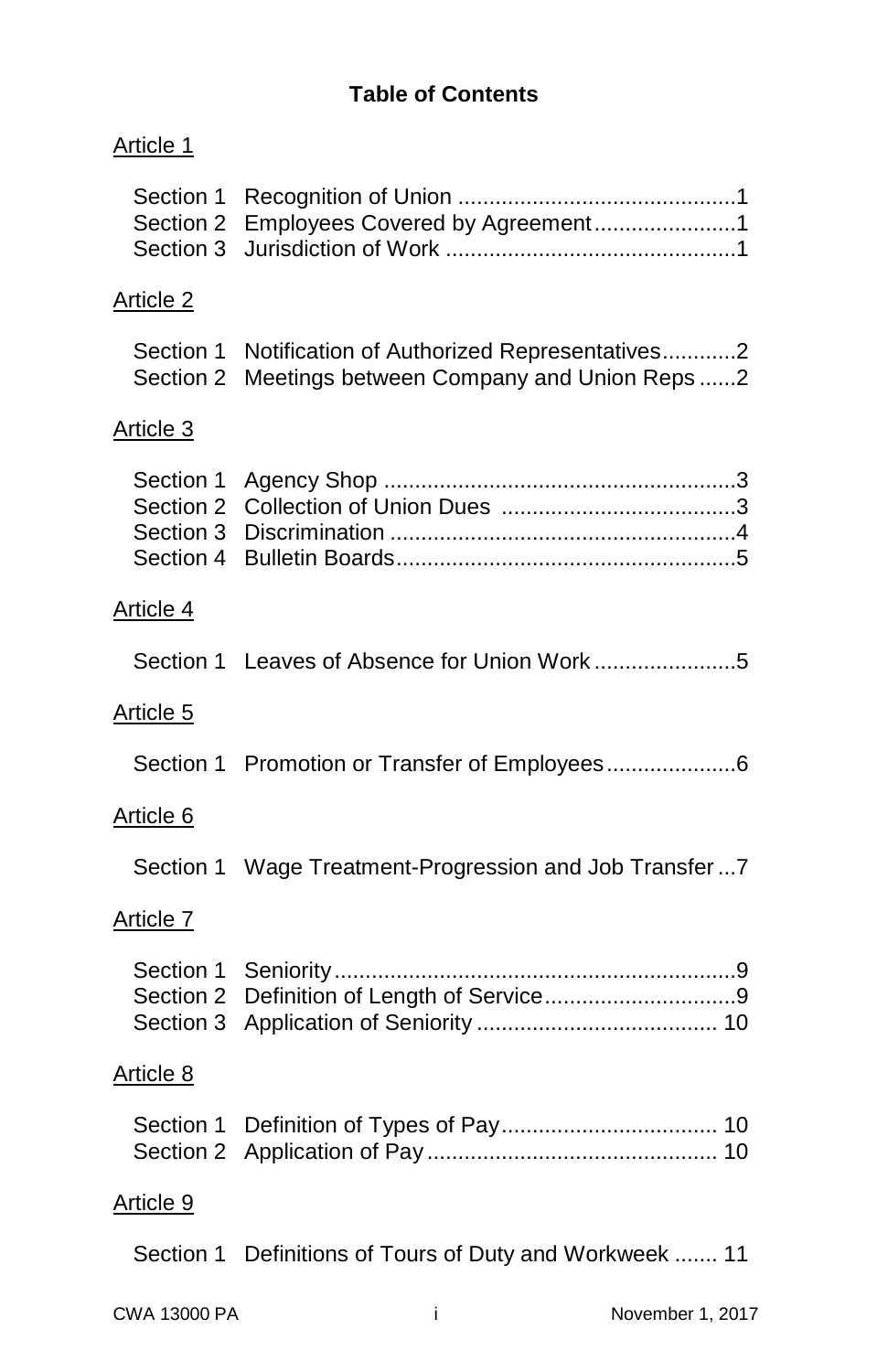# Table of Contents

Article 1

| | | |
|---|---|---|
| Section 1 | Recognition of Union | 1 |
| Section 2 | Employees Covered by Agreement | 1 |
| Section 3 | Jurisdiction of Work | 1 |

Article 2

| | | |
|---|---|---|
| Section 1 | Notification of Authorized Representatives | 2 |
| Section 2 | Meetings between Company and Union Reps | 2 |

Article 3

| | | |
|---|---|---|
| Section 1 | Agency Shop | 3 |
| Section 2 | Collection of Union Dues | 3 |
| Section 3 | Discrimination | 4 |
| Section 4 | Bulletin Boards | 5 |

Article 4

| | | |
|---|---|---|
| Section 1 | Leaves of Absence for Union Work | 5 |

Article 5

| | | |
|---|---|---|
| Section 1 | Promotion or Transfer of Employees | 6 |

Article 6

| | | |
|---|---|---|
| Section 1 | Wage Treatment-Progression and Job Transfer | 7 |

Article 7

| | | |
|---|---|---|
| Section 1 | Seniority | 9 |
| Section 2 | Definition of Length of Service | 9 |
| Section 3 | Application of Seniority | 10 |

Article 8

| | | |
|---|---|---|
| Section 1 | Definition of Types of Pay | 10 |
| Section 2 | Application of Pay | 10 |

Article 9

| | | |
|---|---|---|
| Section 1 | Definitions of Tours of Duty and Workweek | 11 |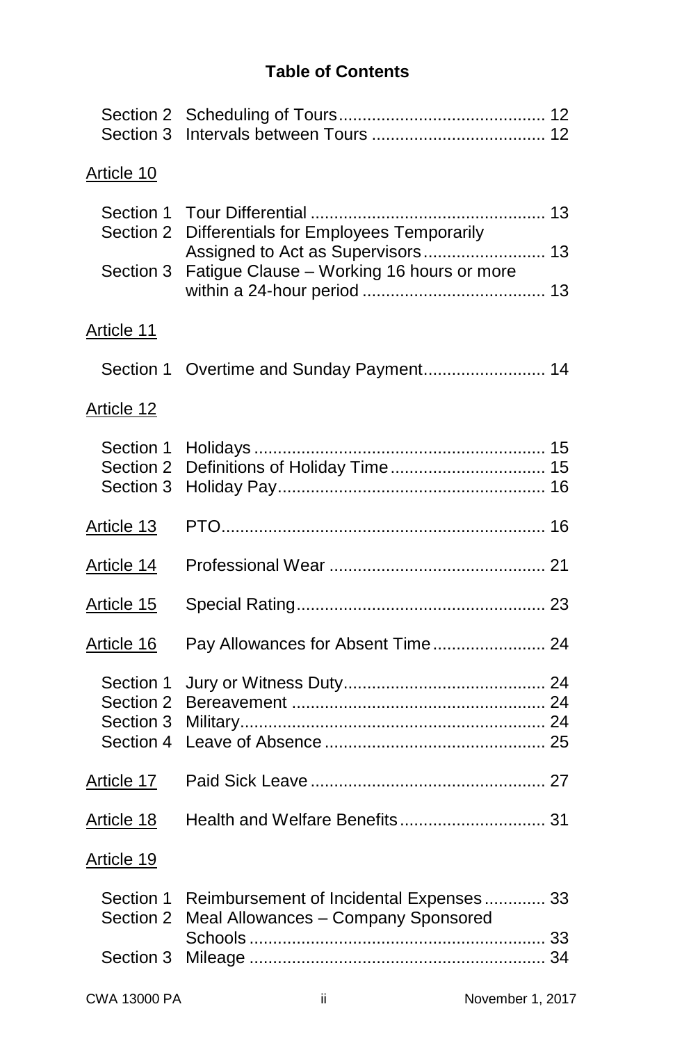# Table of Contents

| | | |
|---|---|---|
| Section 2 | Scheduling of Tours | 12 |
| Section 3 | Intervals between Tours | 12 |
| Article 10 | | |
| Section 1 | Tour Differential | 13 |
| Section 2 | Differentials for Employees Temporarily Assigned to Act as Supervisors | 13 |
| Section 3 | Fatigue Clause – Working 16 hours or more within a 24-hour period | 13 |
| Article 11 | | |
| Section 1 | Overtime and Sunday Payment | 14 |
| Article 12 | | |
| Section 1 | Holidays | 15 |
| Section 2 | Definitions of Holiday Time | 15 |
| Section 3 | Holiday Pay | 16 |
| Article 13 | PTO | 16 |
| Article 14 | Professional Wear | 21 |
| Article 15 | Special Rating | 23 |
| Article 16 | Pay Allowances for Absent Time | 24 |
| Section 1 | Jury or Witness Duty | 24 |
| Section 2 | Bereavement | 24 |
| Section 3 | Military | 24 |
| Section 4 | Leave of Absence | 25 |
| Article 17 | Paid Sick Leave | 27 |
| Article 18 | Health and Welfare Benefits | 31 |
| Article 19 | | |
| Section 1 | Reimbursement of Incidental Expenses | 33 |
| Section 2 | Meal Allowances – Company Sponsored Schools | 33 |
| Section 3 | Mileage | 34 |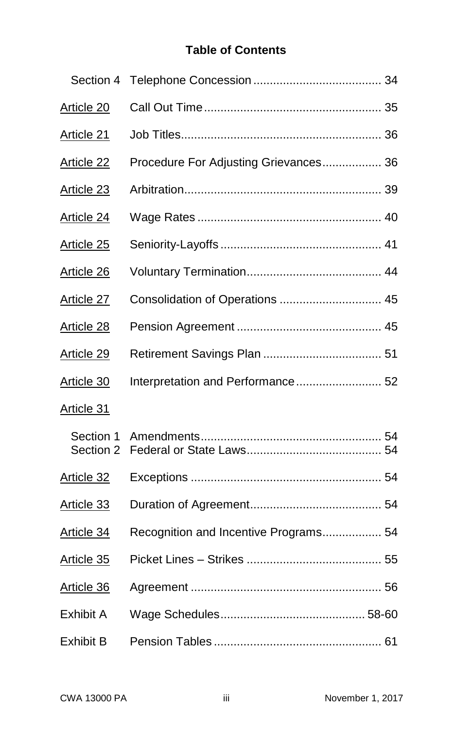## Table of Contents

| | | |
|---|---|---|
| Section 4 | Telephone Concession | 34 |
| Article 20 | Call Out Time | 35 |
| Article 21 | Job Titles | 36 |
| Article 22 | Procedure For Adjusting Grievances | 36 |
| Article 23 | Arbitration | 39 |
| Article 24 | Wage Rates | 40 |
| Article 25 | Seniority-Layoffs | 41 |
| Article 26 | Voluntary Termination | 44 |
| Article 27 | Consolidation of Operations | 45 |
| Article 28 | Pension Agreement | 45 |
| Article 29 | Retirement Savings Plan | 51 |
| Article 30 | Interpretation and Performance | 52 |
| Article 31 | | |
| Section 1 | Amendments | 54 |
| Section 2 | Federal or State Laws | 54 |
| Article 32 | Exceptions | 54 |
| Article 33 | Duration of Agreement | 54 |
| Article 34 | Recognition and Incentive Programs | 54 |
| Article 35 | Picket Lines – Strikes | 55 |
| Article 36 | Agreement | 56 |
| Exhibit A | Wage Schedules | 58-60 |
| Exhibit B | Pension Tables | 61 |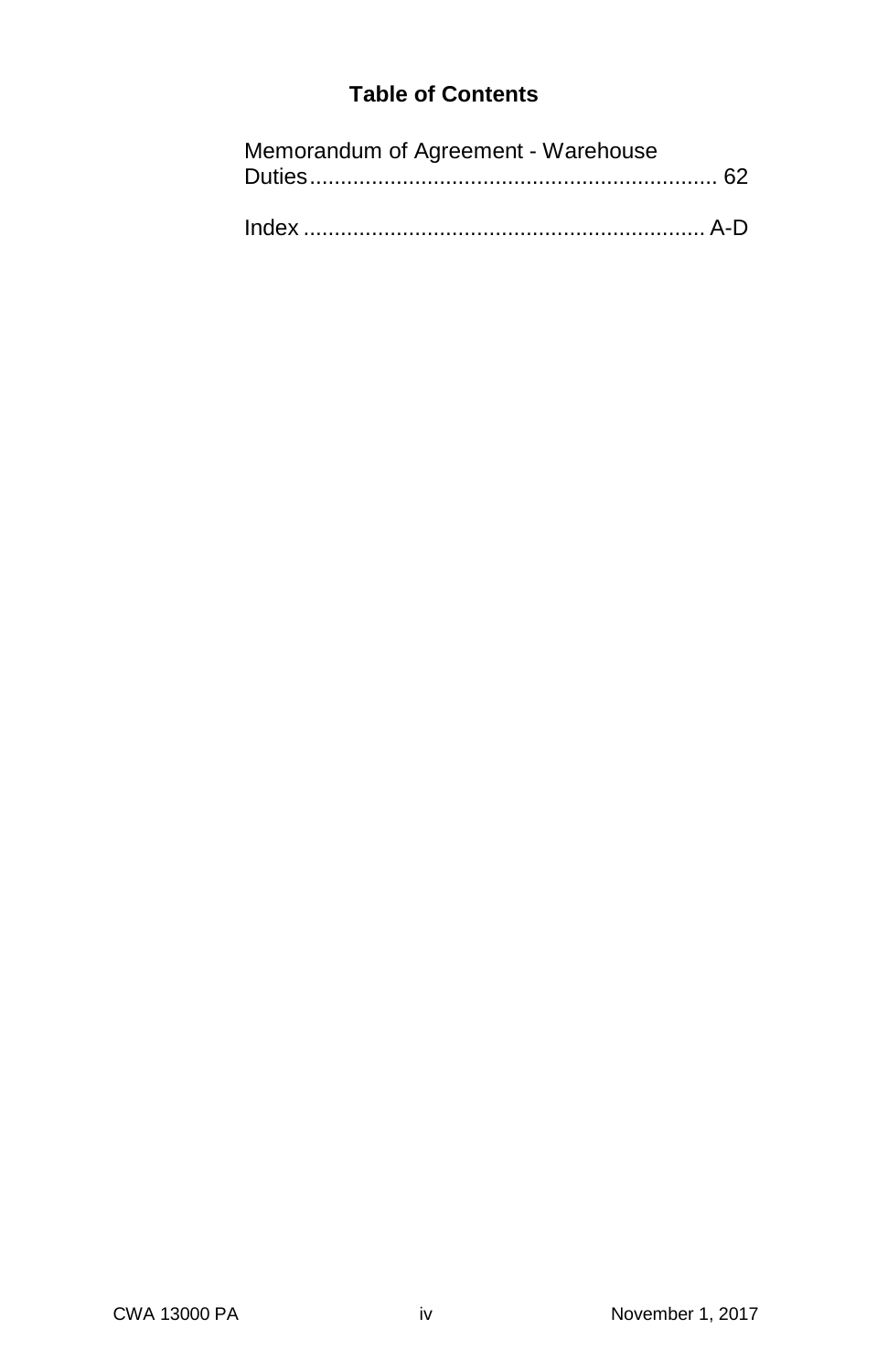## Table of Contents

Memorandum of Agreement - Warehouse Duties .................................................................. 62

Index ................................................................. A-D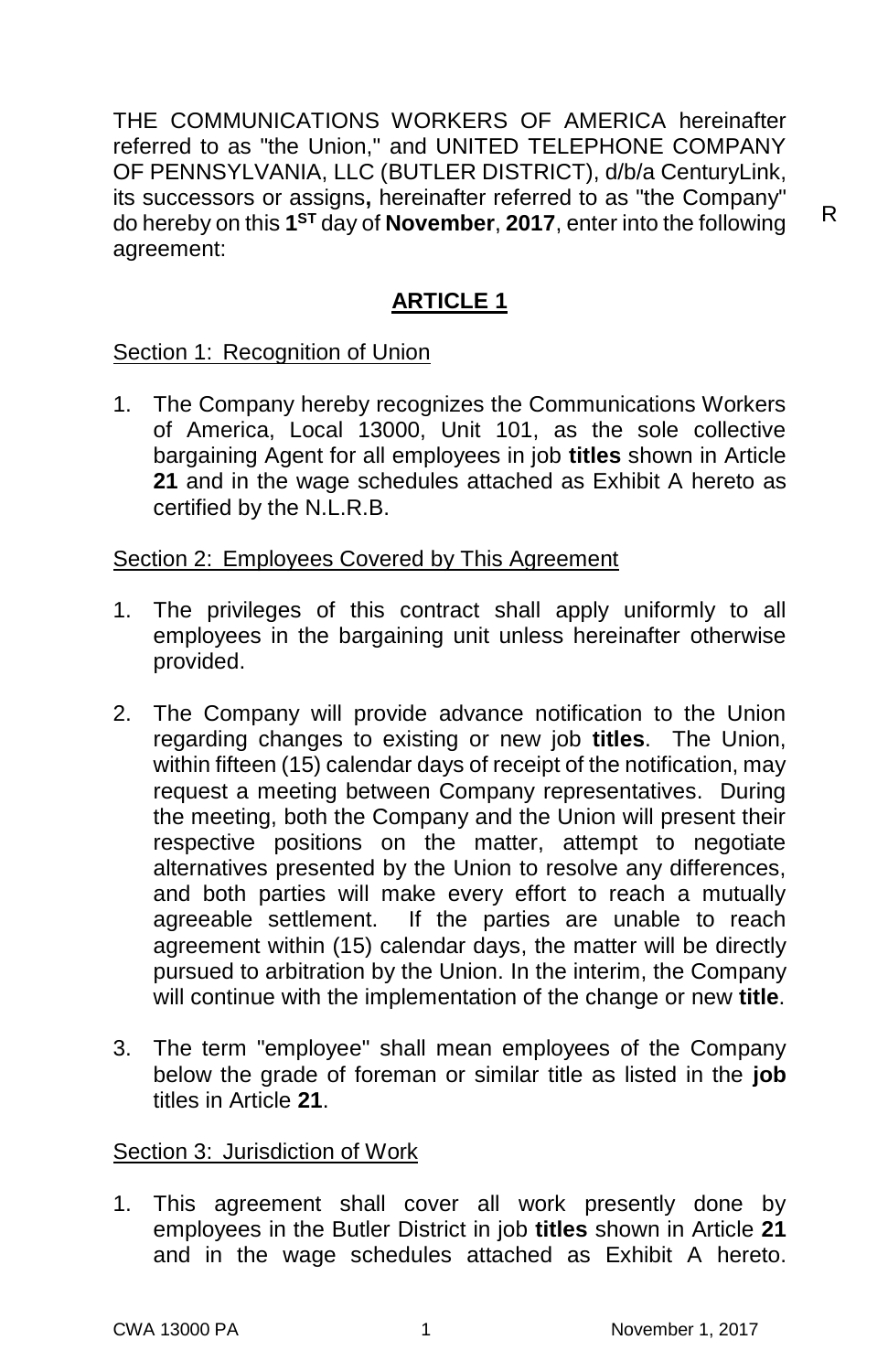THE COMMUNICATIONS WORKERS OF AMERICA hereinafter referred to as "the Union," and UNITED TELEPHONE COMPANY OF PENNSYLVANIA, LLC (BUTLER DISTRICT), d/b/a CenturyLink, its successors or assigns**,** hereinafter referred to as "the Company" do hereby on this **1ST** day of **November**, **2017**, enter into the following agreement: R

## ARTICLE 1

Section 1: Recognition of Union

1. The Company hereby recognizes the Communications Workers of America, Local 13000, Unit 101, as the sole collective bargaining Agent for all employees in job **titles** shown in Article **21** and in the wage schedules attached as Exhibit A hereto as certified by the N.L.R.B.

Section 2: Employees Covered by This Agreement

1. The privileges of this contract shall apply uniformly to all employees in the bargaining unit unless hereinafter otherwise provided.

2. The Company will provide advance notification to the Union regarding changes to existing or new job **titles**. The Union, within fifteen (15) calendar days of receipt of the notification, may request a meeting between Company representatives. During the meeting, both the Company and the Union will present their respective positions on the matter, attempt to negotiate alternatives presented by the Union to resolve any differences, and both parties will make every effort to reach a mutually agreeable settlement. If the parties are unable to reach agreement within (15) calendar days, the matter will be directly pursued to arbitration by the Union. In the interim, the Company will continue with the implementation of the change or new **title**.

3. The term "employee" shall mean employees of the Company below the grade of foreman or similar title as listed in the **job** titles in Article **21**.

Section 3: Jurisdiction of Work

1. This agreement shall cover all work presently done by employees in the Butler District in job **titles** shown in Article **21** and in the wage schedules attached as Exhibit A hereto.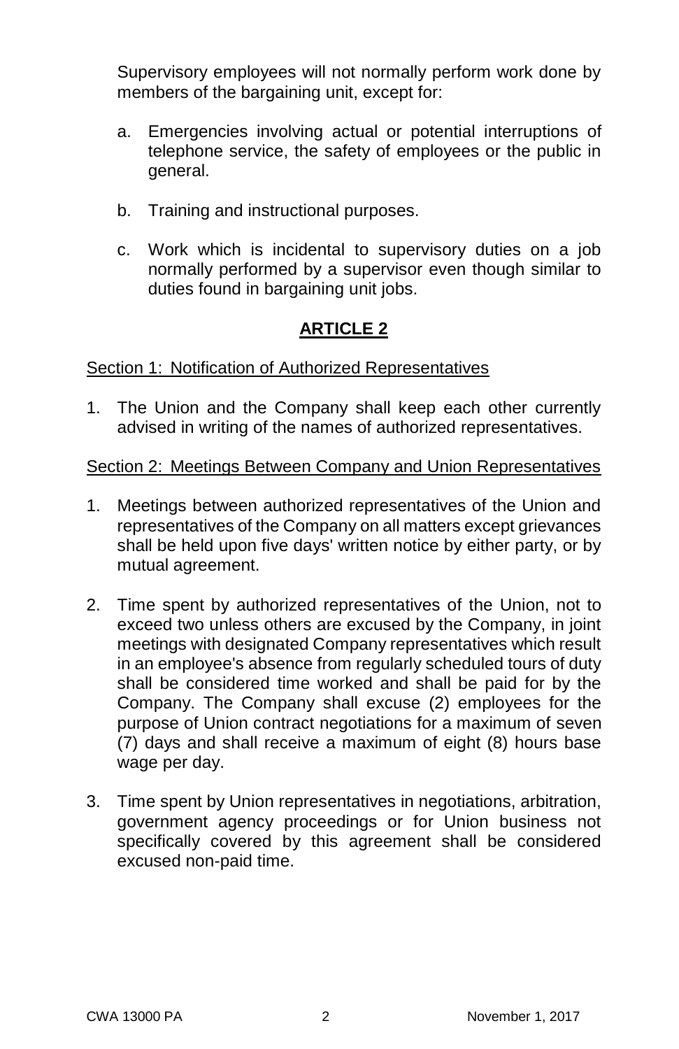Supervisory employees will not normally perform work done by members of the bargaining unit, except for:

a. Emergencies involving actual or potential interruptions of telephone service, the safety of employees or the public in general.

b. Training and instructional purposes.

c. Work which is incidental to supervisory duties on a job normally performed by a supervisor even though similar to duties found in bargaining unit jobs.

## ARTICLE 2

Section 1: Notification of Authorized Representatives

1. The Union and the Company shall keep each other currently advised in writing of the names of authorized representatives.

Section 2: Meetings Between Company and Union Representatives

1. Meetings between authorized representatives of the Union and representatives of the Company on all matters except grievances shall be held upon five days' written notice by either party, or by mutual agreement.

2. Time spent by authorized representatives of the Union, not to exceed two unless others are excused by the Company, in joint meetings with designated Company representatives which result in an employee's absence from regularly scheduled tours of duty shall be considered time worked and shall be paid for by the Company. The Company shall excuse (2) employees for the purpose of Union contract negotiations for a maximum of seven (7) days and shall receive a maximum of eight (8) hours base wage per day.

3. Time spent by Union representatives in negotiations, arbitration, government agency proceedings or for Union business not specifically covered by this agreement shall be considered excused non-paid time.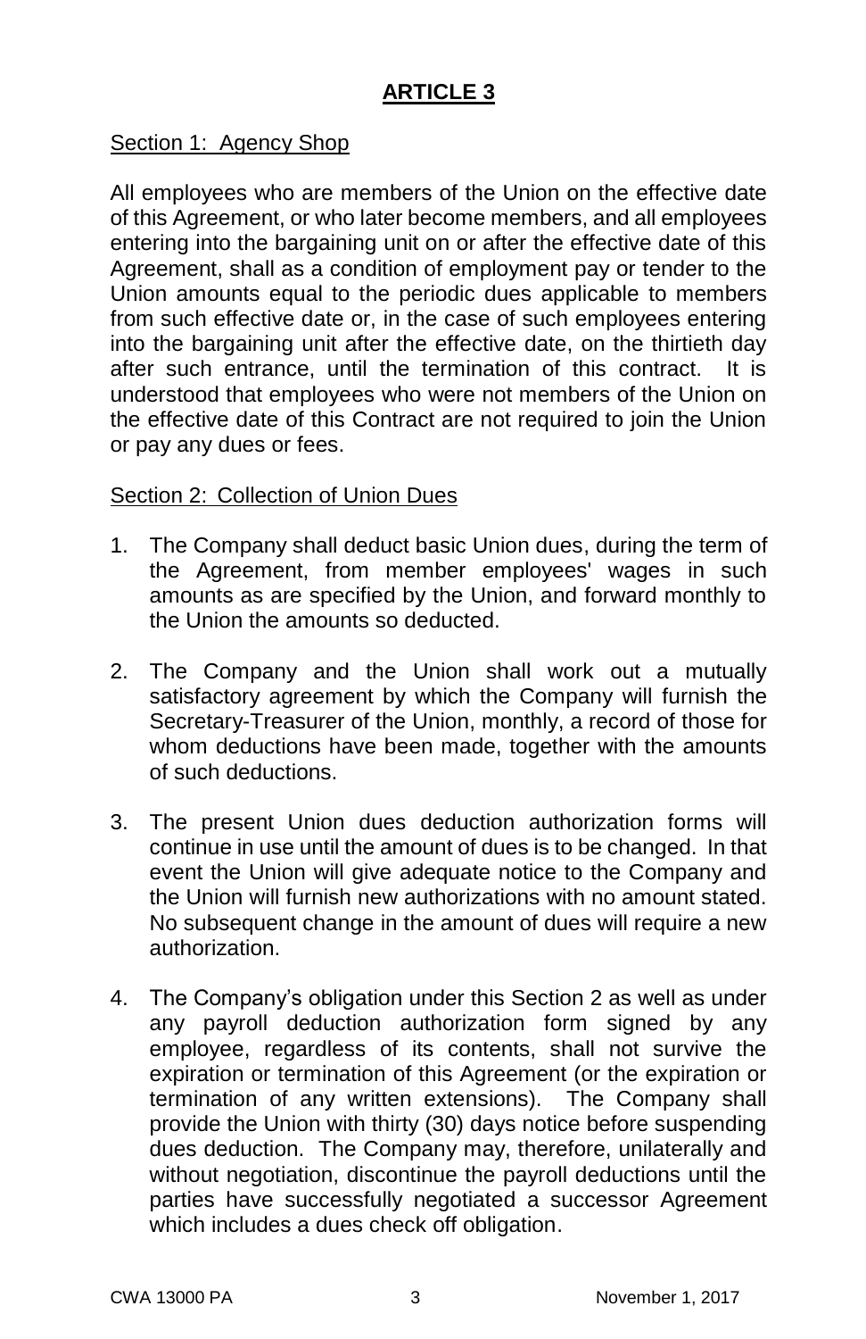# ARTICLE 3

Section 1: Agency Shop

All employees who are members of the Union on the effective date of this Agreement, or who later become members, and all employees entering into the bargaining unit on or after the effective date of this Agreement, shall as a condition of employment pay or tender to the Union amounts equal to the periodic dues applicable to members from such effective date or, in the case of such employees entering into the bargaining unit after the effective date, on the thirtieth day after such entrance, until the termination of this contract. It is understood that employees who were not members of the Union on the effective date of this Contract are not required to join the Union or pay any dues or fees.

Section 2: Collection of Union Dues

1. The Company shall deduct basic Union dues, during the term of the Agreement, from member employees' wages in such amounts as are specified by the Union, and forward monthly to the Union the amounts so deducted.

2. The Company and the Union shall work out a mutually satisfactory agreement by which the Company will furnish the Secretary-Treasurer of the Union, monthly, a record of those for whom deductions have been made, together with the amounts of such deductions.

3. The present Union dues deduction authorization forms will continue in use until the amount of dues is to be changed. In that event the Union will give adequate notice to the Company and the Union will furnish new authorizations with no amount stated. No subsequent change in the amount of dues will require a new authorization.

4. The Company's obligation under this Section 2 as well as under any payroll deduction authorization form signed by any employee, regardless of its contents, shall not survive the expiration or termination of this Agreement (or the expiration or termination of any written extensions). The Company shall provide the Union with thirty (30) days notice before suspending dues deduction. The Company may, therefore, unilaterally and without negotiation, discontinue the payroll deductions until the parties have successfully negotiated a successor Agreement which includes a dues check off obligation.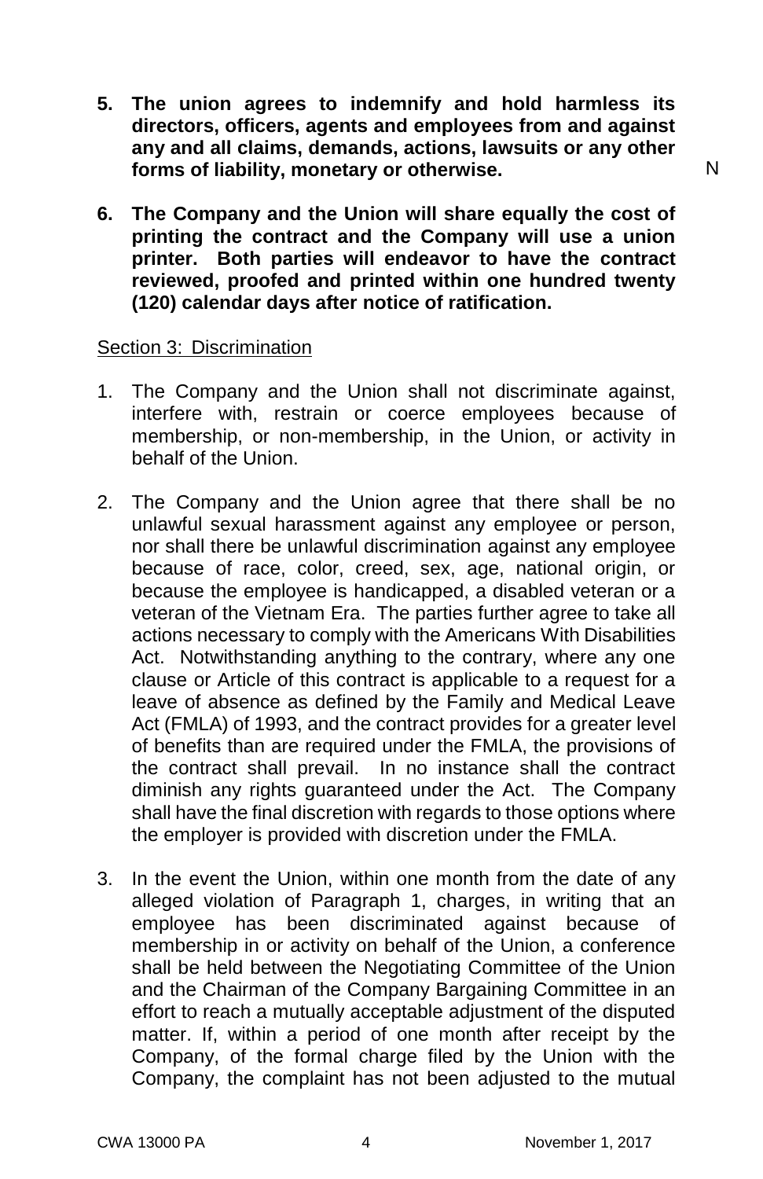**5. The union agrees to indemnify and hold harmless its directors, officers, agents and employees from and against any and all claims, demands, actions, lawsuits or any other forms of liability, monetary or otherwise.** N

**6. The Company and the Union will share equally the cost of printing the contract and the Company will use a union printer. Both parties will endeavor to have the contract reviewed, proofed and printed within one hundred twenty (120) calendar days after notice of ratification.**

<u>Section 3: Discrimination</u>

1. The Company and the Union shall not discriminate against, interfere with, restrain or coerce employees because of membership, or non-membership, in the Union, or activity in behalf of the Union.

2. The Company and the Union agree that there shall be no unlawful sexual harassment against any employee or person, nor shall there be unlawful discrimination against any employee because of race, color, creed, sex, age, national origin, or because the employee is handicapped, a disabled veteran or a veteran of the Vietnam Era. The parties further agree to take all actions necessary to comply with the Americans With Disabilities Act. Notwithstanding anything to the contrary, where any one clause or Article of this contract is applicable to a request for a leave of absence as defined by the Family and Medical Leave Act (FMLA) of 1993, and the contract provides for a greater level of benefits than are required under the FMLA, the provisions of the contract shall prevail. In no instance shall the contract diminish any rights guaranteed under the Act. The Company shall have the final discretion with regards to those options where the employer is provided with discretion under the FMLA.

3. In the event the Union, within one month from the date of any alleged violation of Paragraph 1, charges, in writing that an employee has been discriminated against because of membership in or activity on behalf of the Union, a conference shall be held between the Negotiating Committee of the Union and the Chairman of the Company Bargaining Committee in an effort to reach a mutually acceptable adjustment of the disputed matter. If, within a period of one month after receipt by the Company, of the formal charge filed by the Union with the Company, the complaint has not been adjusted to the mutual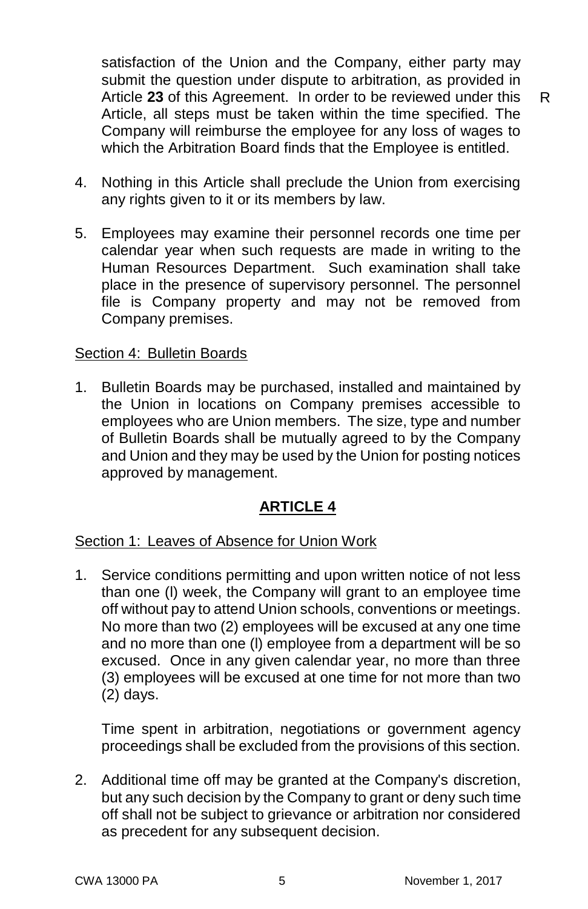satisfaction of the Union and the Company, either party may submit the question under dispute to arbitration, as provided in Article **23** of this Agreement. In order to be reviewed under this Article, all steps must be taken within the time specified. The Company will reimburse the employee for any loss of wages to which the Arbitration Board finds that the Employee is entitled. R

4. Nothing in this Article shall preclude the Union from exercising any rights given to it or its members by law.

5. Employees may examine their personnel records one time per calendar year when such requests are made in writing to the Human Resources Department. Such examination shall take place in the presence of supervisory personnel. The personnel file is Company property and may not be removed from Company premises.

Section 4: Bulletin Boards

1. Bulletin Boards may be purchased, installed and maintained by the Union in locations on Company premises accessible to employees who are Union members. The size, type and number of Bulletin Boards shall be mutually agreed to by the Company and Union and they may be used by the Union for posting notices approved by management.

## ARTICLE 4

Section 1: Leaves of Absence for Union Work

1. Service conditions permitting and upon written notice of not less than one (l) week, the Company will grant to an employee time off without pay to attend Union schools, conventions or meetings. No more than two (2) employees will be excused at any one time and no more than one (l) employee from a department will be so excused. Once in any given calendar year, no more than three (3) employees will be excused at one time for not more than two (2) days.

   Time spent in arbitration, negotiations or government agency proceedings shall be excluded from the provisions of this section.

2. Additional time off may be granted at the Company's discretion, but any such decision by the Company to grant or deny such time off shall not be subject to grievance or arbitration nor considered as precedent for any subsequent decision.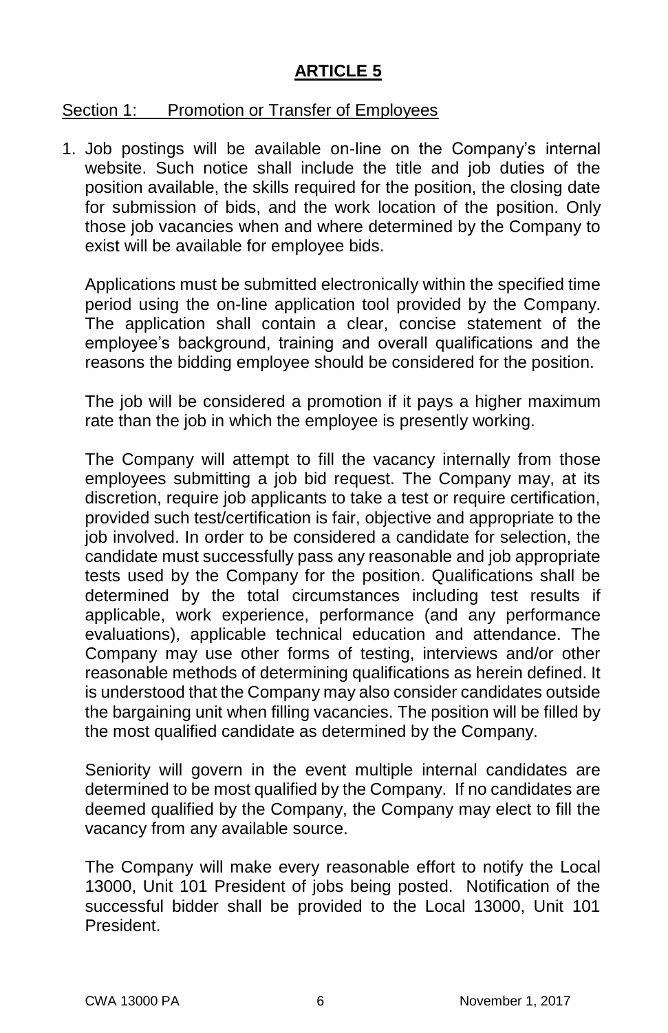## ARTICLE 5

Section 1: Promotion or Transfer of Employees

1. Job postings will be available on-line on the Company's internal website. Such notice shall include the title and job duties of the position available, the skills required for the position, the closing date for submission of bids, and the work location of the position. Only those job vacancies when and where determined by the Company to exist will be available for employee bids.

   Applications must be submitted electronically within the specified time period using the on-line application tool provided by the Company. The application shall contain a clear, concise statement of the employee's background, training and overall qualifications and the reasons the bidding employee should be considered for the position.

   The job will be considered a promotion if it pays a higher maximum rate than the job in which the employee is presently working.

   The Company will attempt to fill the vacancy internally from those employees submitting a job bid request. The Company may, at its discretion, require job applicants to take a test or require certification, provided such test/certification is fair, objective and appropriate to the job involved. In order to be considered a candidate for selection, the candidate must successfully pass any reasonable and job appropriate tests used by the Company for the position. Qualifications shall be determined by the total circumstances including test results if applicable, work experience, performance (and any performance evaluations), applicable technical education and attendance. The Company may use other forms of testing, interviews and/or other reasonable methods of determining qualifications as herein defined. It is understood that the Company may also consider candidates outside the bargaining unit when filling vacancies. The position will be filled by the most qualified candidate as determined by the Company.

   Seniority will govern in the event multiple internal candidates are determined to be most qualified by the Company. If no candidates are deemed qualified by the Company, the Company may elect to fill the vacancy from any available source.

   The Company will make every reasonable effort to notify the Local 13000, Unit 101 President of jobs being posted. Notification of the successful bidder shall be provided to the Local 13000, Unit 101 President.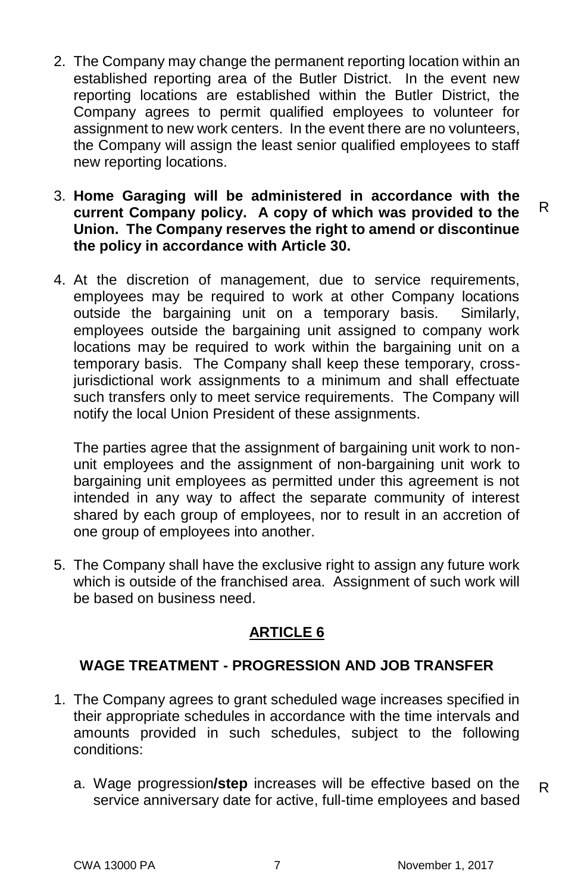2. The Company may change the permanent reporting location within an established reporting area of the Butler District. In the event new reporting locations are established within the Butler District, the Company agrees to permit qualified employees to volunteer for assignment to new work centers. In the event there are no volunteers, the Company will assign the least senior qualified employees to staff new reporting locations.

3. **Home Garaging will be administered in accordance with the current Company policy. A copy of which was provided to the Union. The Company reserves the right to amend or discontinue the policy in accordance with Article 30.** R

4. At the discretion of management, due to service requirements, employees may be required to work at other Company locations outside the bargaining unit on a temporary basis. Similarly, employees outside the bargaining unit assigned to company work locations may be required to work within the bargaining unit on a temporary basis. The Company shall keep these temporary, cross-jurisdictional work assignments to a minimum and shall effectuate such transfers only to meet service requirements. The Company will notify the local Union President of these assignments.

   The parties agree that the assignment of bargaining unit work to non-unit employees and the assignment of non-bargaining unit work to bargaining unit employees as permitted under this agreement is not intended in any way to affect the separate community of interest shared by each group of employees, nor to result in an accretion of one group of employees into another.

5. The Company shall have the exclusive right to assign any future work which is outside of the franchised area. Assignment of such work will be based on business need.

## ARTICLE 6

### WAGE TREATMENT - PROGRESSION AND JOB TRANSFER

1. The Company agrees to grant scheduled wage increases specified in their appropriate schedules in accordance with the time intervals and amounts provided in such schedules, subject to the following conditions:

   a. Wage progression**/step** increases will be effective based on the service anniversary date for active, full-time employees and based R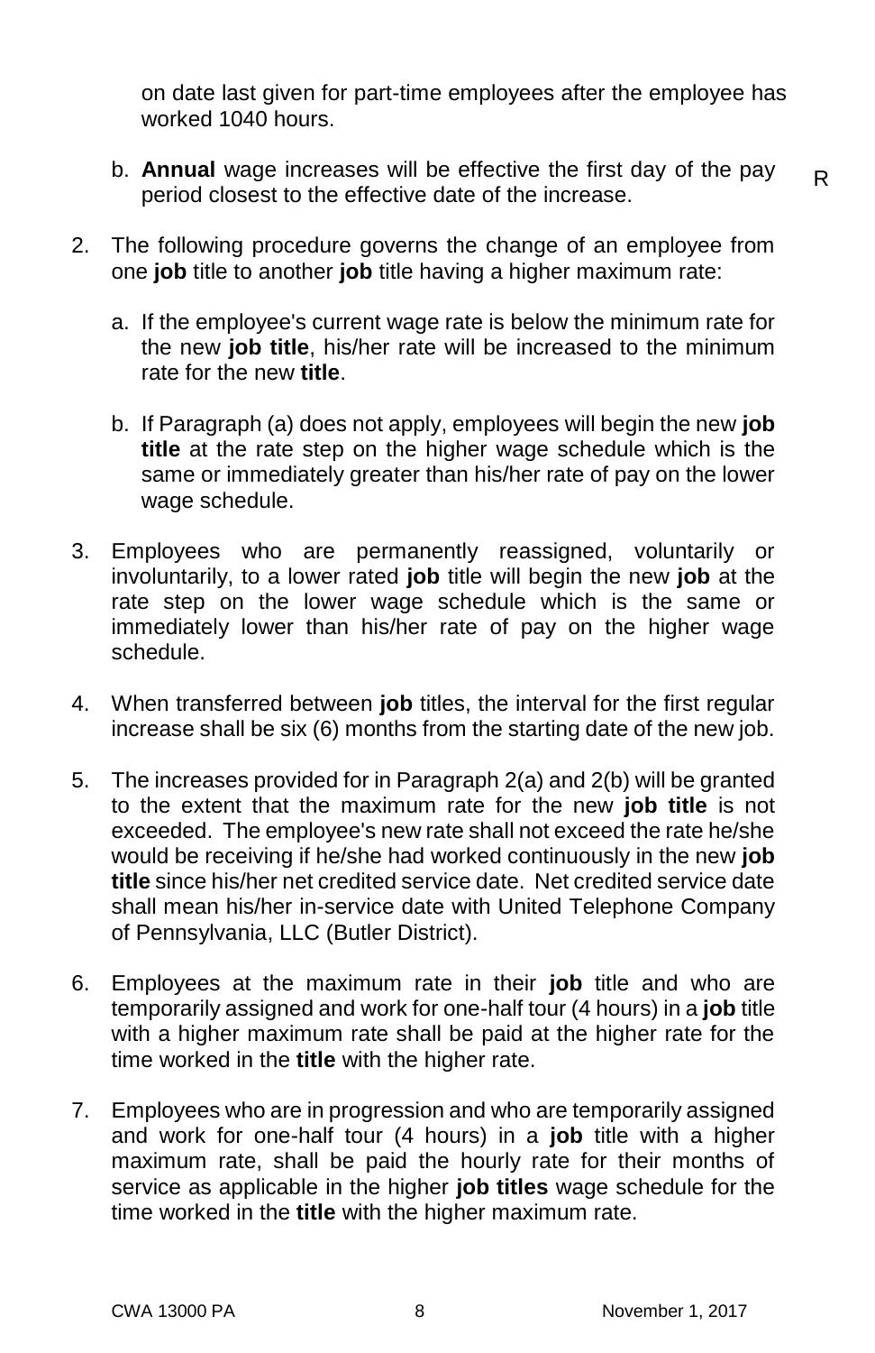on date last given for part-time employees after the employee has worked 1040 hours.

b. **Annual** wage increases will be effective the first day of the pay period closest to the effective date of the increase. R

2. The following procedure governs the change of an employee from one **job** title to another **job** title having a higher maximum rate:

   a. If the employee's current wage rate is below the minimum rate for the new **job title**, his/her rate will be increased to the minimum rate for the new **title**.

   b. If Paragraph (a) does not apply, employees will begin the new **job title** at the rate step on the higher wage schedule which is the same or immediately greater than his/her rate of pay on the lower wage schedule.

3. Employees who are permanently reassigned, voluntarily or involuntarily, to a lower rated **job** title will begin the new **job** at the rate step on the lower wage schedule which is the same or immediately lower than his/her rate of pay on the higher wage schedule.

4. When transferred between **job** titles, the interval for the first regular increase shall be six (6) months from the starting date of the new job.

5. The increases provided for in Paragraph 2(a) and 2(b) will be granted to the extent that the maximum rate for the new **job title** is not exceeded. The employee's new rate shall not exceed the rate he/she would be receiving if he/she had worked continuously in the new **job title** since his/her net credited service date. Net credited service date shall mean his/her in-service date with United Telephone Company of Pennsylvania, LLC (Butler District).

6. Employees at the maximum rate in their **job** title and who are temporarily assigned and work for one-half tour (4 hours) in a **job** title with a higher maximum rate shall be paid at the higher rate for the time worked in the **title** with the higher rate.

7. Employees who are in progression and who are temporarily assigned and work for one-half tour (4 hours) in a **job** title with a higher maximum rate, shall be paid the hourly rate for their months of service as applicable in the higher **job titles** wage schedule for the time worked in the **title** with the higher maximum rate.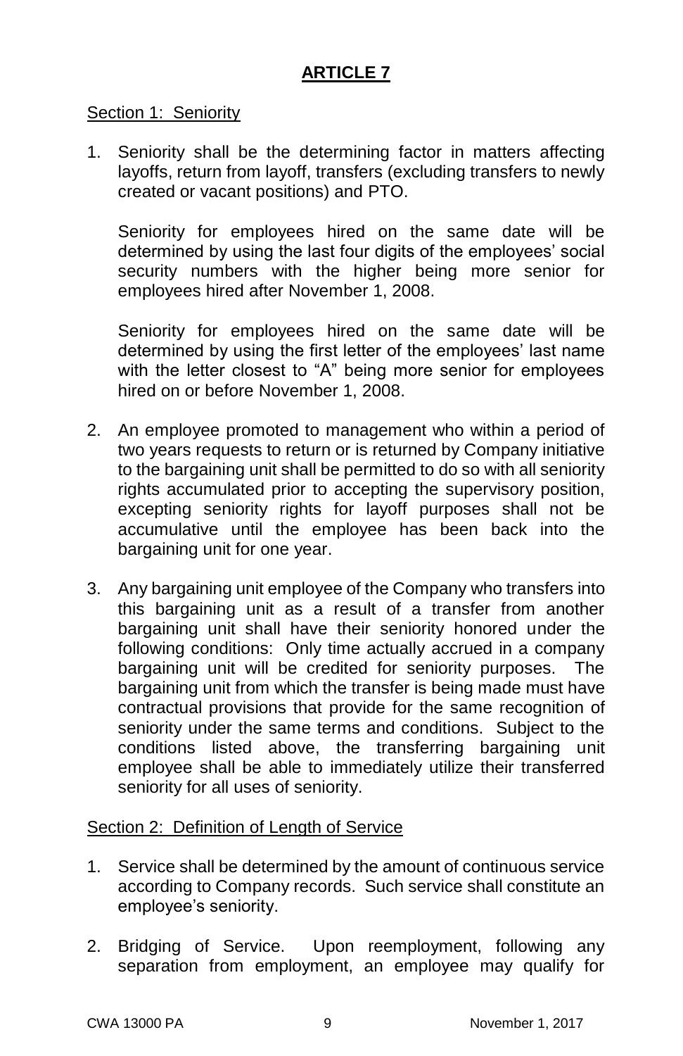# ARTICLE 7

Section 1: Seniority

1. Seniority shall be the determining factor in matters affecting layoffs, return from layoff, transfers (excluding transfers to newly created or vacant positions) and PTO.

   Seniority for employees hired on the same date will be determined by using the last four digits of the employees' social security numbers with the higher being more senior for employees hired after November 1, 2008.

   Seniority for employees hired on the same date will be determined by using the first letter of the employees' last name with the letter closest to "A" being more senior for employees hired on or before November 1, 2008.

2. An employee promoted to management who within a period of two years requests to return or is returned by Company initiative to the bargaining unit shall be permitted to do so with all seniority rights accumulated prior to accepting the supervisory position, excepting seniority rights for layoff purposes shall not be accumulative until the employee has been back into the bargaining unit for one year.

3. Any bargaining unit employee of the Company who transfers into this bargaining unit as a result of a transfer from another bargaining unit shall have their seniority honored under the following conditions: Only time actually accrued in a company bargaining unit will be credited for seniority purposes. The bargaining unit from which the transfer is being made must have contractual provisions that provide for the same recognition of seniority under the same terms and conditions. Subject to the conditions listed above, the transferring bargaining unit employee shall be able to immediately utilize their transferred seniority for all uses of seniority.

Section 2: Definition of Length of Service

1. Service shall be determined by the amount of continuous service according to Company records. Such service shall constitute an employee's seniority.

2. Bridging of Service. Upon reemployment, following any separation from employment, an employee may qualify for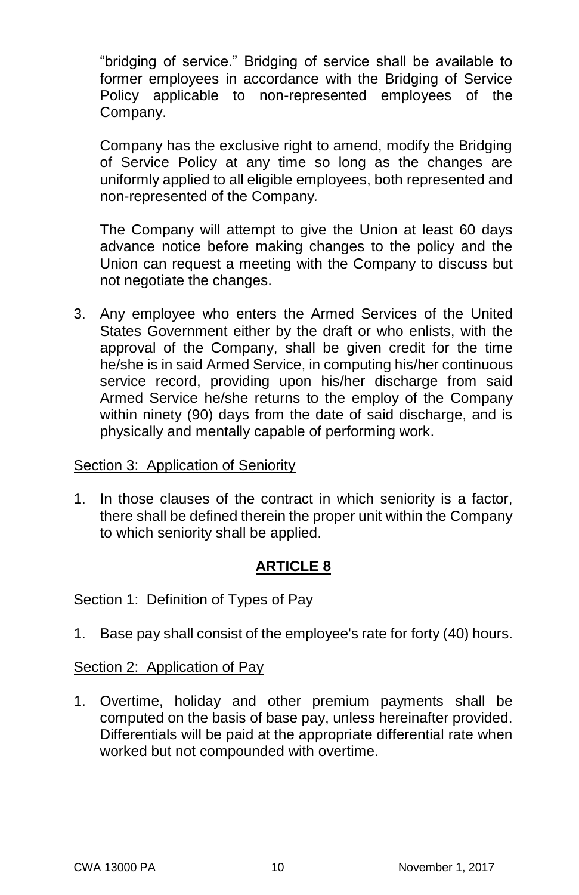"bridging of service." Bridging of service shall be available to former employees in accordance with the Bridging of Service Policy applicable to non-represented employees of the Company.

Company has the exclusive right to amend, modify the Bridging of Service Policy at any time so long as the changes are uniformly applied to all eligible employees, both represented and non-represented of the Company.

The Company will attempt to give the Union at least 60 days advance notice before making changes to the policy and the Union can request a meeting with the Company to discuss but not negotiate the changes.

3. Any employee who enters the Armed Services of the United States Government either by the draft or who enlists, with the approval of the Company, shall be given credit for the time he/she is in said Armed Service, in computing his/her continuous service record, providing upon his/her discharge from said Armed Service he/she returns to the employ of the Company within ninety (90) days from the date of said discharge, and is physically and mentally capable of performing work.

Section 3: Application of Seniority

1. In those clauses of the contract in which seniority is a factor, there shall be defined therein the proper unit within the Company to which seniority shall be applied.

## ARTICLE 8

Section 1: Definition of Types of Pay

1. Base pay shall consist of the employee's rate for forty (40) hours.

Section 2: Application of Pay

1. Overtime, holiday and other premium payments shall be computed on the basis of base pay, unless hereinafter provided. Differentials will be paid at the appropriate differential rate when worked but not compounded with overtime.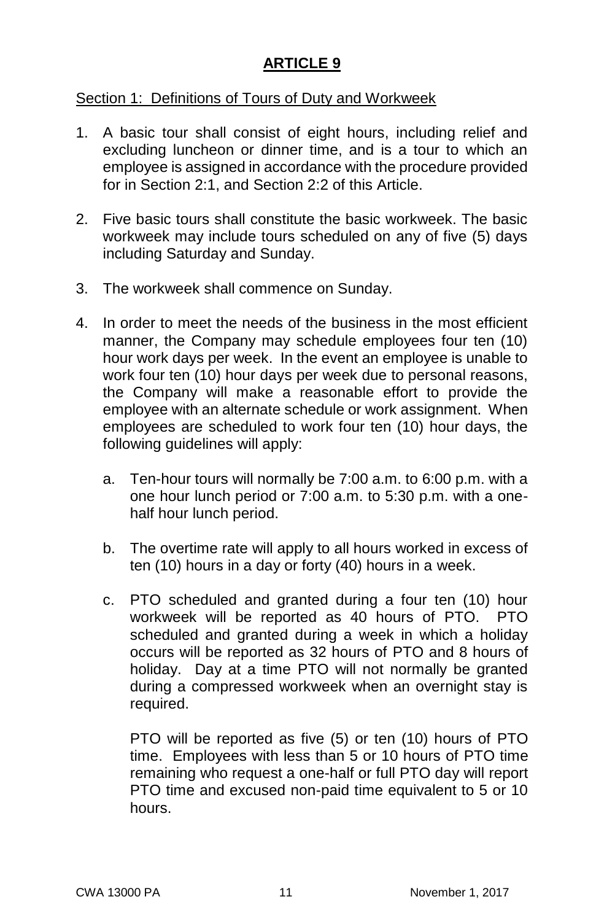## ARTICLE 9

Section 1: Definitions of Tours of Duty and Workweek

1. A basic tour shall consist of eight hours, including relief and excluding luncheon or dinner time, and is a tour to which an employee is assigned in accordance with the procedure provided for in Section 2:1, and Section 2:2 of this Article.

2. Five basic tours shall constitute the basic workweek. The basic workweek may include tours scheduled on any of five (5) days including Saturday and Sunday.

3. The workweek shall commence on Sunday.

4. In order to meet the needs of the business in the most efficient manner, the Company may schedule employees four ten (10) hour work days per week. In the event an employee is unable to work four ten (10) hour days per week due to personal reasons, the Company will make a reasonable effort to provide the employee with an alternate schedule or work assignment. When employees are scheduled to work four ten (10) hour days, the following guidelines will apply:

   a. Ten-hour tours will normally be 7:00 a.m. to 6:00 p.m. with a one hour lunch period or 7:00 a.m. to 5:30 p.m. with a one-half hour lunch period.

   b. The overtime rate will apply to all hours worked in excess of ten (10) hours in a day or forty (40) hours in a week.

   c. PTO scheduled and granted during a four ten (10) hour workweek will be reported as 40 hours of PTO. PTO scheduled and granted during a week in which a holiday occurs will be reported as 32 hours of PTO and 8 hours of holiday. Day at a time PTO will not normally be granted during a compressed workweek when an overnight stay is required.

      PTO will be reported as five (5) or ten (10) hours of PTO time. Employees with less than 5 or 10 hours of PTO time remaining who request a one-half or full PTO day will report PTO time and excused non-paid time equivalent to 5 or 10 hours.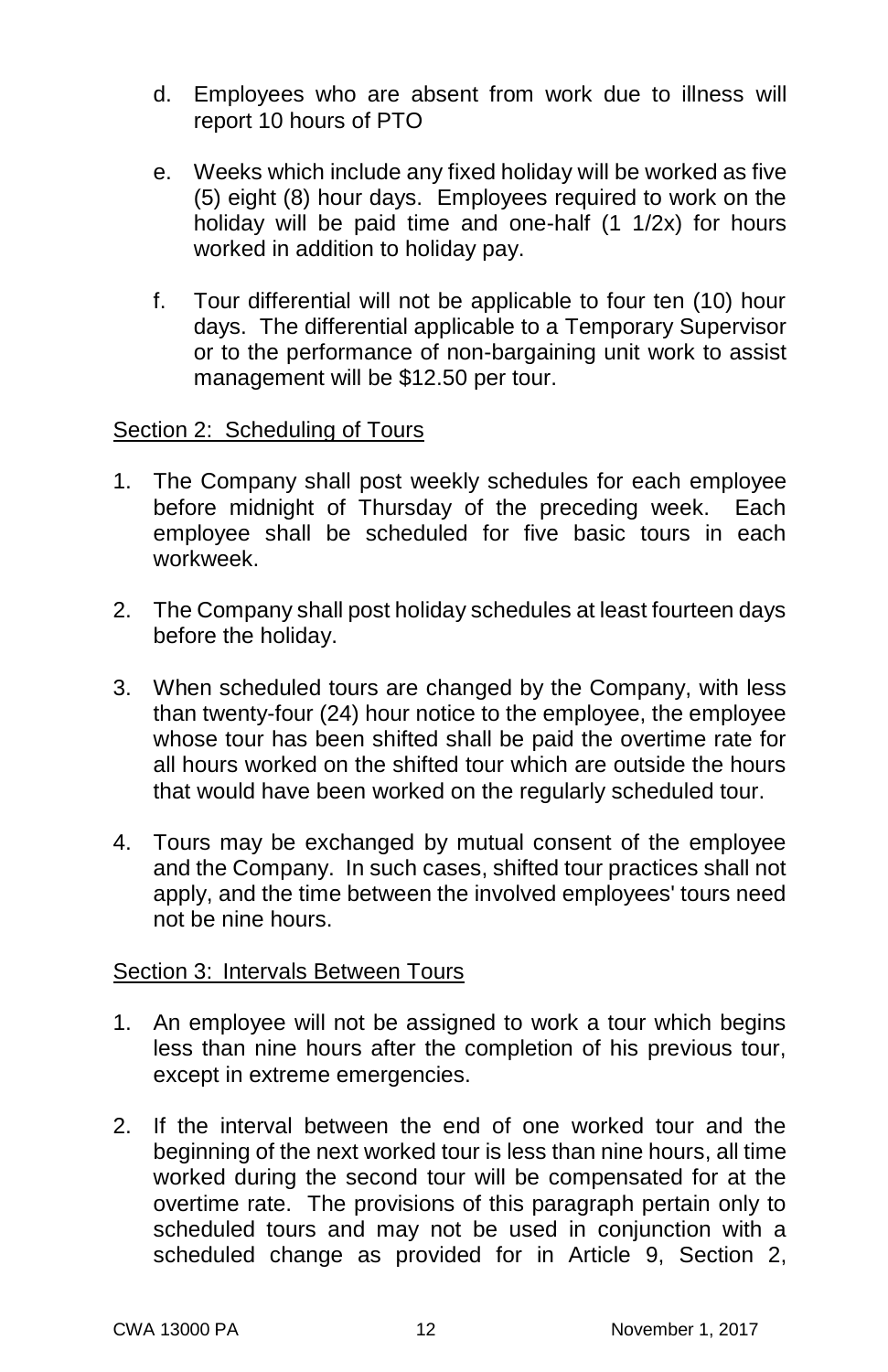d. Employees who are absent from work due to illness will report 10 hours of PTO

e. Weeks which include any fixed holiday will be worked as five (5) eight (8) hour days. Employees required to work on the holiday will be paid time and one-half (1 1/2x) for hours worked in addition to holiday pay.

f. Tour differential will not be applicable to four ten (10) hour days. The differential applicable to a Temporary Supervisor or to the performance of non-bargaining unit work to assist management will be $12.50 per tour.

## Section 2: Scheduling of Tours

1. The Company shall post weekly schedules for each employee before midnight of Thursday of the preceding week. Each employee shall be scheduled for five basic tours in each workweek.

2. The Company shall post holiday schedules at least fourteen days before the holiday.

3. When scheduled tours are changed by the Company, with less than twenty-four (24) hour notice to the employee, the employee whose tour has been shifted shall be paid the overtime rate for all hours worked on the shifted tour which are outside the hours that would have been worked on the regularly scheduled tour.

4. Tours may be exchanged by mutual consent of the employee and the Company. In such cases, shifted tour practices shall not apply, and the time between the involved employees' tours need not be nine hours.

## Section 3: Intervals Between Tours

1. An employee will not be assigned to work a tour which begins less than nine hours after the completion of his previous tour, except in extreme emergencies.

2. If the interval between the end of one worked tour and the beginning of the next worked tour is less than nine hours, all time worked during the second tour will be compensated for at the overtime rate. The provisions of this paragraph pertain only to scheduled tours and may not be used in conjunction with a scheduled change as provided for in Article 9, Section 2,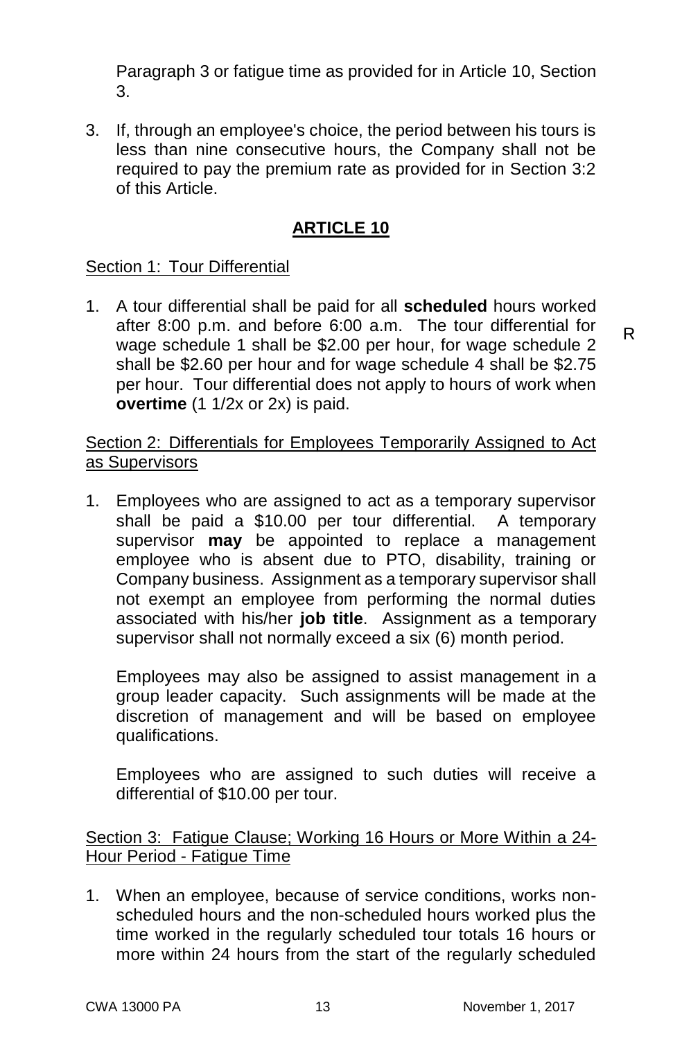Paragraph 3 or fatigue time as provided for in Article 10, Section 3.

3. If, through an employee's choice, the period between his tours is less than nine consecutive hours, the Company shall not be required to pay the premium rate as provided for in Section 3:2 of this Article.

## ARTICLE 10

Section 1: Tour Differential

1. A tour differential shall be paid for all **scheduled** hours worked after 8:00 p.m. and before 6:00 a.m. The tour differential for wage schedule 1 shall be $2.00 per hour, for wage schedule 2 shall be $2.60 per hour and for wage schedule 4 shall be $2.75 per hour. Tour differential does not apply to hours of work when **overtime** (1 1/2x or 2x) is paid. R

Section 2: Differentials for Employees Temporarily Assigned to Act as Supervisors

1. Employees who are assigned to act as a temporary supervisor shall be paid a $10.00 per tour differential. A temporary supervisor **may** be appointed to replace a management employee who is absent due to PTO, disability, training or Company business. Assignment as a temporary supervisor shall not exempt an employee from performing the normal duties associated with his/her **job title**. Assignment as a temporary supervisor shall not normally exceed a six (6) month period.

   Employees may also be assigned to assist management in a group leader capacity. Such assignments will be made at the discretion of management and will be based on employee qualifications.

   Employees who are assigned to such duties will receive a differential of $10.00 per tour.

Section 3: Fatigue Clause; Working 16 Hours or More Within a 24-Hour Period - Fatigue Time

1. When an employee, because of service conditions, works non-scheduled hours and the non-scheduled hours worked plus the time worked in the regularly scheduled tour totals 16 hours or more within 24 hours from the start of the regularly scheduled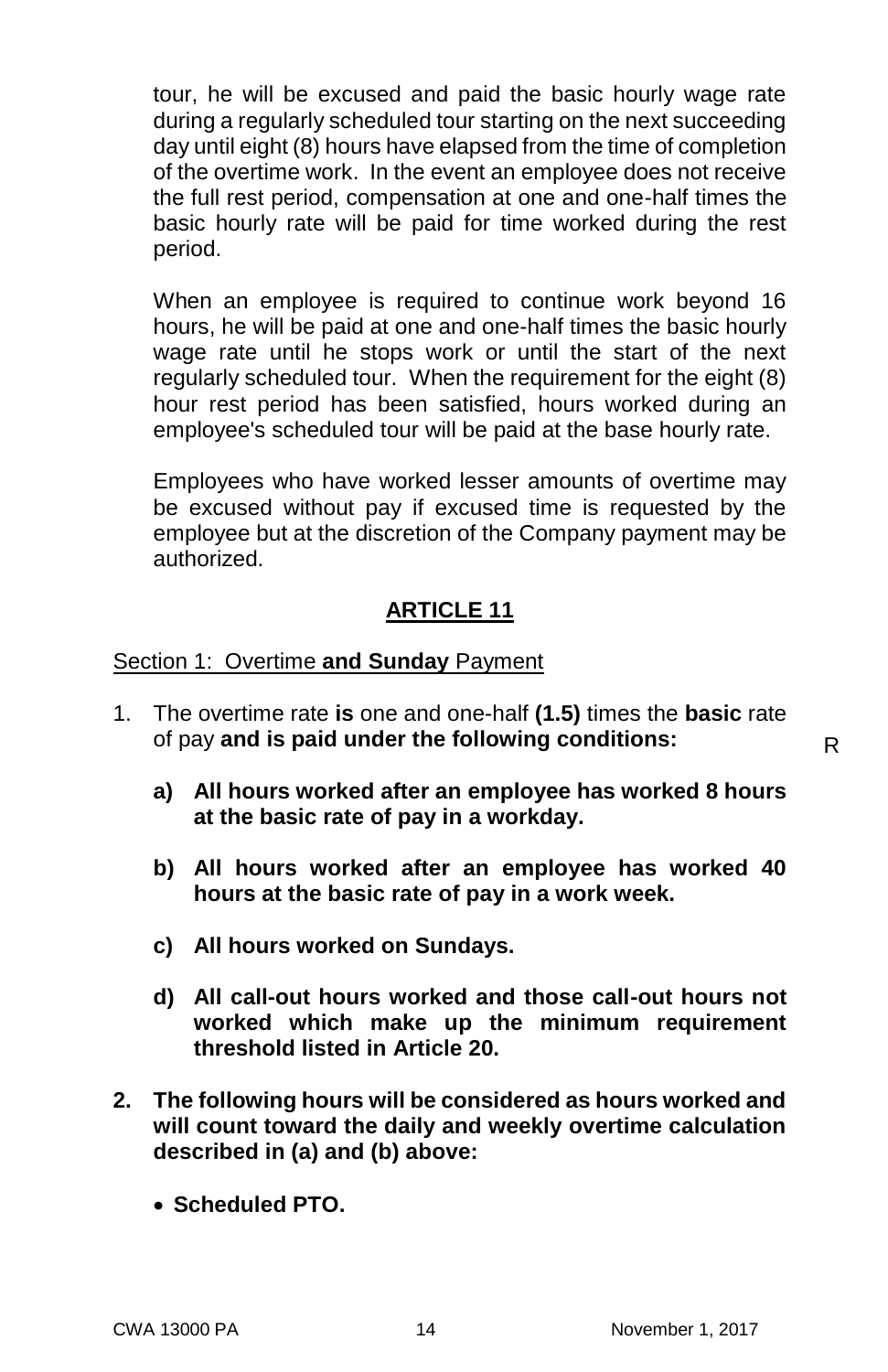tour, he will be excused and paid the basic hourly wage rate during a regularly scheduled tour starting on the next succeeding day until eight (8) hours have elapsed from the time of completion of the overtime work. In the event an employee does not receive the full rest period, compensation at one and one-half times the basic hourly rate will be paid for time worked during the rest period.

When an employee is required to continue work beyond 16 hours, he will be paid at one and one-half times the basic hourly wage rate until he stops work or until the start of the next regularly scheduled tour. When the requirement for the eight (8) hour rest period has been satisfied, hours worked during an employee's scheduled tour will be paid at the base hourly rate.

Employees who have worked lesser amounts of overtime may be excused without pay if excused time is requested by the employee but at the discretion of the Company payment may be authorized.

## ARTICLE 11

### Section 1: Overtime **and Sunday** Payment

1. The overtime rate **is** one and one-half **(1.5)** times the **basic** rate of pay **and is paid under the following conditions:** R

   **a) All hours worked after an employee has worked 8 hours at the basic rate of pay in a workday.**

   **b) All hours worked after an employee has worked 40 hours at the basic rate of pay in a work week.**

   **c) All hours worked on Sundays.**

   **d) All call-out hours worked and those call-out hours not worked which make up the minimum requirement threshold listed in Article 20.**

**2. The following hours will be considered as hours worked and will count toward the daily and weekly overtime calculation described in (a) and (b) above:**

- **Scheduled PTO.**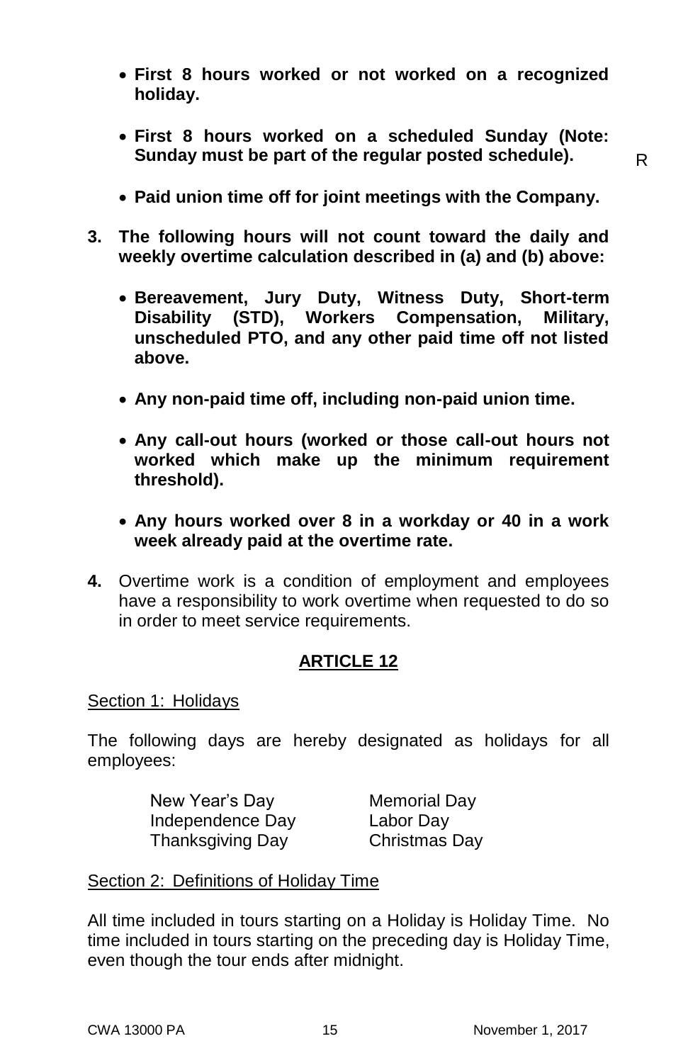- **First 8 hours worked or not worked on a recognized holiday.**

- **First 8 hours worked on a scheduled Sunday (Note: Sunday must be part of the regular posted schedule).** R

- **Paid union time off for joint meetings with the Company.**

**3. The following hours will not count toward the daily and weekly overtime calculation described in (a) and (b) above:**

- **Bereavement, Jury Duty, Witness Duty, Short-term Disability (STD), Workers Compensation, Military, unscheduled PTO, and any other paid time off not listed above.**

- **Any non-paid time off, including non-paid union time.**

- **Any call-out hours (worked or those call-out hours not worked which make up the minimum requirement threshold).**

- **Any hours worked over 8 in a workday or 40 in a work week already paid at the overtime rate.**

**4.** Overtime work is a condition of employment and employees have a responsibility to work overtime when requested to do so in order to meet service requirements.

## ARTICLE 12

Section 1: Holidays

The following days are hereby designated as holidays for all employees:

| | |
|---|---|
| New Year's Day | Memorial Day |
| Independence Day | Labor Day |
| Thanksgiving Day | Christmas Day |

Section 2: Definitions of Holiday Time

All time included in tours starting on a Holiday is Holiday Time. No time included in tours starting on the preceding day is Holiday Time, even though the tour ends after midnight.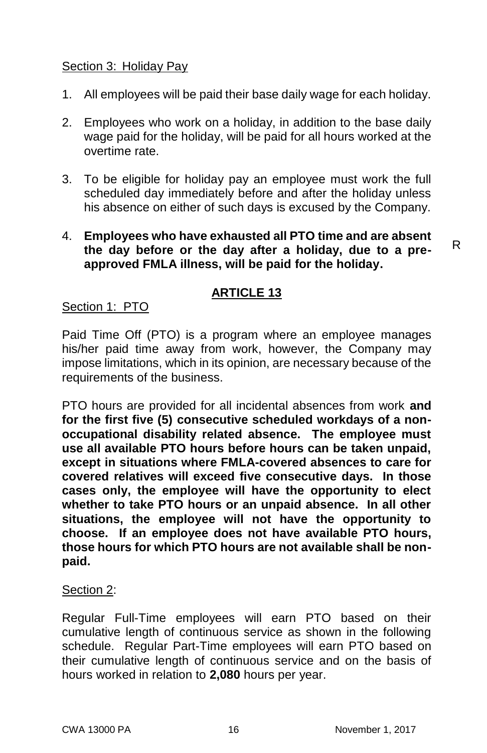Section 3: Holiday Pay

1. All employees will be paid their base daily wage for each holiday.

2. Employees who work on a holiday, in addition to the base daily wage paid for the holiday, will be paid for all hours worked at the overtime rate.

3. To be eligible for holiday pay an employee must work the full scheduled day immediately before and after the holiday unless his absence on either of such days is excused by the Company.

4. **Employees who have exhausted all PTO time and are absent the day before or the day after a holiday, due to a pre-approved FMLA illness, will be paid for the holiday.** R

## ARTICLE 13

Section 1: PTO

Paid Time Off (PTO) is a program where an employee manages his/her paid time away from work, however, the Company may impose limitations, which in its opinion, are necessary because of the requirements of the business.

PTO hours are provided for all incidental absences from work **and for the first five (5) consecutive scheduled workdays of a non-occupational disability related absence. The employee must use all available PTO hours before hours can be taken unpaid, except in situations where FMLA-covered absences to care for covered relatives will exceed five consecutive days. In those cases only, the employee will have the opportunity to elect whether to take PTO hours or an unpaid absence. In all other situations, the employee will not have the opportunity to choose. If an employee does not have available PTO hours, those hours for which PTO hours are not available shall be non-paid.**

Section 2:

Regular Full-Time employees will earn PTO based on their cumulative length of continuous service as shown in the following schedule. Regular Part-Time employees will earn PTO based on their cumulative length of continuous service and on the basis of hours worked in relation to **2,080** hours per year.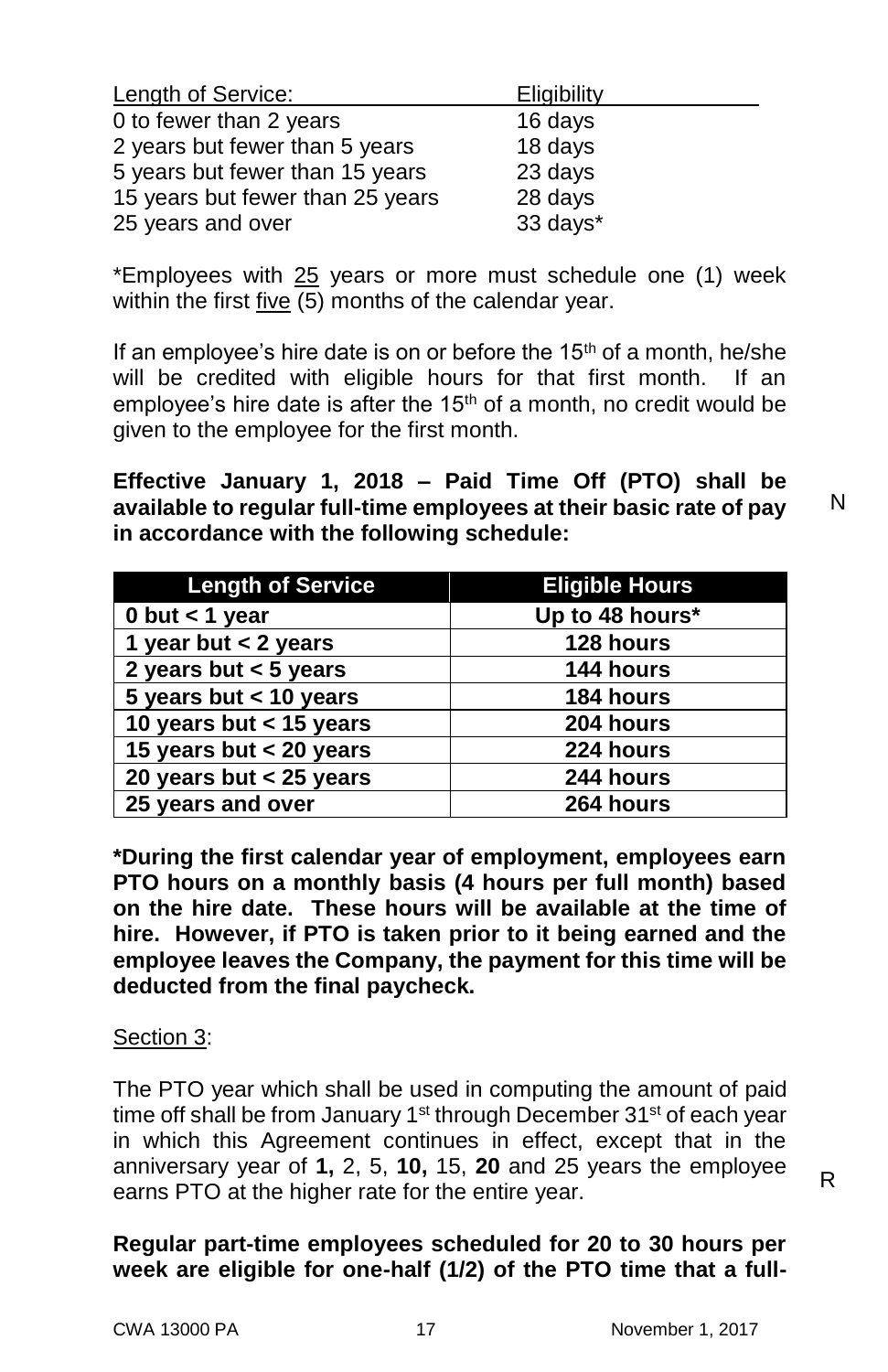| Length of Service: | Eligibility |
|---|---|
| 0 to fewer than 2 years | 16 days |
| 2 years but fewer than 5 years | 18 days |
| 5 years but fewer than 15 years | 23 days |
| 15 years but fewer than 25 years | 28 days |
| 25 years and over | 33 days* |

*Employees with 25 years or more must schedule one (1) week within the first five (5) months of the calendar year.

If an employee's hire date is on or before the 15th of a month, he/she will be credited with eligible hours for that first month. If an employee's hire date is after the 15th of a month, no credit would be given to the employee for the first month.

**Effective January 1, 2018 – Paid Time Off (PTO) shall be available to regular full-time employees at their basic rate of pay in accordance with the following schedule:** N

| Length of Service | Eligible Hours |
|---|---|
| 0 but < 1 year | Up to 48 hours* |
| 1 year but < 2 years | 128 hours |
| 2 years but < 5 years | 144 hours |
| 5 years but < 10 years | 184 hours |
| 10 years but < 15 years | 204 hours |
| 15 years but < 20 years | 224 hours |
| 20 years but < 25 years | 244 hours |
| 25 years and over | 264 hours |

**\*During the first calendar year of employment, employees earn PTO hours on a monthly basis (4 hours per full month) based on the hire date. These hours will be available at the time of hire. However, if PTO is taken prior to it being earned and the employee leaves the Company, the payment for this time will be deducted from the final paycheck.**

Section 3:

The PTO year which shall be used in computing the amount of paid time off shall be from January 1st through December 31st of each year in which this Agreement continues in effect, except that in the anniversary year of **1,** 2, 5, **10,** 15, **20** and 25 years the employee earns PTO at the higher rate for the entire year. R

**Regular part-time employees scheduled for 20 to 30 hours per week are eligible for one-half (1/2) of the PTO time that a full-**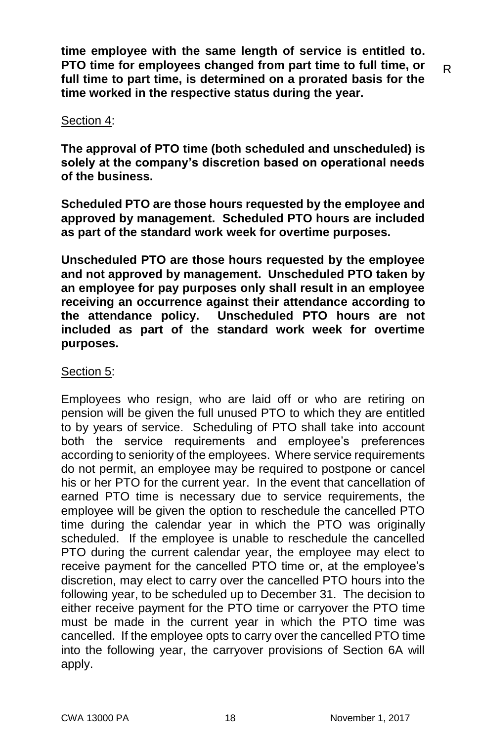**time employee with the same length of service is entitled to. PTO time for employees changed from part time to full time, or full time to part time, is determined on a prorated basis for the time worked in the respective status during the year.**

R

Section 4:

**The approval of PTO time (both scheduled and unscheduled) is solely at the company's discretion based on operational needs of the business.**

**Scheduled PTO are those hours requested by the employee and approved by management. Scheduled PTO hours are included as part of the standard work week for overtime purposes.**

**Unscheduled PTO are those hours requested by the employee and not approved by management. Unscheduled PTO taken by an employee for pay purposes only shall result in an employee receiving an occurrence against their attendance according to the attendance policy. Unscheduled PTO hours are not included as part of the standard work week for overtime purposes.**

Section 5:

Employees who resign, who are laid off or who are retiring on pension will be given the full unused PTO to which they are entitled to by years of service. Scheduling of PTO shall take into account both the service requirements and employee's preferences according to seniority of the employees. Where service requirements do not permit, an employee may be required to postpone or cancel his or her PTO for the current year. In the event that cancellation of earned PTO time is necessary due to service requirements, the employee will be given the option to reschedule the cancelled PTO time during the calendar year in which the PTO was originally scheduled. If the employee is unable to reschedule the cancelled PTO during the current calendar year, the employee may elect to receive payment for the cancelled PTO time or, at the employee's discretion, may elect to carry over the cancelled PTO hours into the following year, to be scheduled up to December 31. The decision to either receive payment for the PTO time or carryover the PTO time must be made in the current year in which the PTO time was cancelled. If the employee opts to carry over the cancelled PTO time into the following year, the carryover provisions of Section 6A will apply.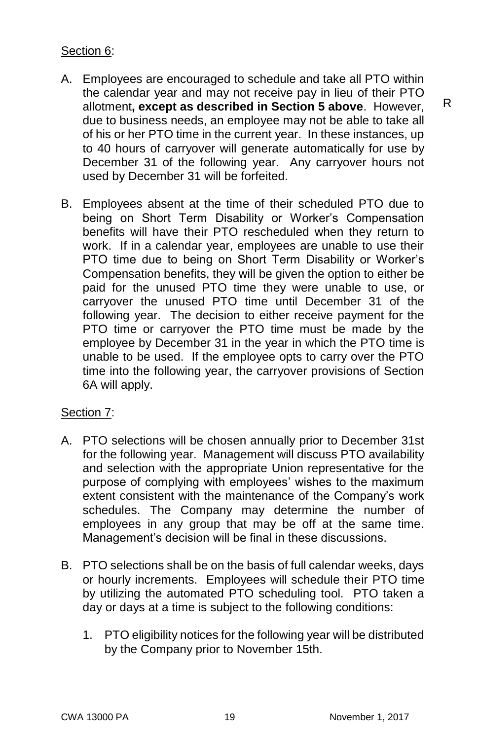Section 6:

A. Employees are encouraged to schedule and take all PTO within the calendar year and may not receive pay in lieu of their PTO allotment**, except as described in Section 5 above**. However, due to business needs, an employee may not be able to take all of his or her PTO time in the current year. In these instances, up to 40 hours of carryover will generate automatically for use by December 31 of the following year. Any carryover hours not used by December 31 will be forfeited.

R

B. Employees absent at the time of their scheduled PTO due to being on Short Term Disability or Worker's Compensation benefits will have their PTO rescheduled when they return to work. If in a calendar year, employees are unable to use their PTO time due to being on Short Term Disability or Worker's Compensation benefits, they will be given the option to either be paid for the unused PTO time they were unable to use, or carryover the unused PTO time until December 31 of the following year. The decision to either receive payment for the PTO time or carryover the PTO time must be made by the employee by December 31 in the year in which the PTO time is unable to be used. If the employee opts to carry over the PTO time into the following year, the carryover provisions of Section 6A will apply.

Section 7:

A. PTO selections will be chosen annually prior to December 31st for the following year. Management will discuss PTO availability and selection with the appropriate Union representative for the purpose of complying with employees' wishes to the maximum extent consistent with the maintenance of the Company's work schedules. The Company may determine the number of employees in any group that may be off at the same time. Management's decision will be final in these discussions.

B. PTO selections shall be on the basis of full calendar weeks, days or hourly increments. Employees will schedule their PTO time by utilizing the automated PTO scheduling tool. PTO taken a day or days at a time is subject to the following conditions:

   1. PTO eligibility notices for the following year will be distributed by the Company prior to November 15th.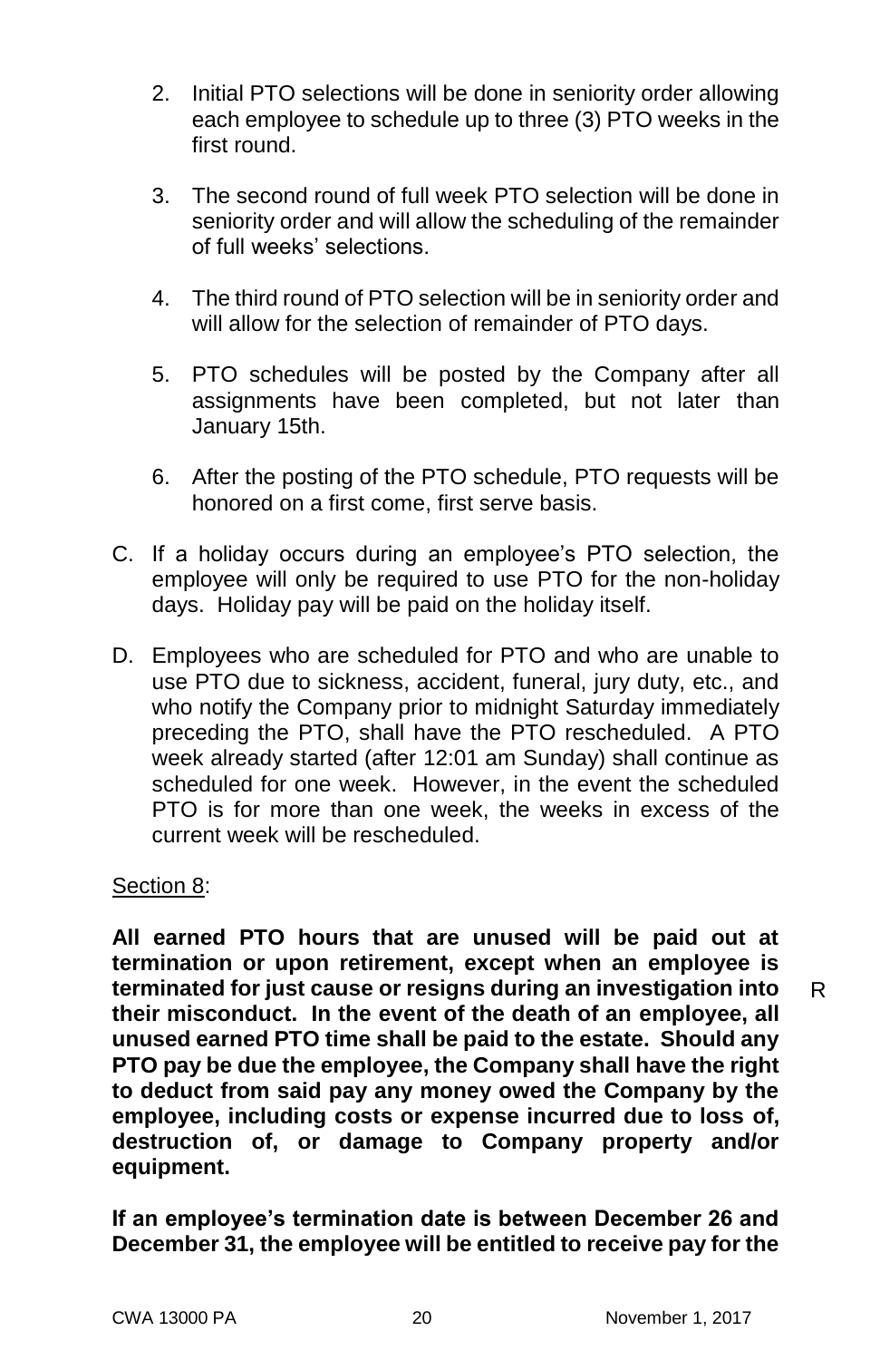2. Initial PTO selections will be done in seniority order allowing each employee to schedule up to three (3) PTO weeks in the first round.

3. The second round of full week PTO selection will be done in seniority order and will allow the scheduling of the remainder of full weeks' selections.

4. The third round of PTO selection will be in seniority order and will allow for the selection of remainder of PTO days.

5. PTO schedules will be posted by the Company after all assignments have been completed, but not later than January 15th.

6. After the posting of the PTO schedule, PTO requests will be honored on a first come, first serve basis.

C. If a holiday occurs during an employee's PTO selection, the employee will only be required to use PTO for the non-holiday days. Holiday pay will be paid on the holiday itself.

D. Employees who are scheduled for PTO and who are unable to use PTO due to sickness, accident, funeral, jury duty, etc., and who notify the Company prior to midnight Saturday immediately preceding the PTO, shall have the PTO rescheduled. A PTO week already started (after 12:01 am Sunday) shall continue as scheduled for one week. However, in the event the scheduled PTO is for more than one week, the weeks in excess of the current week will be rescheduled.

Section 8:

**All earned PTO hours that are unused will be paid out at termination or upon retirement, except when an employee is terminated for just cause or resigns during an investigation into their misconduct. In the event of the death of an employee, all unused earned PTO time shall be paid to the estate. Should any PTO pay be due the employee, the Company shall have the right to deduct from said pay any money owed the Company by the employee, including costs or expense incurred due to loss of, destruction of, or damage to Company property and/or equipment.** R

**If an employee's termination date is between December 26 and December 31, the employee will be entitled to receive pay for the**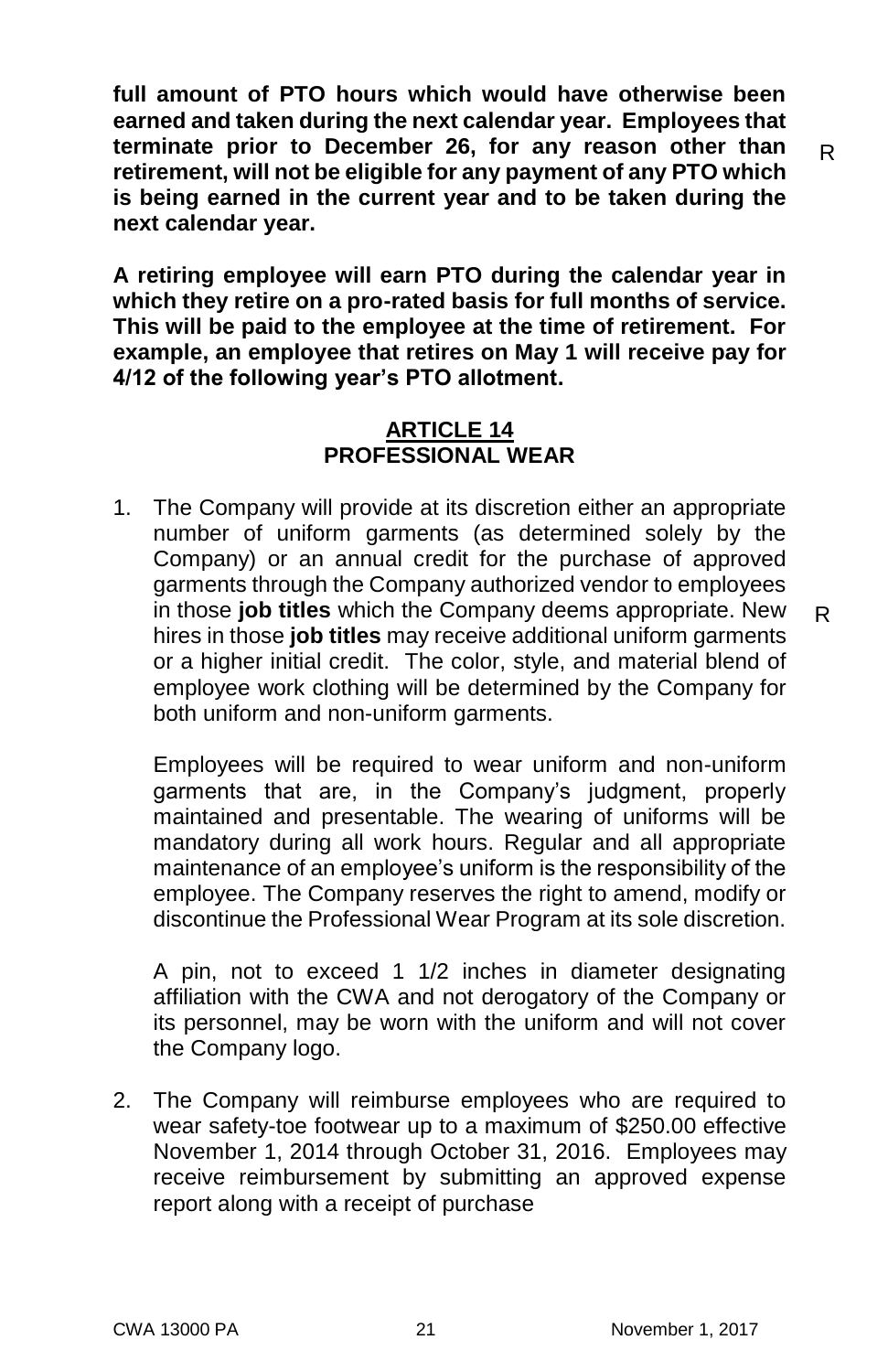**full amount of PTO hours which would have otherwise been earned and taken during the next calendar year. Employees that terminate prior to December 26, for any reason other than retirement, will not be eligible for any payment of any PTO which is being earned in the current year and to be taken during the next calendar year.** R

**A retiring employee will earn PTO during the calendar year in which they retire on a pro-rated basis for full months of service. This will be paid to the employee at the time of retirement. For example, an employee that retires on May 1 will receive pay for 4/12 of the following year's PTO allotment.**

## ARTICLE 14
## PROFESSIONAL WEAR

1. The Company will provide at its discretion either an appropriate number of uniform garments (as determined solely by the Company) or an annual credit for the purchase of approved garments through the Company authorized vendor to employees in those **job titles** which the Company deems appropriate. New hires in those **job titles** may receive additional uniform garments or a higher initial credit. The color, style, and material blend of employee work clothing will be determined by the Company for both uniform and non-uniform garments. R

   Employees will be required to wear uniform and non-uniform garments that are, in the Company's judgment, properly maintained and presentable. The wearing of uniforms will be mandatory during all work hours. Regular and all appropriate maintenance of an employee's uniform is the responsibility of the employee. The Company reserves the right to amend, modify or discontinue the Professional Wear Program at its sole discretion.

   A pin, not to exceed 1 1/2 inches in diameter designating affiliation with the CWA and not derogatory of the Company or its personnel, may be worn with the uniform and will not cover the Company logo.

2. The Company will reimburse employees who are required to wear safety-toe footwear up to a maximum of $250.00 effective November 1, 2014 through October 31, 2016. Employees may receive reimbursement by submitting an approved expense report along with a receipt of purchase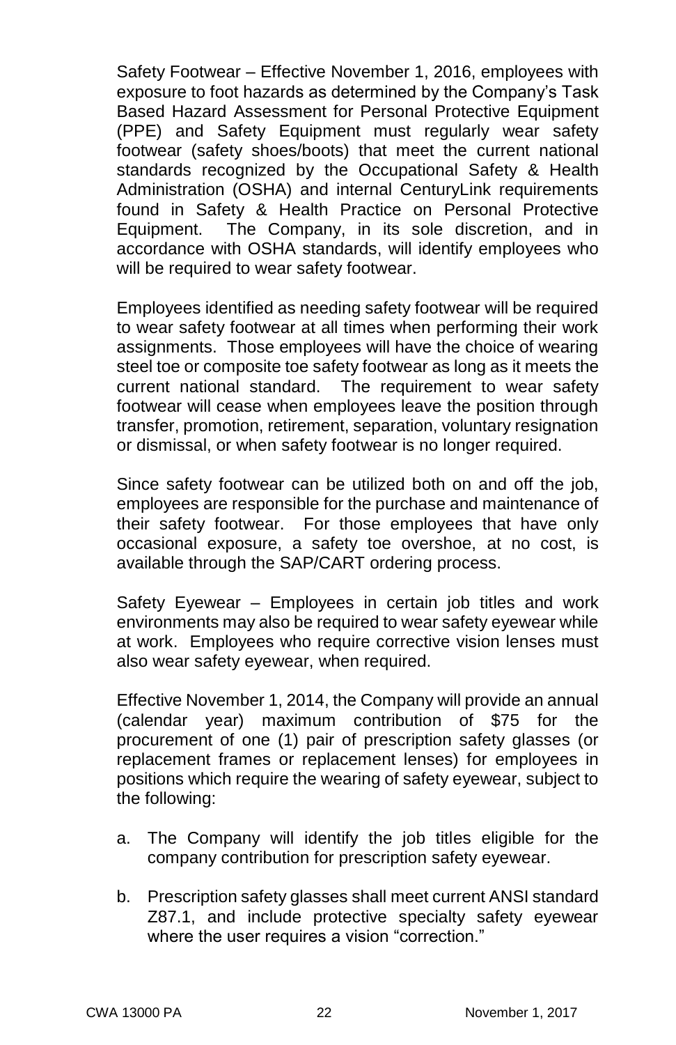Safety Footwear – Effective November 1, 2016, employees with exposure to foot hazards as determined by the Company's Task Based Hazard Assessment for Personal Protective Equipment (PPE) and Safety Equipment must regularly wear safety footwear (safety shoes/boots) that meet the current national standards recognized by the Occupational Safety & Health Administration (OSHA) and internal CenturyLink requirements found in Safety & Health Practice on Personal Protective Equipment. The Company, in its sole discretion, and in accordance with OSHA standards, will identify employees who will be required to wear safety footwear.

Employees identified as needing safety footwear will be required to wear safety footwear at all times when performing their work assignments. Those employees will have the choice of wearing steel toe or composite toe safety footwear as long as it meets the current national standard. The requirement to wear safety footwear will cease when employees leave the position through transfer, promotion, retirement, separation, voluntary resignation or dismissal, or when safety footwear is no longer required.

Since safety footwear can be utilized both on and off the job, employees are responsible for the purchase and maintenance of their safety footwear. For those employees that have only occasional exposure, a safety toe overshoe, at no cost, is available through the SAP/CART ordering process.

Safety Eyewear – Employees in certain job titles and work environments may also be required to wear safety eyewear while at work. Employees who require corrective vision lenses must also wear safety eyewear, when required.

Effective November 1, 2014, the Company will provide an annual (calendar year) maximum contribution of $75 for the procurement of one (1) pair of prescription safety glasses (or replacement frames or replacement lenses) for employees in positions which require the wearing of safety eyewear, subject to the following:

a. The Company will identify the job titles eligible for the company contribution for prescription safety eyewear.

b. Prescription safety glasses shall meet current ANSI standard Z87.1, and include protective specialty safety eyewear where the user requires a vision "correction."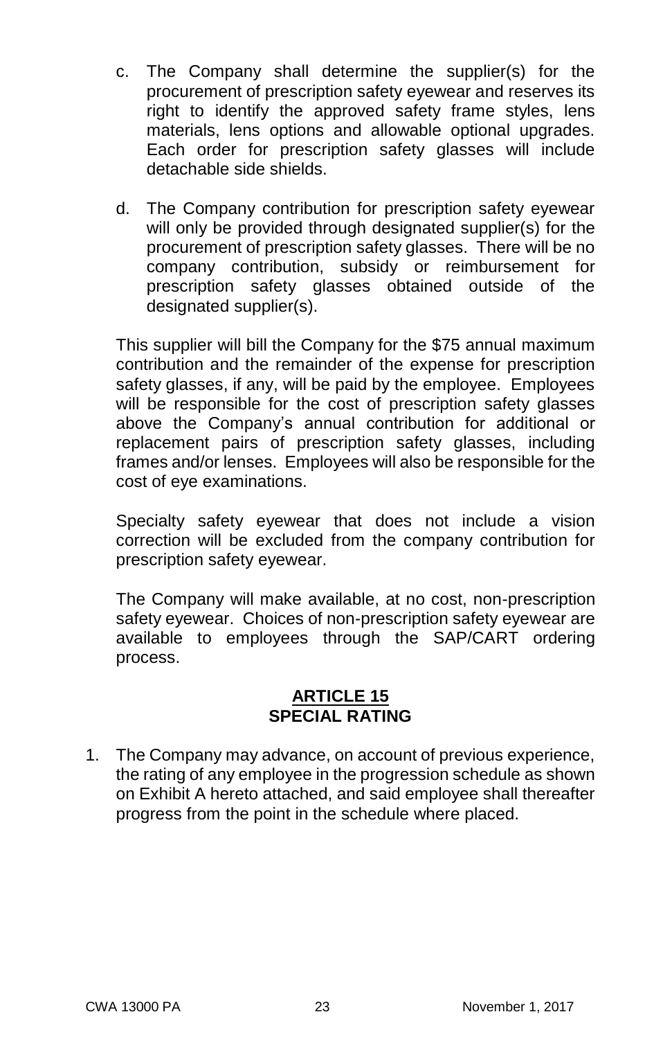c. The Company shall determine the supplier(s) for the procurement of prescription safety eyewear and reserves its right to identify the approved safety frame styles, lens materials, lens options and allowable optional upgrades. Each order for prescription safety glasses will include detachable side shields.

d. The Company contribution for prescription safety eyewear will only be provided through designated supplier(s) for the procurement of prescription safety glasses. There will be no company contribution, subsidy or reimbursement for prescription safety glasses obtained outside of the designated supplier(s).

This supplier will bill the Company for the $75 annual maximum contribution and the remainder of the expense for prescription safety glasses, if any, will be paid by the employee. Employees will be responsible for the cost of prescription safety glasses above the Company's annual contribution for additional or replacement pairs of prescription safety glasses, including frames and/or lenses. Employees will also be responsible for the cost of eye examinations.

Specialty safety eyewear that does not include a vision correction will be excluded from the company contribution for prescription safety eyewear.

The Company will make available, at no cost, non-prescription safety eyewear. Choices of non-prescription safety eyewear are available to employees through the SAP/CART ordering process.

## ARTICLE 15
## SPECIAL RATING

1. The Company may advance, on account of previous experience, the rating of any employee in the progression schedule as shown on Exhibit A hereto attached, and said employee shall thereafter progress from the point in the schedule where placed.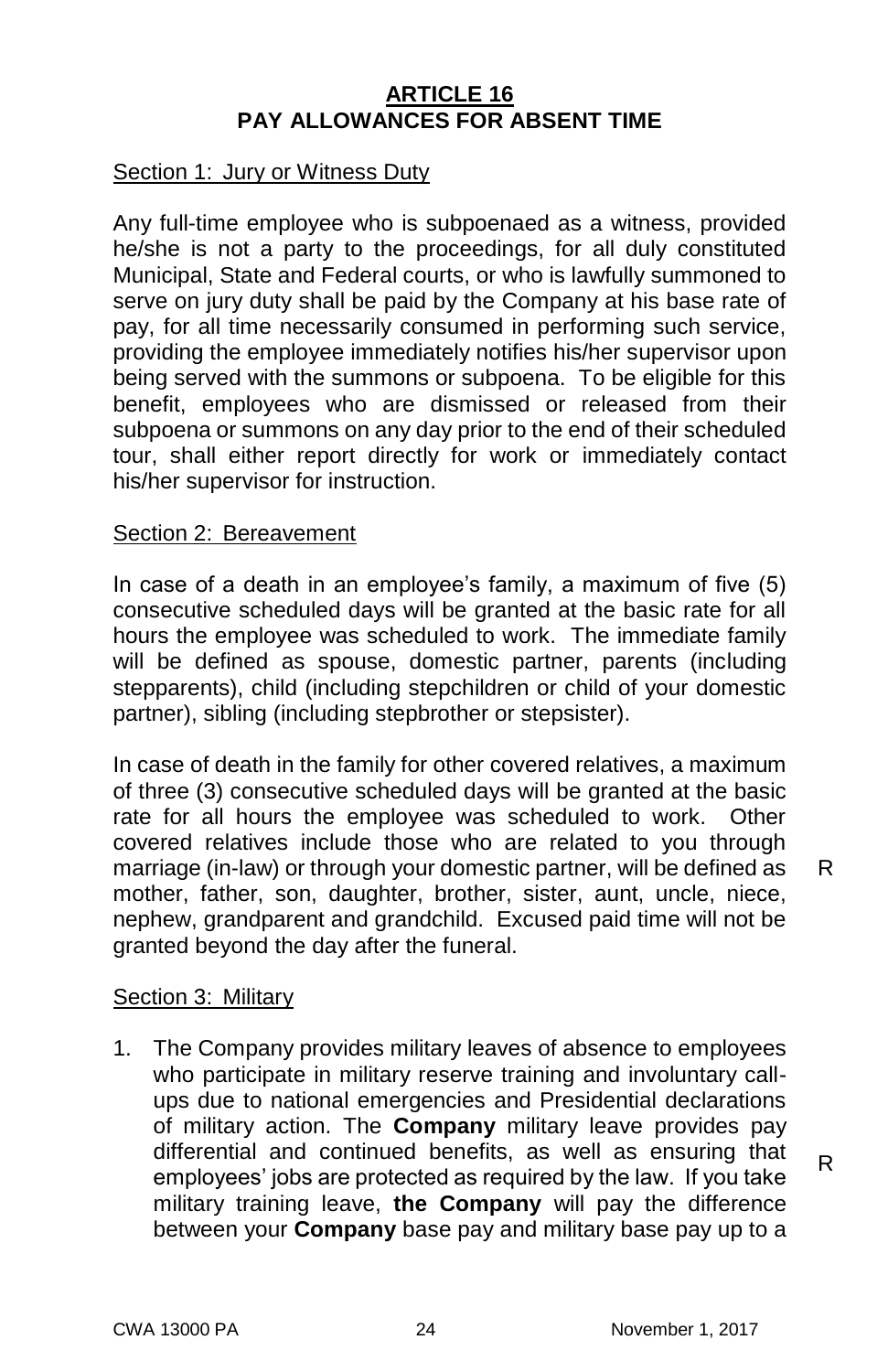## ARTICLE 16
## PAY ALLOWANCES FOR ABSENT TIME

### Section 1: Jury or Witness Duty

Any full-time employee who is subpoenaed as a witness, provided he/she is not a party to the proceedings, for all duly constituted Municipal, State and Federal courts, or who is lawfully summoned to serve on jury duty shall be paid by the Company at his base rate of pay, for all time necessarily consumed in performing such service, providing the employee immediately notifies his/her supervisor upon being served with the summons or subpoena. To be eligible for this benefit, employees who are dismissed or released from their subpoena or summons on any day prior to the end of their scheduled tour, shall either report directly for work or immediately contact his/her supervisor for instruction.

### Section 2: Bereavement

In case of a death in an employee's family, a maximum of five (5) consecutive scheduled days will be granted at the basic rate for all hours the employee was scheduled to work. The immediate family will be defined as spouse, domestic partner, parents (including stepparents), child (including stepchildren or child of your domestic partner), sibling (including stepbrother or stepsister).

In case of death in the family for other covered relatives, a maximum of three (3) consecutive scheduled days will be granted at the basic rate for all hours the employee was scheduled to work. Other covered relatives include those who are related to you through marriage (in-law) or through your domestic partner, will be defined as mother, father, son, daughter, brother, sister, aunt, uncle, niece, nephew, grandparent and grandchild. Excused paid time will not be granted beyond the day after the funeral. R

### Section 3: Military

1. The Company provides military leaves of absence to employees who participate in military reserve training and involuntary call-ups due to national emergencies and Presidential declarations of military action. The **Company** military leave provides pay differential and continued benefits, as well as ensuring that employees' jobs are protected as required by the law. If you take military training leave, **the Company** will pay the difference between your **Company** base pay and military base pay up to a R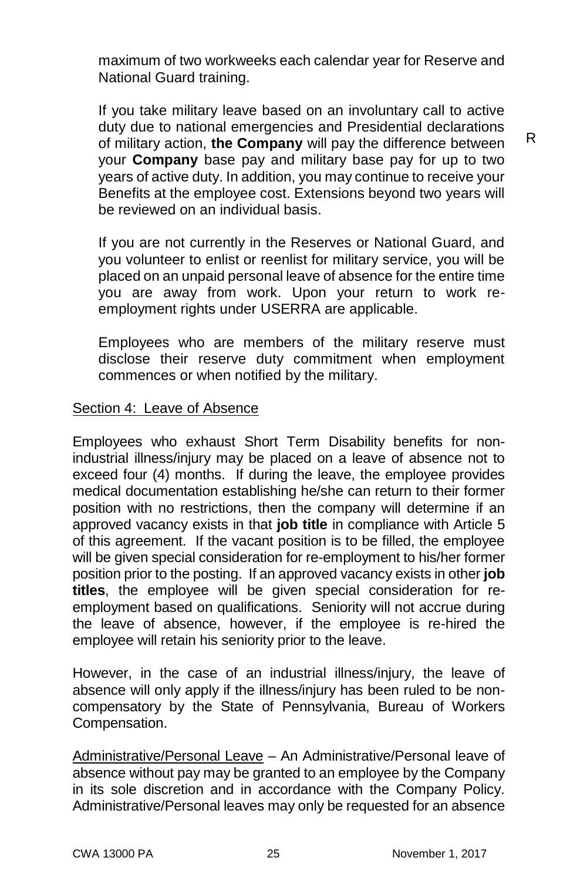maximum of two workweeks each calendar year for Reserve and National Guard training.

If you take military leave based on an involuntary call to active duty due to national emergencies and Presidential declarations of military action, **the Company** will pay the difference between your **Company** base pay and military base pay for up to two years of active duty. In addition, you may continue to receive your Benefits at the employee cost. Extensions beyond two years will be reviewed on an individual basis. R

If you are not currently in the Reserves or National Guard, and you volunteer to enlist or reenlist for military service, you will be placed on an unpaid personal leave of absence for the entire time you are away from work. Upon your return to work re-employment rights under USERRA are applicable.

Employees who are members of the military reserve must disclose their reserve duty commitment when employment commences or when notified by the military.

## Section 4: Leave of Absence

Employees who exhaust Short Term Disability benefits for non-industrial illness/injury may be placed on a leave of absence not to exceed four (4) months. If during the leave, the employee provides medical documentation establishing he/she can return to their former position with no restrictions, then the company will determine if an approved vacancy exists in that **job title** in compliance with Article 5 of this agreement. If the vacant position is to be filled, the employee will be given special consideration for re-employment to his/her former position prior to the posting. If an approved vacancy exists in other **job titles**, the employee will be given special consideration for re-employment based on qualifications. Seniority will not accrue during the leave of absence, however, if the employee is re-hired the employee will retain his seniority prior to the leave.

However, in the case of an industrial illness/injury, the leave of absence will only apply if the illness/injury has been ruled to be non-compensatory by the State of Pennsylvania, Bureau of Workers Compensation.

Administrative/Personal Leave – An Administrative/Personal leave of absence without pay may be granted to an employee by the Company in its sole discretion and in accordance with the Company Policy. Administrative/Personal leaves may only be requested for an absence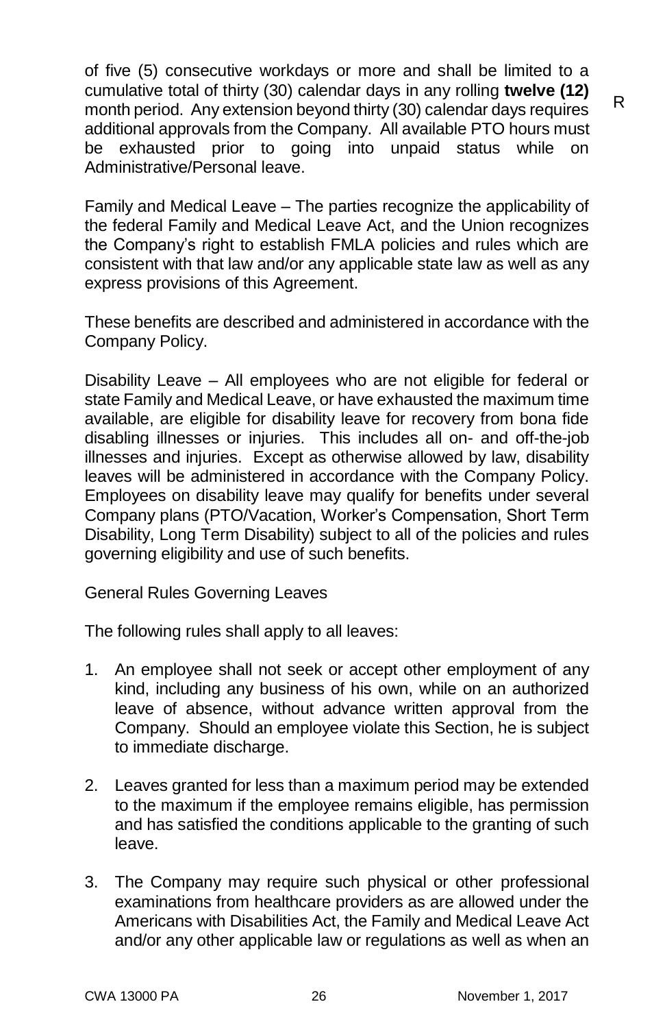of five (5) consecutive workdays or more and shall be limited to a cumulative total of thirty (30) calendar days in any rolling **twelve (12)** month period. Any extension beyond thirty (30) calendar days requires additional approvals from the Company. All available PTO hours must be exhausted prior to going into unpaid status while on Administrative/Personal leave.

R

Family and Medical Leave – The parties recognize the applicability of the federal Family and Medical Leave Act, and the Union recognizes the Company's right to establish FMLA policies and rules which are consistent with that law and/or any applicable state law as well as any express provisions of this Agreement.

These benefits are described and administered in accordance with the Company Policy.

Disability Leave – All employees who are not eligible for federal or state Family and Medical Leave, or have exhausted the maximum time available, are eligible for disability leave for recovery from bona fide disabling illnesses or injuries. This includes all on- and off-the-job illnesses and injuries. Except as otherwise allowed by law, disability leaves will be administered in accordance with the Company Policy. Employees on disability leave may qualify for benefits under several Company plans (PTO/Vacation, Worker's Compensation, Short Term Disability, Long Term Disability) subject to all of the policies and rules governing eligibility and use of such benefits.

General Rules Governing Leaves

The following rules shall apply to all leaves:

1. An employee shall not seek or accept other employment of any kind, including any business of his own, while on an authorized leave of absence, without advance written approval from the Company. Should an employee violate this Section, he is subject to immediate discharge.

2. Leaves granted for less than a maximum period may be extended to the maximum if the employee remains eligible, has permission and has satisfied the conditions applicable to the granting of such leave.

3. The Company may require such physical or other professional examinations from healthcare providers as are allowed under the Americans with Disabilities Act, the Family and Medical Leave Act and/or any other applicable law or regulations as well as when an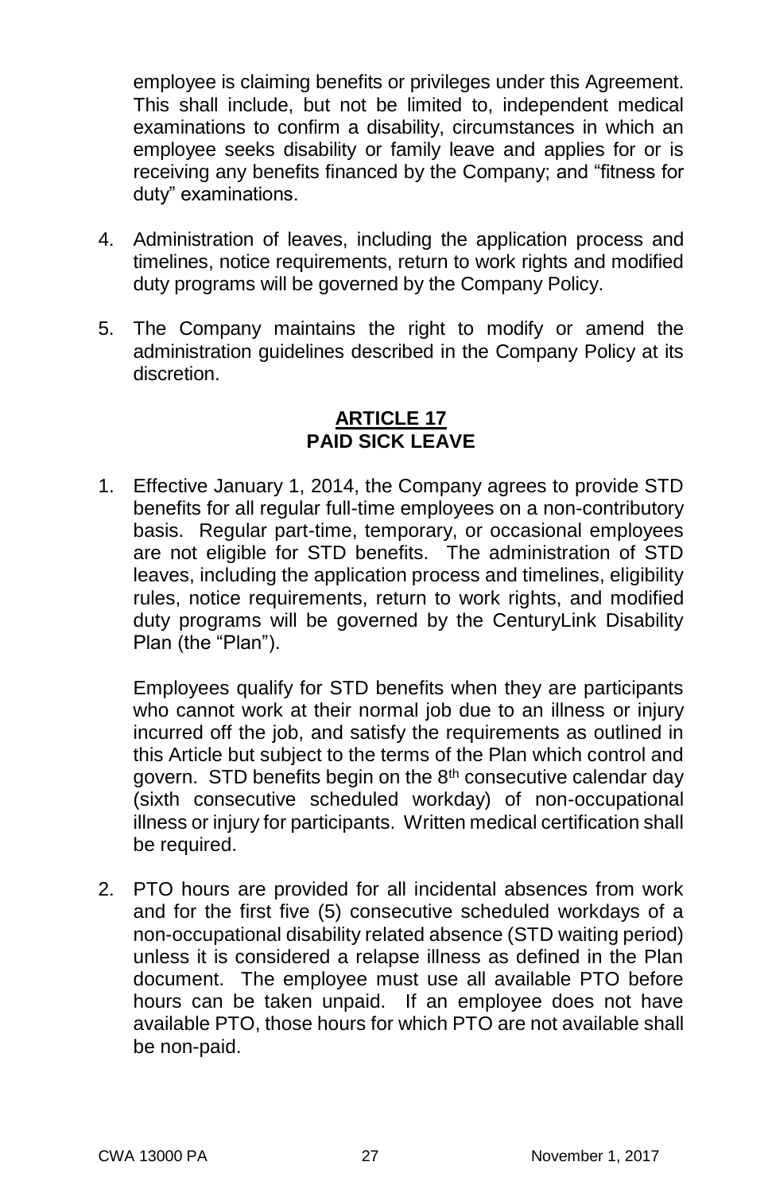employee is claiming benefits or privileges under this Agreement. This shall include, but not be limited to, independent medical examinations to confirm a disability, circumstances in which an employee seeks disability or family leave and applies for or is receiving any benefits financed by the Company; and "fitness for duty" examinations.

4. Administration of leaves, including the application process and timelines, notice requirements, return to work rights and modified duty programs will be governed by the Company Policy.

5. The Company maintains the right to modify or amend the administration guidelines described in the Company Policy at its discretion.

## ARTICLE 17
## PAID SICK LEAVE

1. Effective January 1, 2014, the Company agrees to provide STD benefits for all regular full-time employees on a non-contributory basis. Regular part-time, temporary, or occasional employees are not eligible for STD benefits. The administration of STD leaves, including the application process and timelines, eligibility rules, notice requirements, return to work rights, and modified duty programs will be governed by the CenturyLink Disability Plan (the "Plan").

   Employees qualify for STD benefits when they are participants who cannot work at their normal job due to an illness or injury incurred off the job, and satisfy the requirements as outlined in this Article but subject to the terms of the Plan which control and govern. STD benefits begin on the 8th consecutive calendar day (sixth consecutive scheduled workday) of non-occupational illness or injury for participants. Written medical certification shall be required.

2. PTO hours are provided for all incidental absences from work and for the first five (5) consecutive scheduled workdays of a non-occupational disability related absence (STD waiting period) unless it is considered a relapse illness as defined in the Plan document. The employee must use all available PTO before hours can be taken unpaid. If an employee does not have available PTO, those hours for which PTO are not available shall be non-paid.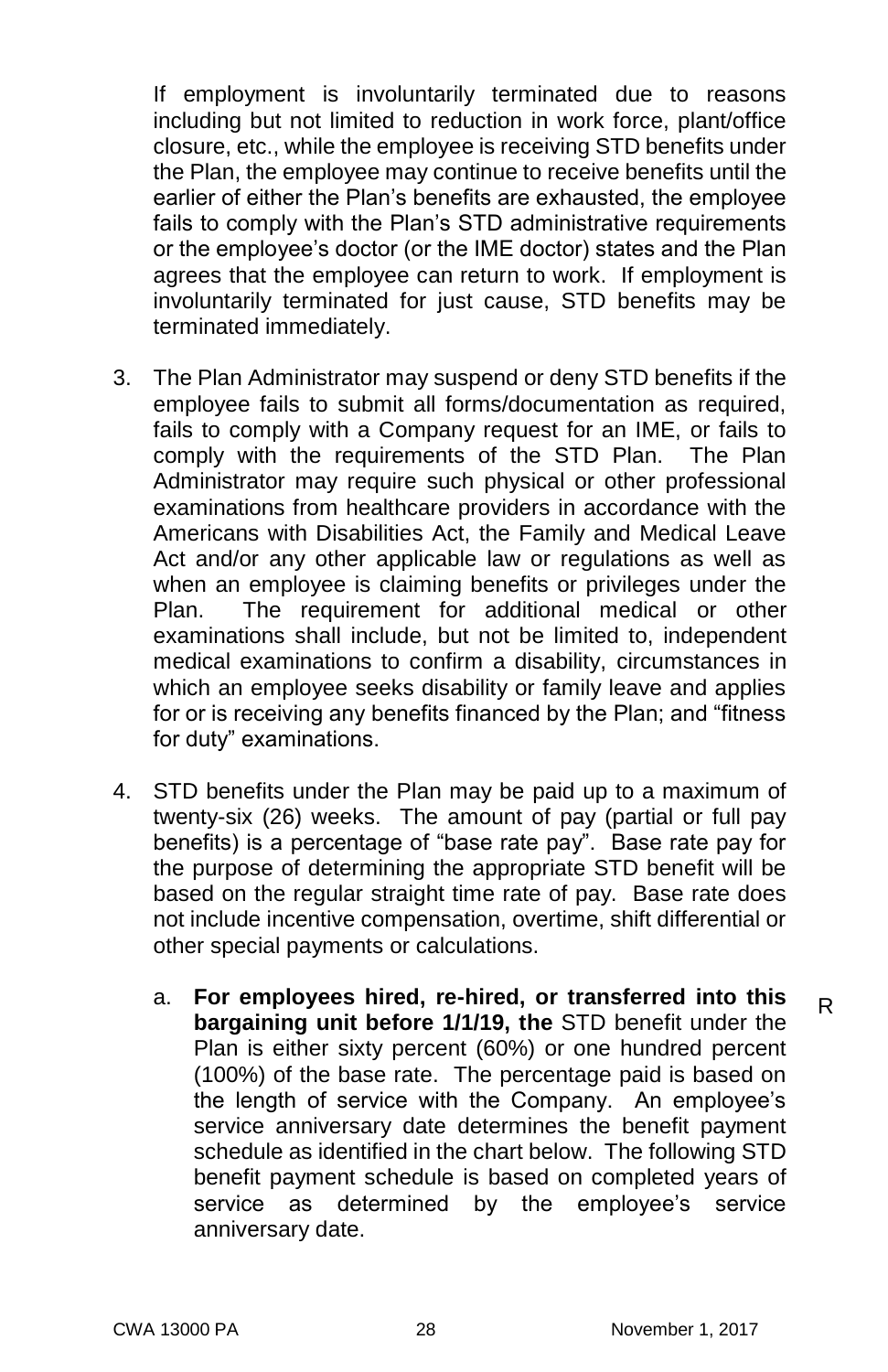If employment is involuntarily terminated due to reasons including but not limited to reduction in work force, plant/office closure, etc., while the employee is receiving STD benefits under the Plan, the employee may continue to receive benefits until the earlier of either the Plan's benefits are exhausted, the employee fails to comply with the Plan's STD administrative requirements or the employee's doctor (or the IME doctor) states and the Plan agrees that the employee can return to work. If employment is involuntarily terminated for just cause, STD benefits may be terminated immediately.

3. The Plan Administrator may suspend or deny STD benefits if the employee fails to submit all forms/documentation as required, fails to comply with a Company request for an IME, or fails to comply with the requirements of the STD Plan. The Plan Administrator may require such physical or other professional examinations from healthcare providers in accordance with the Americans with Disabilities Act, the Family and Medical Leave Act and/or any other applicable law or regulations as well as when an employee is claiming benefits or privileges under the Plan. The requirement for additional medical or other examinations shall include, but not be limited to, independent medical examinations to confirm a disability, circumstances in which an employee seeks disability or family leave and applies for or is receiving any benefits financed by the Plan; and "fitness for duty" examinations.

4. STD benefits under the Plan may be paid up to a maximum of twenty-six (26) weeks. The amount of pay (partial or full pay benefits) is a percentage of "base rate pay". Base rate pay for the purpose of determining the appropriate STD benefit will be based on the regular straight time rate of pay. Base rate does not include incentive compensation, overtime, shift differential or other special payments or calculations.

   a. **For employees hired, re-hired, or transferred into this bargaining unit before 1/1/19, the** STD benefit under the Plan is either sixty percent (60%) or one hundred percent (100%) of the base rate. The percentage paid is based on the length of service with the Company. An employee's service anniversary date determines the benefit payment schedule as identified in the chart below. The following STD benefit payment schedule is based on completed years of service as determined by the employee's service anniversary date. R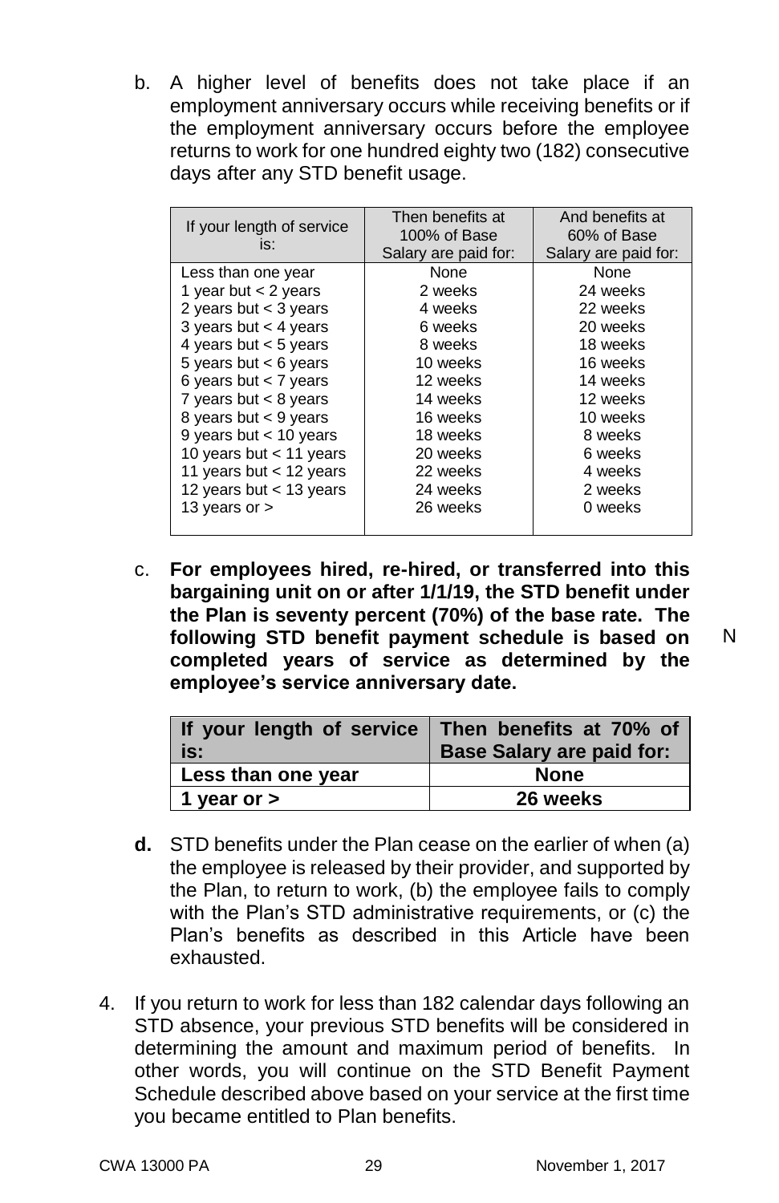b. A higher level of benefits does not take place if an employment anniversary occurs while receiving benefits or if the employment anniversary occurs before the employee returns to work for one hundred eighty two (182) consecutive days after any STD benefit usage.

| If your length of service is: | Then benefits at 100% of Base Salary are paid for: | And benefits at 60% of Base Salary are paid for: |
|---|---|---|
| Less than one year | None | None |
| 1 year but < 2 years | 2 weeks | 24 weeks |
| 2 years but < 3 years | 4 weeks | 22 weeks |
| 3 years but < 4 years | 6 weeks | 20 weeks |
| 4 years but < 5 years | 8 weeks | 18 weeks |
| 5 years but < 6 years | 10 weeks | 16 weeks |
| 6 years but < 7 years | 12 weeks | 14 weeks |
| 7 years but < 8 years | 14 weeks | 12 weeks |
| 8 years but < 9 years | 16 weeks | 10 weeks |
| 9 years but < 10 years | 18 weeks | 8 weeks |
| 10 years but < 11 years | 20 weeks | 6 weeks |
| 11 years but < 12 years | 22 weeks | 4 weeks |
| 12 years but < 13 years | 24 weeks | 2 weeks |
| 13 years or > | 26 weeks | 0 weeks |

c. **For employees hired, re-hired, or transferred into this bargaining unit on or after 1/1/19, the STD benefit under the Plan is seventy percent (70%) of the base rate. The following STD benefit payment schedule is based on completed years of service as determined by the employee's service anniversary date.** N

| If your length of service is: | Then benefits at 70% of Base Salary are paid for: |
|---|---|
| **Less than one year** | **None** |
| **1 year or >** | **26 weeks** |

**d.** STD benefits under the Plan cease on the earlier of when (a) the employee is released by their provider, and supported by the Plan, to return to work, (b) the employee fails to comply with the Plan's STD administrative requirements, or (c) the Plan's benefits as described in this Article have been exhausted.

4. If you return to work for less than 182 calendar days following an STD absence, your previous STD benefits will be considered in determining the amount and maximum period of benefits. In other words, you will continue on the STD Benefit Payment Schedule described above based on your service at the first time you became entitled to Plan benefits.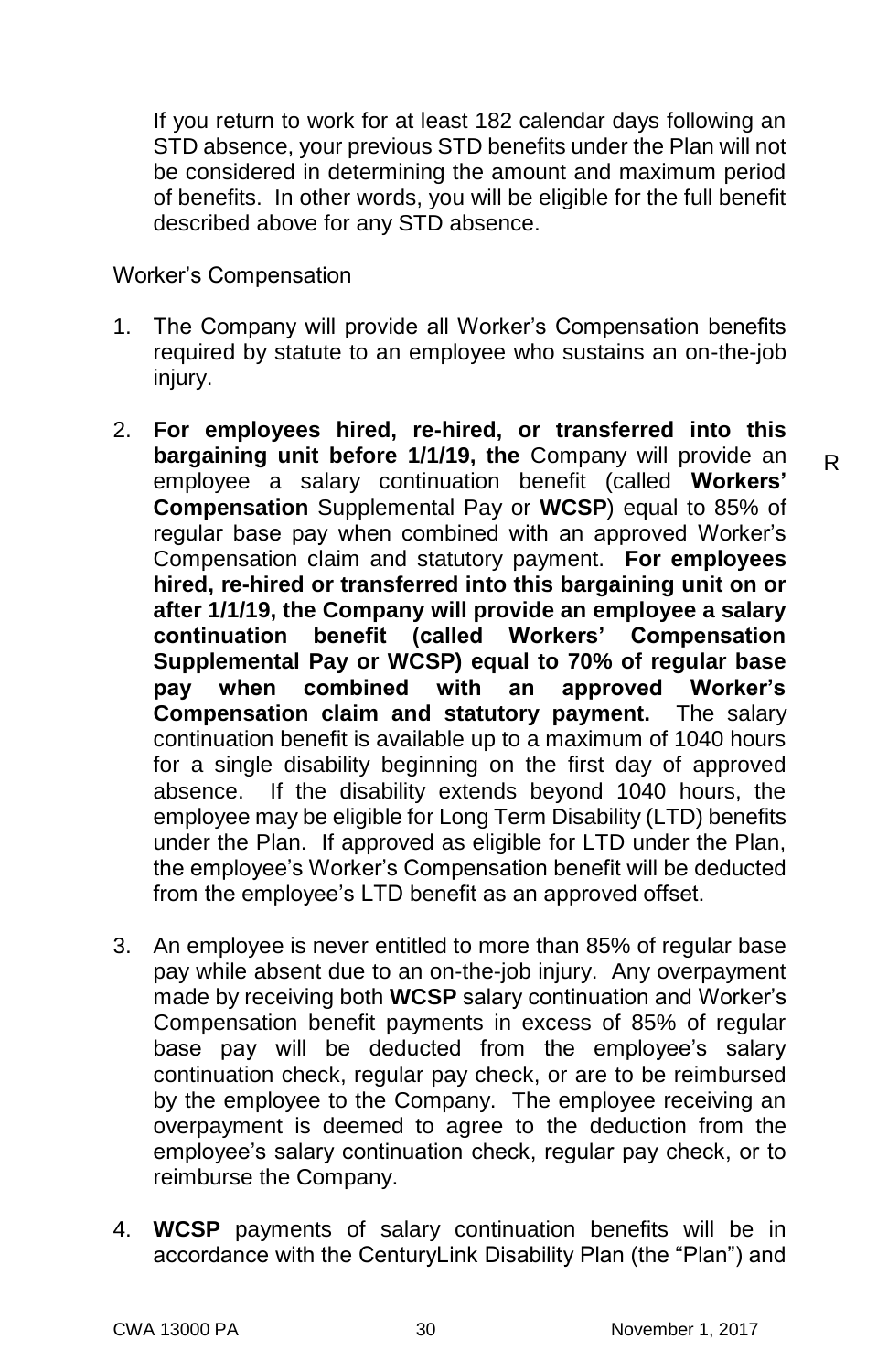If you return to work for at least 182 calendar days following an STD absence, your previous STD benefits under the Plan will not be considered in determining the amount and maximum period of benefits. In other words, you will be eligible for the full benefit described above for any STD absence.

Worker's Compensation

1. The Company will provide all Worker's Compensation benefits required by statute to an employee who sustains an on-the-job injury.

2. **For employees hired, re-hired, or transferred into this bargaining unit before 1/1/19, the** Company will provide an employee a salary continuation benefit (called **Workers' Compensation** Supplemental Pay or **WCSP**) equal to 85% of regular base pay when combined with an approved Worker's Compensation claim and statutory payment. **For employees hired, re-hired or transferred into this bargaining unit on or after 1/1/19, the Company will provide an employee a salary continuation benefit (called Workers' Compensation Supplemental Pay or WCSP) equal to 70% of regular base pay when combined with an approved Worker's Compensation claim and statutory payment.** The salary continuation benefit is available up to a maximum of 1040 hours for a single disability beginning on the first day of approved absence. If the disability extends beyond 1040 hours, the employee may be eligible for Long Term Disability (LTD) benefits under the Plan. If approved as eligible for LTD under the Plan, the employee's Worker's Compensation benefit will be deducted from the employee's LTD benefit as an approved offset. R

3. An employee is never entitled to more than 85% of regular base pay while absent due to an on-the-job injury. Any overpayment made by receiving both **WCSP** salary continuation and Worker's Compensation benefit payments in excess of 85% of regular base pay will be deducted from the employee's salary continuation check, regular pay check, or are to be reimbursed by the employee to the Company. The employee receiving an overpayment is deemed to agree to the deduction from the employee's salary continuation check, regular pay check, or to reimburse the Company.

4. **WCSP** payments of salary continuation benefits will be in accordance with the CenturyLink Disability Plan (the "Plan") and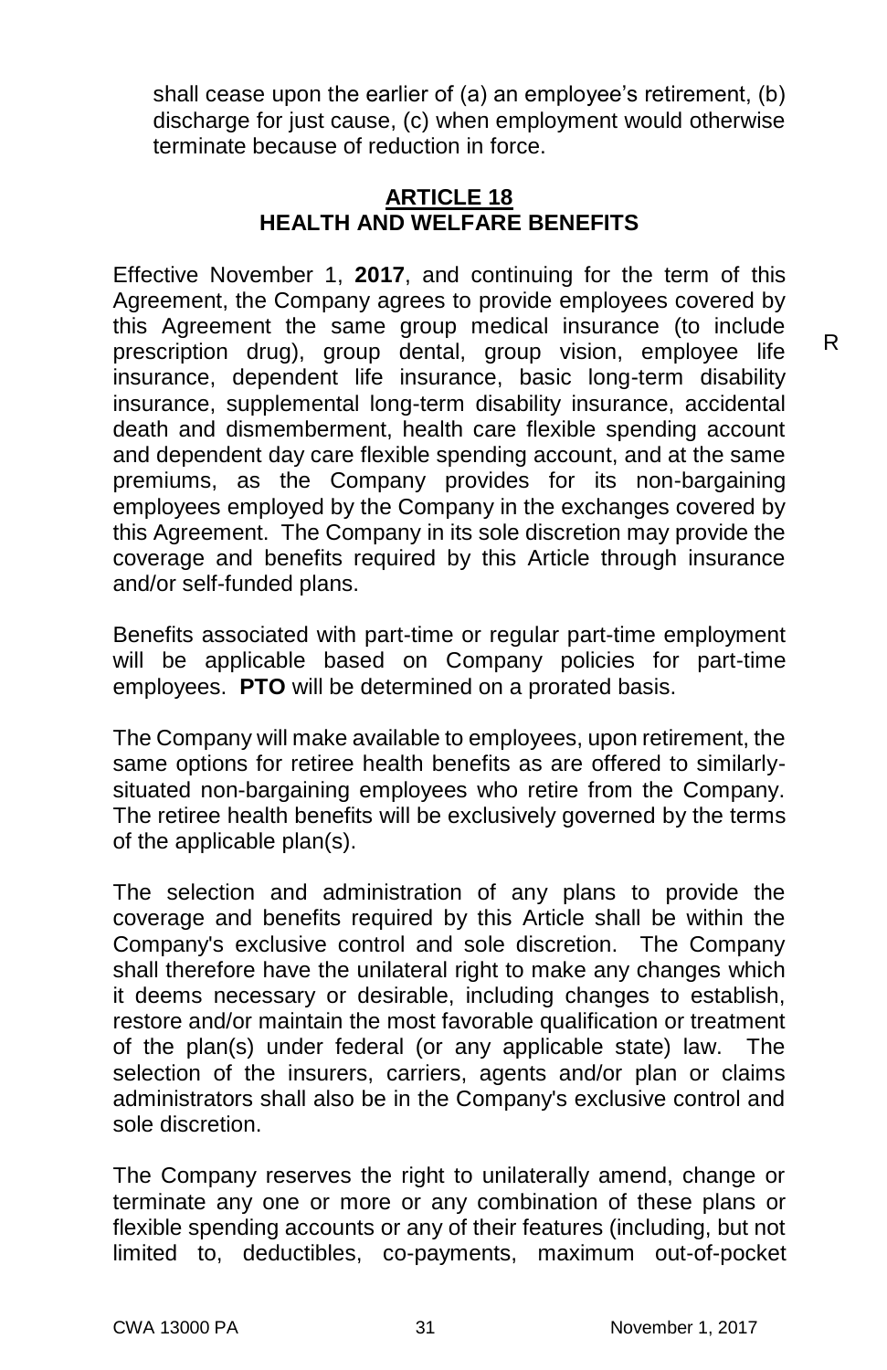shall cease upon the earlier of (a) an employee's retirement, (b) discharge for just cause, (c) when employment would otherwise terminate because of reduction in force.

## ARTICLE 18
## HEALTH AND WELFARE BENEFITS

Effective November 1, **2017**, and continuing for the term of this Agreement, the Company agrees to provide employees covered by this Agreement the same group medical insurance (to include prescription drug), group dental, group vision, employee life insurance, dependent life insurance, basic long-term disability insurance, supplemental long-term disability insurance, accidental death and dismemberment, health care flexible spending account and dependent day care flexible spending account, and at the same premiums, as the Company provides for its non-bargaining employees employed by the Company in the exchanges covered by this Agreement. The Company in its sole discretion may provide the coverage and benefits required by this Article through insurance and/or self-funded plans. R

Benefits associated with part-time or regular part-time employment will be applicable based on Company policies for part-time employees. **PTO** will be determined on a prorated basis.

The Company will make available to employees, upon retirement, the same options for retiree health benefits as are offered to similarly-situated non-bargaining employees who retire from the Company. The retiree health benefits will be exclusively governed by the terms of the applicable plan(s).

The selection and administration of any plans to provide the coverage and benefits required by this Article shall be within the Company's exclusive control and sole discretion. The Company shall therefore have the unilateral right to make any changes which it deems necessary or desirable, including changes to establish, restore and/or maintain the most favorable qualification or treatment of the plan(s) under federal (or any applicable state) law. The selection of the insurers, carriers, agents and/or plan or claims administrators shall also be in the Company's exclusive control and sole discretion.

The Company reserves the right to unilaterally amend, change or terminate any one or more or any combination of these plans or flexible spending accounts or any of their features (including, but not limited to, deductibles, co-payments, maximum out-of-pocket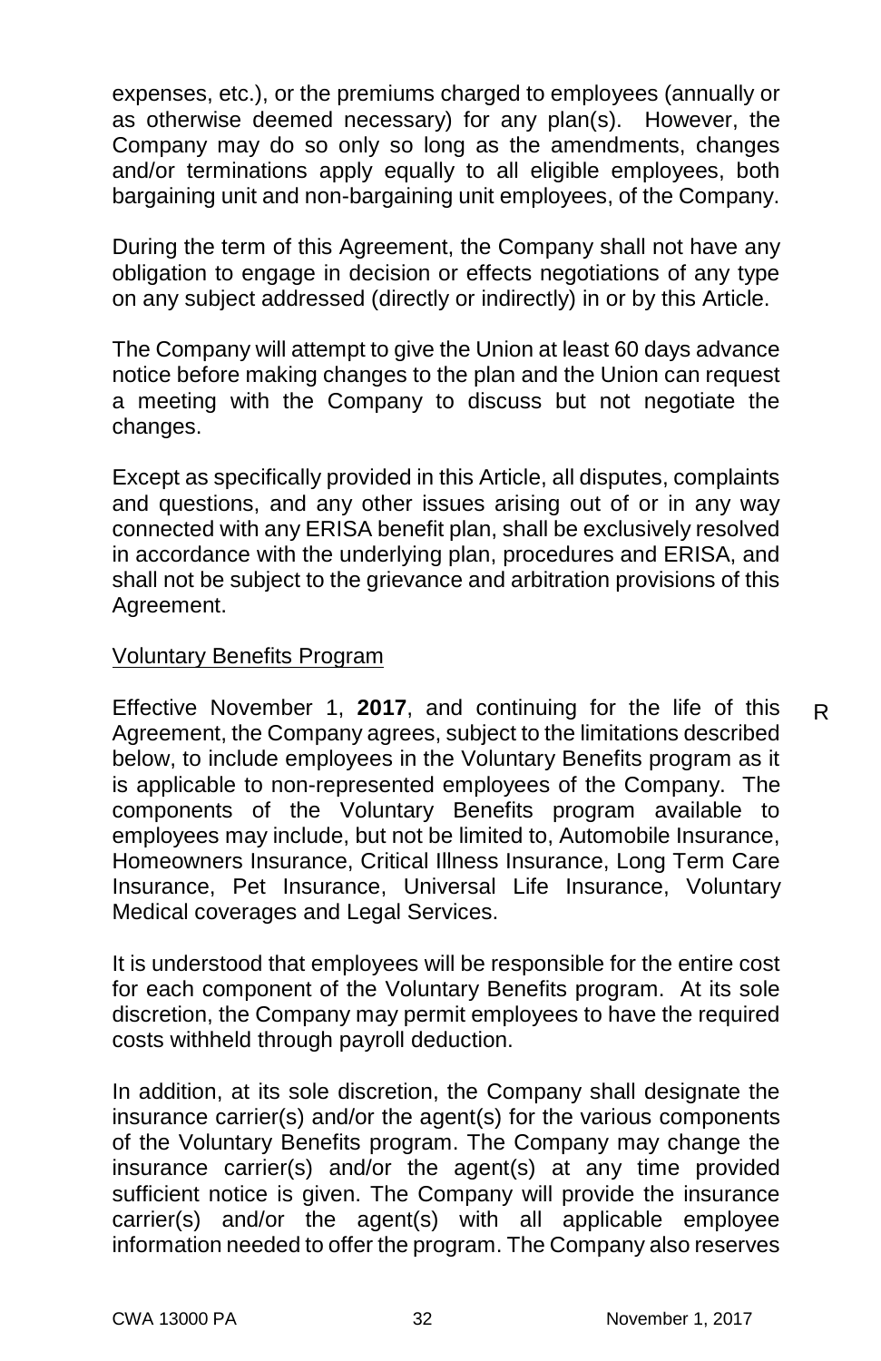expenses, etc.), or the premiums charged to employees (annually or as otherwise deemed necessary) for any plan(s). However, the Company may do so only so long as the amendments, changes and/or terminations apply equally to all eligible employees, both bargaining unit and non-bargaining unit employees, of the Company.

During the term of this Agreement, the Company shall not have any obligation to engage in decision or effects negotiations of any type on any subject addressed (directly or indirectly) in or by this Article.

The Company will attempt to give the Union at least 60 days advance notice before making changes to the plan and the Union can request a meeting with the Company to discuss but not negotiate the changes.

Except as specifically provided in this Article, all disputes, complaints and questions, and any other issues arising out of or in any way connected with any ERISA benefit plan, shall be exclusively resolved in accordance with the underlying plan, procedures and ERISA, and shall not be subject to the grievance and arbitration provisions of this Agreement.

<u>Voluntary Benefits Program</u>

Effective November 1, **2017**, and continuing for the life of this Agreement, the Company agrees, subject to the limitations described below, to include employees in the Voluntary Benefits program as it is applicable to non-represented employees of the Company. The components of the Voluntary Benefits program available to employees may include, but not be limited to, Automobile Insurance, Homeowners Insurance, Critical Illness Insurance, Long Term Care Insurance, Pet Insurance, Universal Life Insurance, Voluntary Medical coverages and Legal Services. R

It is understood that employees will be responsible for the entire cost for each component of the Voluntary Benefits program. At its sole discretion, the Company may permit employees to have the required costs withheld through payroll deduction.

In addition, at its sole discretion, the Company shall designate the insurance carrier(s) and/or the agent(s) for the various components of the Voluntary Benefits program. The Company may change the insurance carrier(s) and/or the agent(s) at any time provided sufficient notice is given. The Company will provide the insurance carrier(s) and/or the agent(s) with all applicable employee information needed to offer the program. The Company also reserves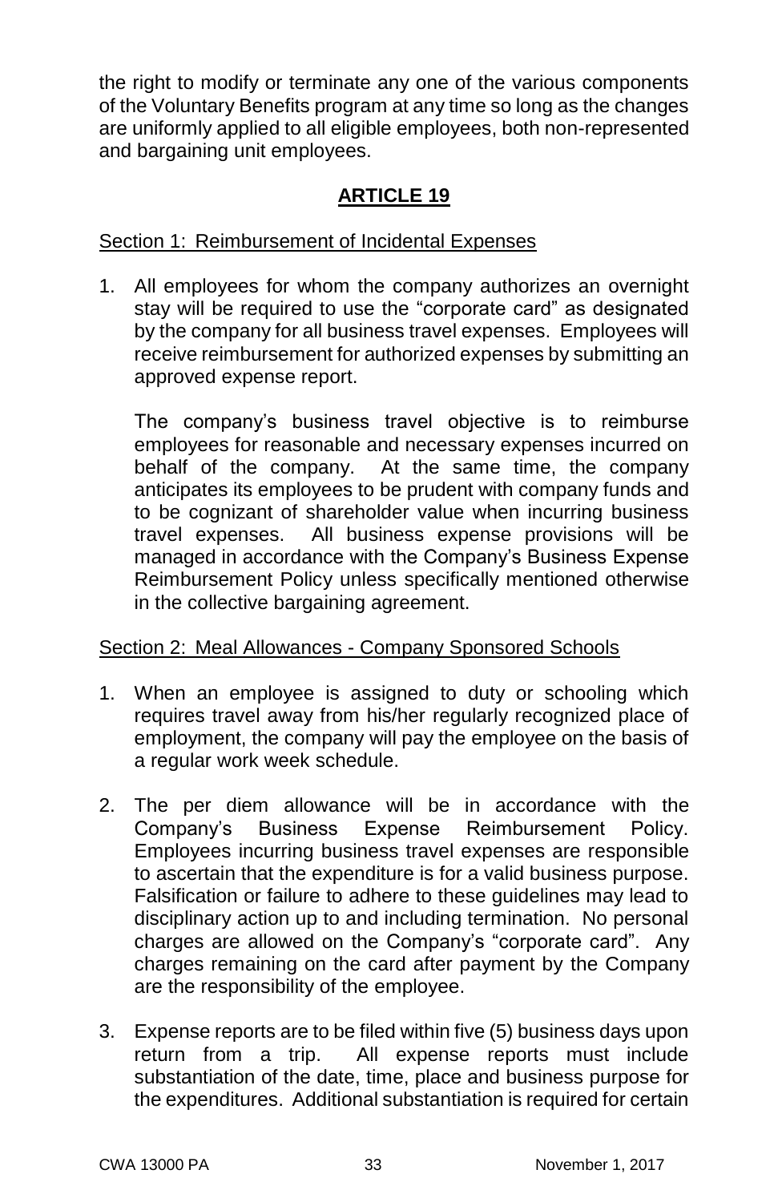the right to modify or terminate any one of the various components of the Voluntary Benefits program at any time so long as the changes are uniformly applied to all eligible employees, both non-represented and bargaining unit employees.

## ARTICLE 19

### Section 1: Reimbursement of Incidental Expenses

1. All employees for whom the company authorizes an overnight stay will be required to use the "corporate card" as designated by the company for all business travel expenses. Employees will receive reimbursement for authorized expenses by submitting an approved expense report.

   The company's business travel objective is to reimburse employees for reasonable and necessary expenses incurred on behalf of the company. At the same time, the company anticipates its employees to be prudent with company funds and to be cognizant of shareholder value when incurring business travel expenses. All business expense provisions will be managed in accordance with the Company's Business Expense Reimbursement Policy unless specifically mentioned otherwise in the collective bargaining agreement.

### Section 2: Meal Allowances - Company Sponsored Schools

1. When an employee is assigned to duty or schooling which requires travel away from his/her regularly recognized place of employment, the company will pay the employee on the basis of a regular work week schedule.

2. The per diem allowance will be in accordance with the Company's Business Expense Reimbursement Policy. Employees incurring business travel expenses are responsible to ascertain that the expenditure is for a valid business purpose. Falsification or failure to adhere to these guidelines may lead to disciplinary action up to and including termination. No personal charges are allowed on the Company's "corporate card". Any charges remaining on the card after payment by the Company are the responsibility of the employee.

3. Expense reports are to be filed within five (5) business days upon return from a trip. All expense reports must include substantiation of the date, time, place and business purpose for the expenditures. Additional substantiation is required for certain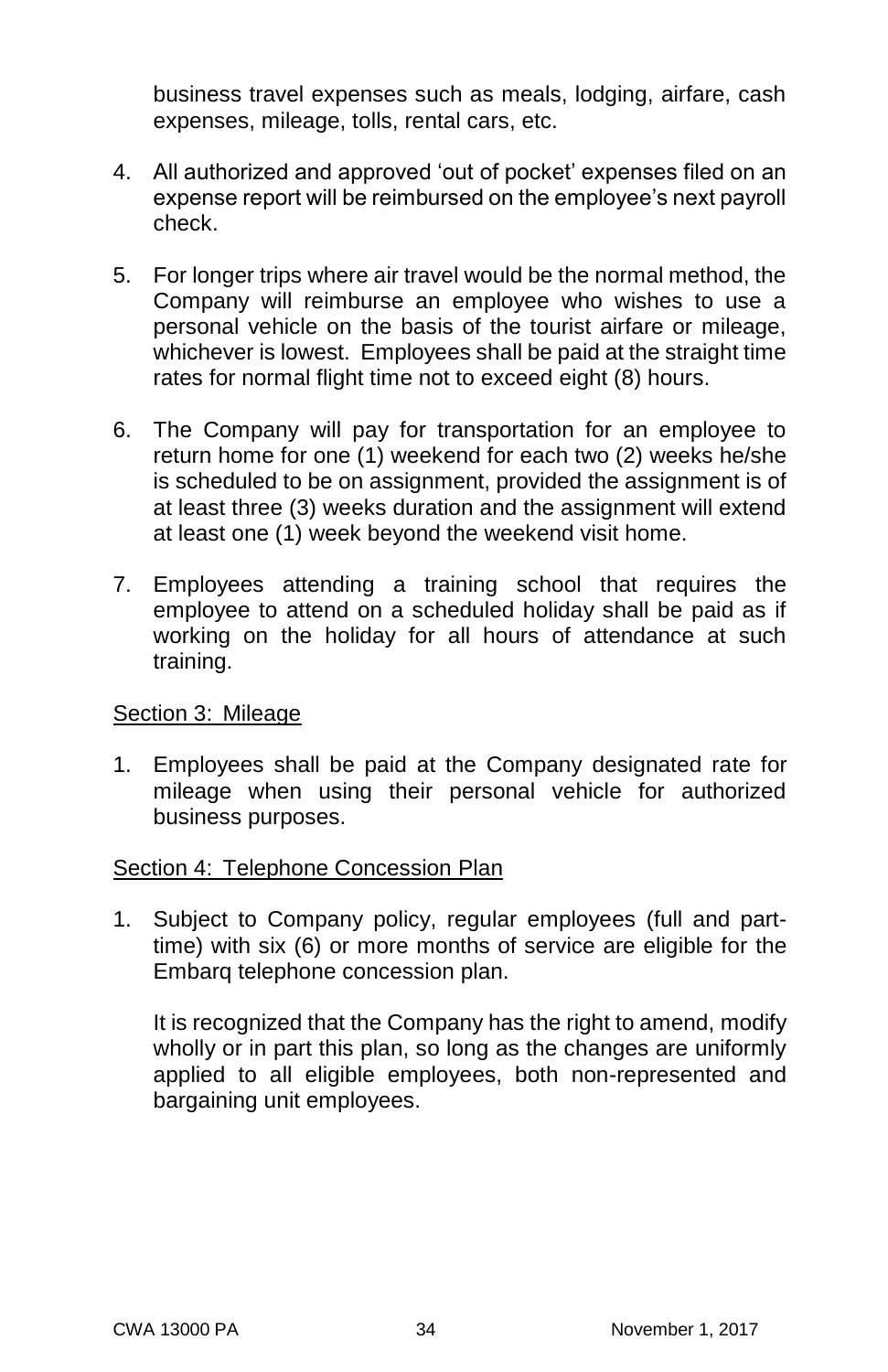business travel expenses such as meals, lodging, airfare, cash expenses, mileage, tolls, rental cars, etc.

4. All authorized and approved 'out of pocket' expenses filed on an expense report will be reimbursed on the employee's next payroll check.

5. For longer trips where air travel would be the normal method, the Company will reimburse an employee who wishes to use a personal vehicle on the basis of the tourist airfare or mileage, whichever is lowest. Employees shall be paid at the straight time rates for normal flight time not to exceed eight (8) hours.

6. The Company will pay for transportation for an employee to return home for one (1) weekend for each two (2) weeks he/she is scheduled to be on assignment, provided the assignment is of at least three (3) weeks duration and the assignment will extend at least one (1) week beyond the weekend visit home.

7. Employees attending a training school that requires the employee to attend on a scheduled holiday shall be paid as if working on the holiday for all hours of attendance at such training.

## Section 3: Mileage

1. Employees shall be paid at the Company designated rate for mileage when using their personal vehicle for authorized business purposes.

## Section 4: Telephone Concession Plan

1. Subject to Company policy, regular employees (full and part-time) with six (6) or more months of service are eligible for the Embarq telephone concession plan.

   It is recognized that the Company has the right to amend, modify wholly or in part this plan, so long as the changes are uniformly applied to all eligible employees, both non-represented and bargaining unit employees.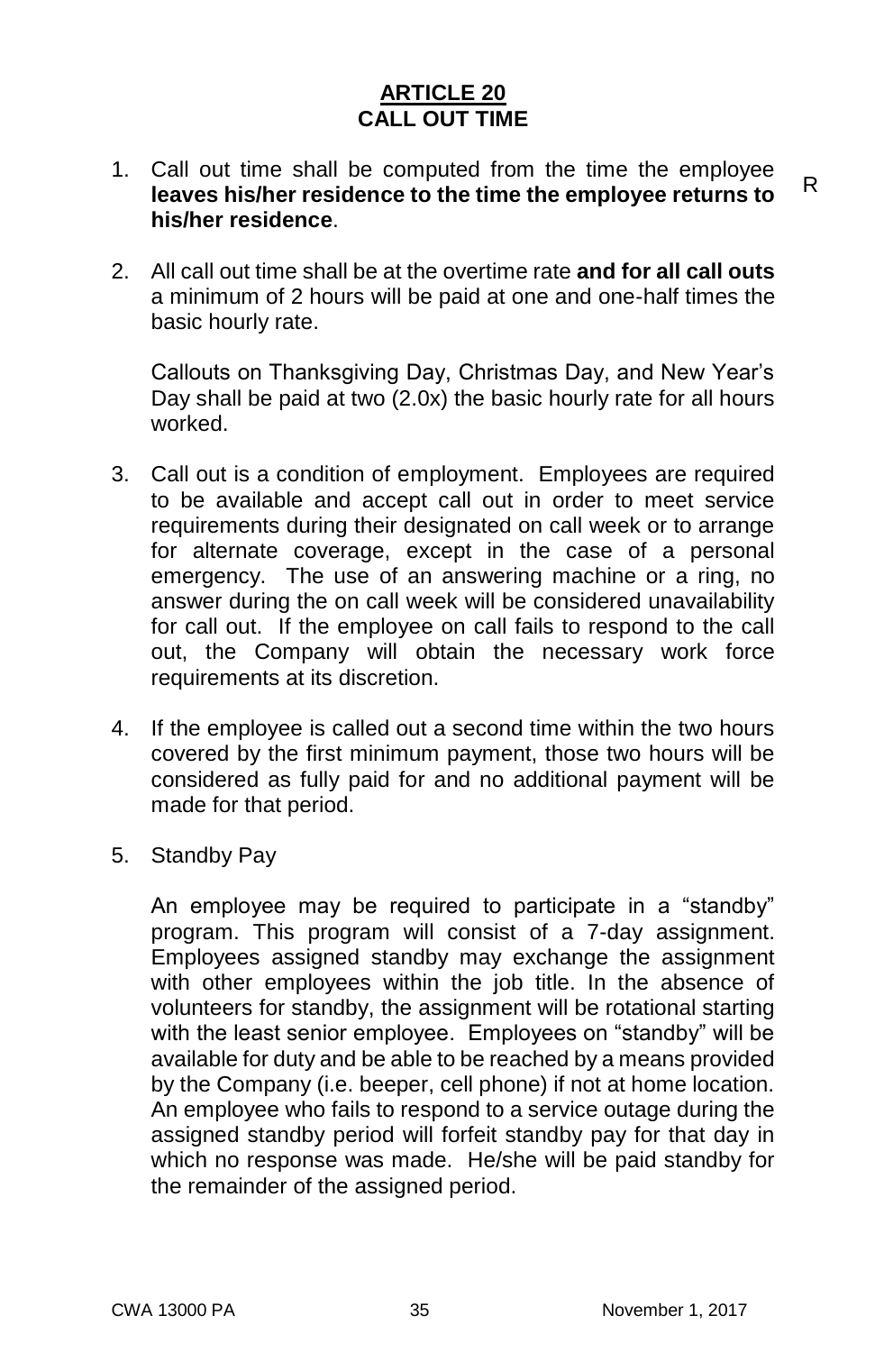# ARTICLE 20
## CALL OUT TIME

1. Call out time shall be computed from the time the employee **leaves his/her residence to the time the employee returns to his/her residence**. R

2. All call out time shall be at the overtime rate **and for all call outs** a minimum of 2 hours will be paid at one and one-half times the basic hourly rate.

   Callouts on Thanksgiving Day, Christmas Day, and New Year's Day shall be paid at two (2.0x) the basic hourly rate for all hours worked.

3. Call out is a condition of employment. Employees are required to be available and accept call out in order to meet service requirements during their designated on call week or to arrange for alternate coverage, except in the case of a personal emergency. The use of an answering machine or a ring, no answer during the on call week will be considered unavailability for call out. If the employee on call fails to respond to the call out, the Company will obtain the necessary work force requirements at its discretion.

4. If the employee is called out a second time within the two hours covered by the first minimum payment, those two hours will be considered as fully paid for and no additional payment will be made for that period.

5. Standby Pay

   An employee may be required to participate in a "standby" program. This program will consist of a 7-day assignment. Employees assigned standby may exchange the assignment with other employees within the job title. In the absence of volunteers for standby, the assignment will be rotational starting with the least senior employee. Employees on "standby" will be available for duty and be able to be reached by a means provided by the Company (i.e. beeper, cell phone) if not at home location. An employee who fails to respond to a service outage during the assigned standby period will forfeit standby pay for that day in which no response was made. He/she will be paid standby for the remainder of the assigned period.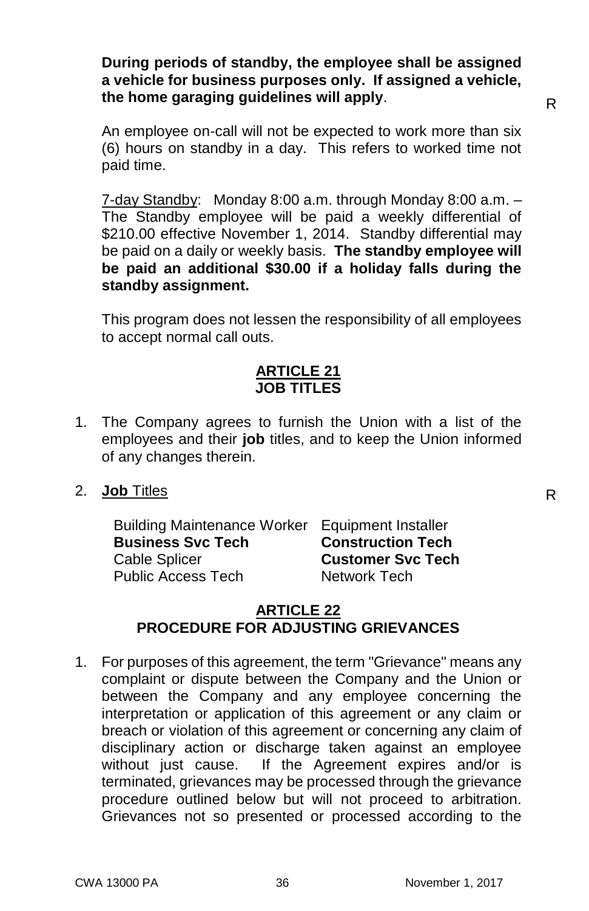**During periods of standby, the employee shall be assigned a vehicle for business purposes only. If assigned a vehicle, the home garaging guidelines will apply**. R

An employee on-call will not be expected to work more than six (6) hours on standby in a day. This refers to worked time not paid time.

7-day Standby: Monday 8:00 a.m. through Monday 8:00 a.m. – The Standby employee will be paid a weekly differential of $210.00 effective November 1, 2014. Standby differential may be paid on a daily or weekly basis. **The standby employee will be paid an additional $30.00 if a holiday falls during the standby assignment.**

This program does not lessen the responsibility of all employees to accept normal call outs.

## ARTICLE 21
## JOB TITLES

1. The Company agrees to furnish the Union with a list of the employees and their **job** titles, and to keep the Union informed of any changes therein.

2. **Job** Titles R

| | |
|---|---|
| Building Maintenance Worker | Equipment Installer |
| **Business Svc Tech** | **Construction Tech** |
| Cable Splicer | **Customer Svc Tech** |
| Public Access Tech | Network Tech |

## ARTICLE 22
## PROCEDURE FOR ADJUSTING GRIEVANCES

1. For purposes of this agreement, the term "Grievance" means any complaint or dispute between the Company and the Union or between the Company and any employee concerning the interpretation or application of this agreement or any claim or breach or violation of this agreement or concerning any claim of disciplinary action or discharge taken against an employee without just cause. If the Agreement expires and/or is terminated, grievances may be processed through the grievance procedure outlined below but will not proceed to arbitration. Grievances not so presented or processed according to the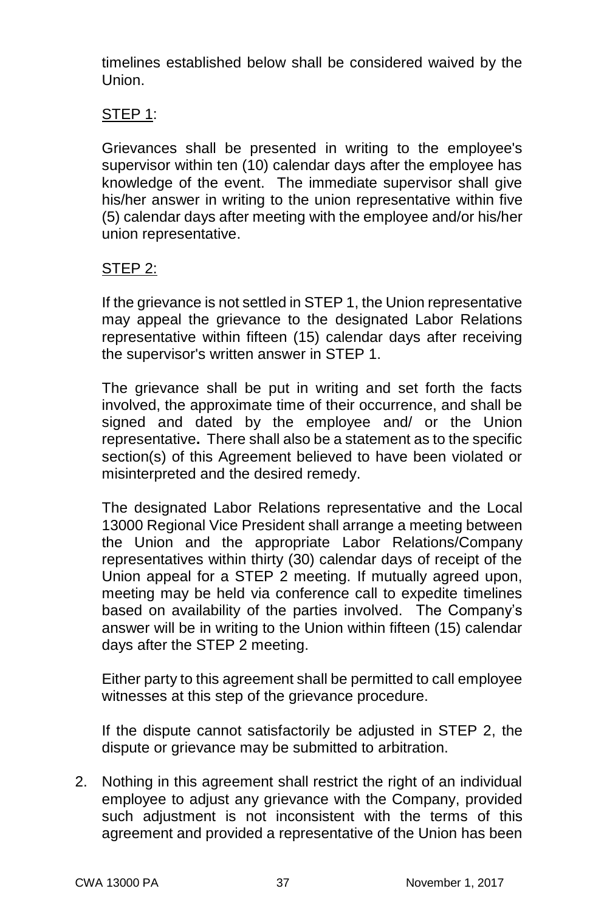timelines established below shall be considered waived by the Union.

STEP 1:

Grievances shall be presented in writing to the employee's supervisor within ten (10) calendar days after the employee has knowledge of the event. The immediate supervisor shall give his/her answer in writing to the union representative within five (5) calendar days after meeting with the employee and/or his/her union representative.

STEP 2:

If the grievance is not settled in STEP 1, the Union representative may appeal the grievance to the designated Labor Relations representative within fifteen (15) calendar days after receiving the supervisor's written answer in STEP 1.

The grievance shall be put in writing and set forth the facts involved, the approximate time of their occurrence, and shall be signed and dated by the employee and/ or the Union representative**.** There shall also be a statement as to the specific section(s) of this Agreement believed to have been violated or misinterpreted and the desired remedy.

The designated Labor Relations representative and the Local 13000 Regional Vice President shall arrange a meeting between the Union and the appropriate Labor Relations/Company representatives within thirty (30) calendar days of receipt of the Union appeal for a STEP 2 meeting. If mutually agreed upon, meeting may be held via conference call to expedite timelines based on availability of the parties involved. The Company's answer will be in writing to the Union within fifteen (15) calendar days after the STEP 2 meeting.

Either party to this agreement shall be permitted to call employee witnesses at this step of the grievance procedure.

If the dispute cannot satisfactorily be adjusted in STEP 2, the dispute or grievance may be submitted to arbitration.

2. Nothing in this agreement shall restrict the right of an individual employee to adjust any grievance with the Company, provided such adjustment is not inconsistent with the terms of this agreement and provided a representative of the Union has been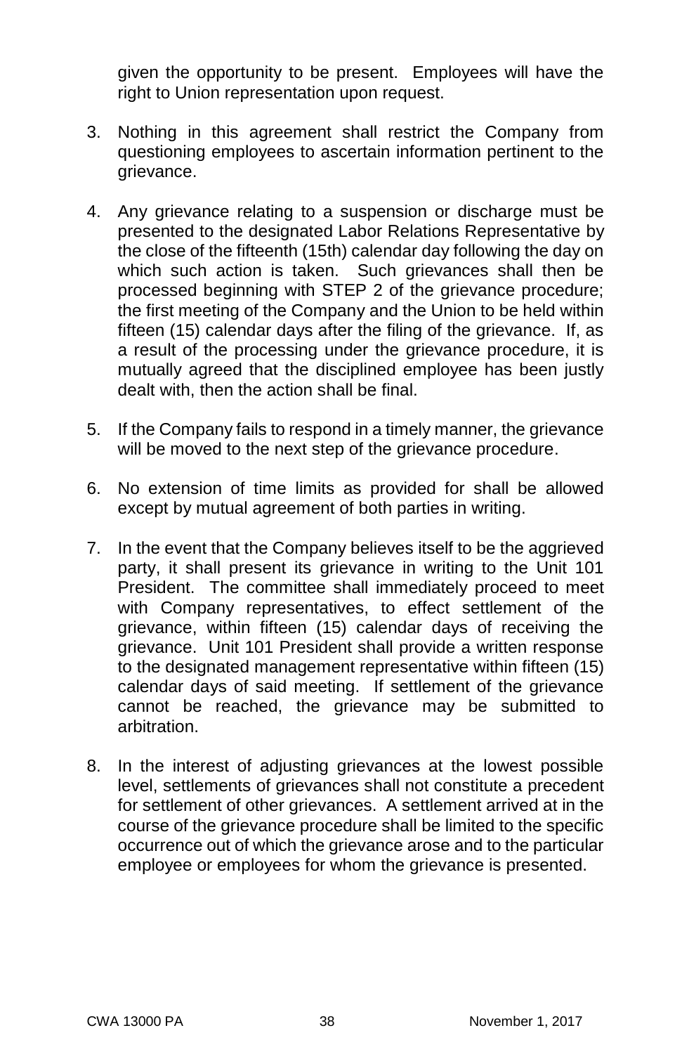given the opportunity to be present. Employees will have the right to Union representation upon request.

3. Nothing in this agreement shall restrict the Company from questioning employees to ascertain information pertinent to the grievance.

4. Any grievance relating to a suspension or discharge must be presented to the designated Labor Relations Representative by the close of the fifteenth (15th) calendar day following the day on which such action is taken. Such grievances shall then be processed beginning with STEP 2 of the grievance procedure; the first meeting of the Company and the Union to be held within fifteen (15) calendar days after the filing of the grievance. If, as a result of the processing under the grievance procedure, it is mutually agreed that the disciplined employee has been justly dealt with, then the action shall be final.

5. If the Company fails to respond in a timely manner, the grievance will be moved to the next step of the grievance procedure.

6. No extension of time limits as provided for shall be allowed except by mutual agreement of both parties in writing.

7. In the event that the Company believes itself to be the aggrieved party, it shall present its grievance in writing to the Unit 101 President. The committee shall immediately proceed to meet with Company representatives, to effect settlement of the grievance, within fifteen (15) calendar days of receiving the grievance. Unit 101 President shall provide a written response to the designated management representative within fifteen (15) calendar days of said meeting. If settlement of the grievance cannot be reached, the grievance may be submitted to arbitration.

8. In the interest of adjusting grievances at the lowest possible level, settlements of grievances shall not constitute a precedent for settlement of other grievances. A settlement arrived at in the course of the grievance procedure shall be limited to the specific occurrence out of which the grievance arose and to the particular employee or employees for whom the grievance is presented.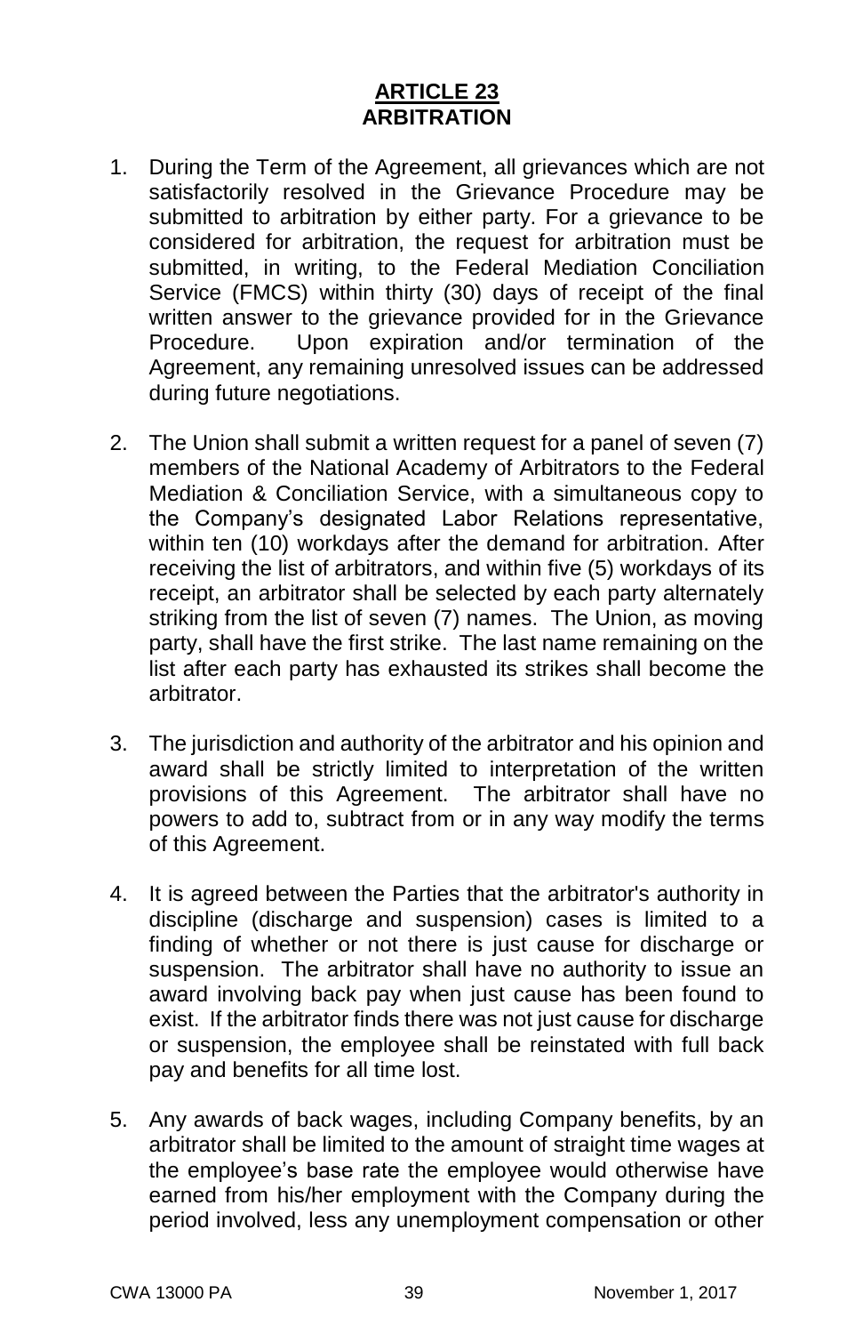## ARTICLE 23
## ARBITRATION

1. During the Term of the Agreement, all grievances which are not satisfactorily resolved in the Grievance Procedure may be submitted to arbitration by either party. For a grievance to be considered for arbitration, the request for arbitration must be submitted, in writing, to the Federal Mediation Conciliation Service (FMCS) within thirty (30) days of receipt of the final written answer to the grievance provided for in the Grievance Procedure. Upon expiration and/or termination of the Agreement, any remaining unresolved issues can be addressed during future negotiations.

2. The Union shall submit a written request for a panel of seven (7) members of the National Academy of Arbitrators to the Federal Mediation & Conciliation Service, with a simultaneous copy to the Company's designated Labor Relations representative, within ten (10) workdays after the demand for arbitration. After receiving the list of arbitrators, and within five (5) workdays of its receipt, an arbitrator shall be selected by each party alternately striking from the list of seven (7) names. The Union, as moving party, shall have the first strike. The last name remaining on the list after each party has exhausted its strikes shall become the arbitrator.

3. The jurisdiction and authority of the arbitrator and his opinion and award shall be strictly limited to interpretation of the written provisions of this Agreement. The arbitrator shall have no powers to add to, subtract from or in any way modify the terms of this Agreement.

4. It is agreed between the Parties that the arbitrator's authority in discipline (discharge and suspension) cases is limited to a finding of whether or not there is just cause for discharge or suspension. The arbitrator shall have no authority to issue an award involving back pay when just cause has been found to exist. If the arbitrator finds there was not just cause for discharge or suspension, the employee shall be reinstated with full back pay and benefits for all time lost.

5. Any awards of back wages, including Company benefits, by an arbitrator shall be limited to the amount of straight time wages at the employee's base rate the employee would otherwise have earned from his/her employment with the Company during the period involved, less any unemployment compensation or other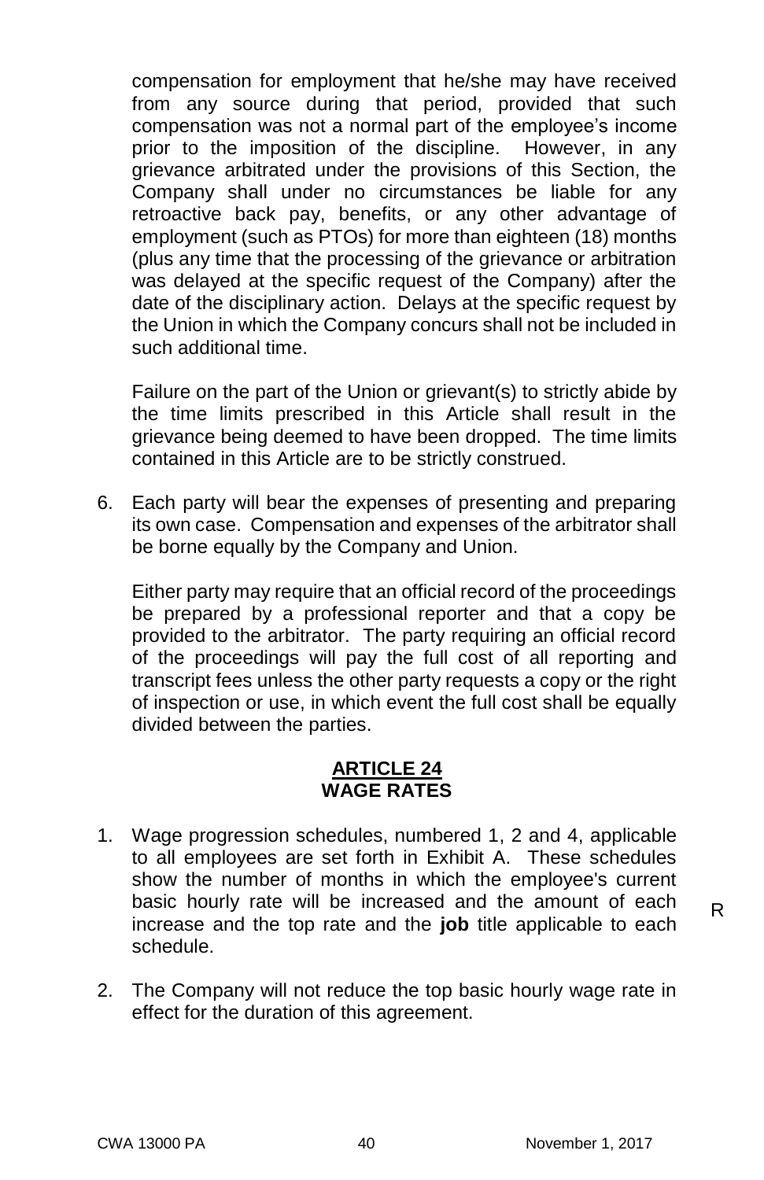compensation for employment that he/she may have received from any source during that period, provided that such compensation was not a normal part of the employee's income prior to the imposition of the discipline. However, in any grievance arbitrated under the provisions of this Section, the Company shall under no circumstances be liable for any retroactive back pay, benefits, or any other advantage of employment (such as PTOs) for more than eighteen (18) months (plus any time that the processing of the grievance or arbitration was delayed at the specific request of the Company) after the date of the disciplinary action. Delays at the specific request by the Union in which the Company concurs shall not be included in such additional time.

Failure on the part of the Union or grievant(s) to strictly abide by the time limits prescribed in this Article shall result in the grievance being deemed to have been dropped. The time limits contained in this Article are to be strictly construed.

6. Each party will bear the expenses of presenting and preparing its own case. Compensation and expenses of the arbitrator shall be borne equally by the Company and Union.

   Either party may require that an official record of the proceedings be prepared by a professional reporter and that a copy be provided to the arbitrator. The party requiring an official record of the proceedings will pay the full cost of all reporting and transcript fees unless the other party requests a copy or the right of inspection or use, in which event the full cost shall be equally divided between the parties.

## ARTICLE 24
## WAGE RATES

1. Wage progression schedules, numbered 1, 2 and 4, applicable to all employees are set forth in Exhibit A. These schedules show the number of months in which the employee's current basic hourly rate will be increased and the amount of each increase and the top rate and the **job** title applicable to each schedule. R

2. The Company will not reduce the top basic hourly wage rate in effect for the duration of this agreement.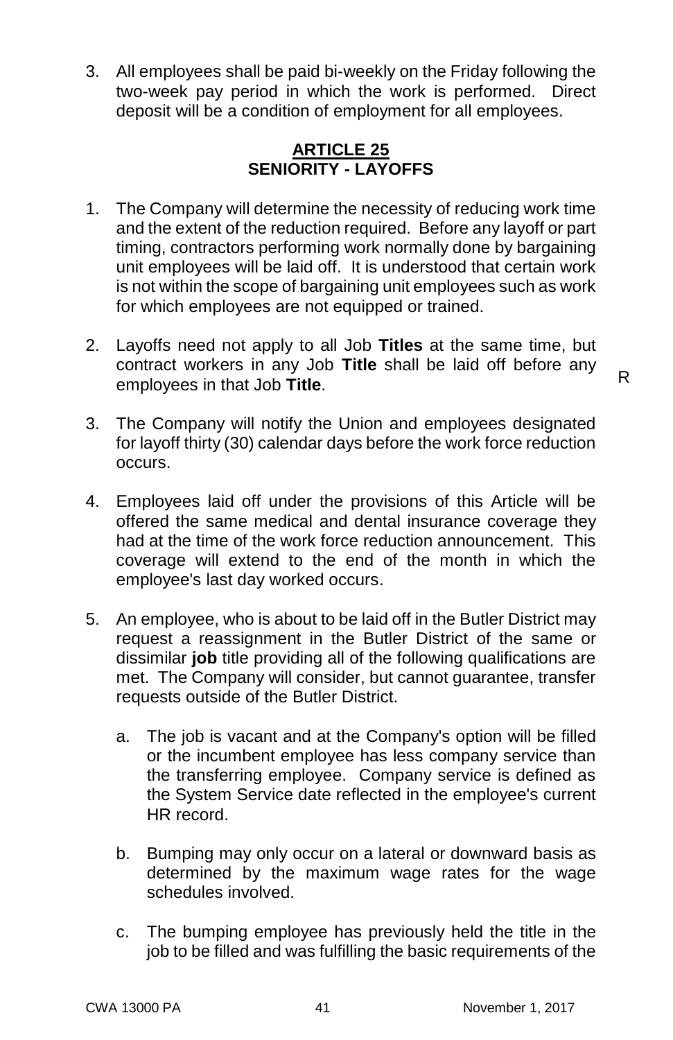3. All employees shall be paid bi-weekly on the Friday following the two-week pay period in which the work is performed. Direct deposit will be a condition of employment for all employees.

## ARTICLE 25
## SENIORITY - LAYOFFS

1. The Company will determine the necessity of reducing work time and the extent of the reduction required. Before any layoff or part timing, contractors performing work normally done by bargaining unit employees will be laid off. It is understood that certain work is not within the scope of bargaining unit employees such as work for which employees are not equipped or trained.

2. Layoffs need not apply to all Job **Titles** at the same time, but contract workers in any Job **Title** shall be laid off before any employees in that Job **Title**. R

3. The Company will notify the Union and employees designated for layoff thirty (30) calendar days before the work force reduction occurs.

4. Employees laid off under the provisions of this Article will be offered the same medical and dental insurance coverage they had at the time of the work force reduction announcement. This coverage will extend to the end of the month in which the employee's last day worked occurs.

5. An employee, who is about to be laid off in the Butler District may request a reassignment in the Butler District of the same or dissimilar **job** title providing all of the following qualifications are met. The Company will consider, but cannot guarantee, transfer requests outside of the Butler District.

   a. The job is vacant and at the Company's option will be filled or the incumbent employee has less company service than the transferring employee. Company service is defined as the System Service date reflected in the employee's current HR record.

   b. Bumping may only occur on a lateral or downward basis as determined by the maximum wage rates for the wage schedules involved.

   c. The bumping employee has previously held the title in the job to be filled and was fulfilling the basic requirements of the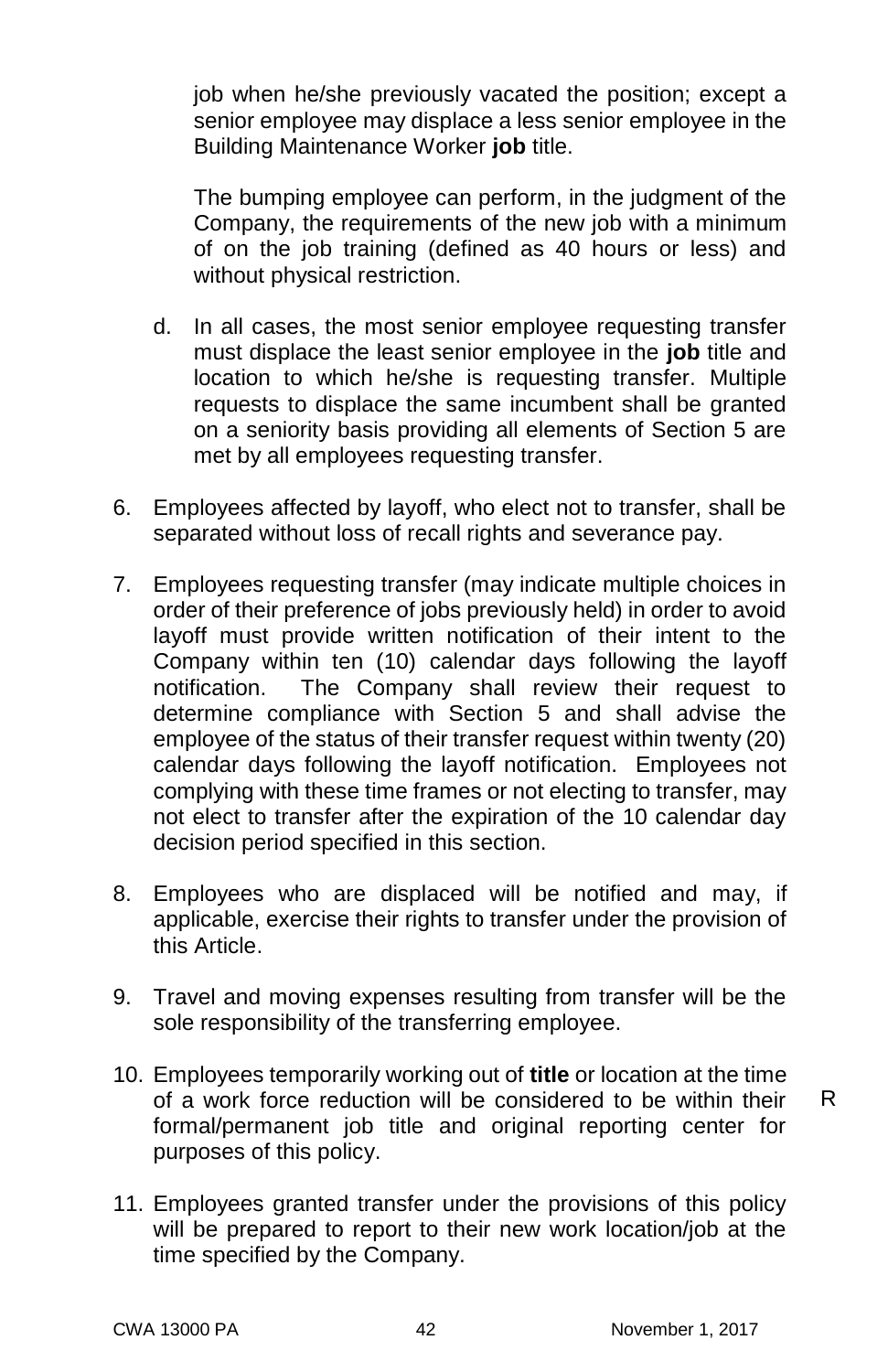job when he/she previously vacated the position; except a senior employee may displace a less senior employee in the Building Maintenance Worker **job** title.

The bumping employee can perform, in the judgment of the Company, the requirements of the new job with a minimum of on the job training (defined as 40 hours or less) and without physical restriction.

d. In all cases, the most senior employee requesting transfer must displace the least senior employee in the **job** title and location to which he/she is requesting transfer. Multiple requests to displace the same incumbent shall be granted on a seniority basis providing all elements of Section 5 are met by all employees requesting transfer.

6. Employees affected by layoff, who elect not to transfer, shall be separated without loss of recall rights and severance pay.

7. Employees requesting transfer (may indicate multiple choices in order of their preference of jobs previously held) in order to avoid layoff must provide written notification of their intent to the Company within ten (10) calendar days following the layoff notification. The Company shall review their request to determine compliance with Section 5 and shall advise the employee of the status of their transfer request within twenty (20) calendar days following the layoff notification. Employees not complying with these time frames or not electing to transfer, may not elect to transfer after the expiration of the 10 calendar day decision period specified in this section.

8. Employees who are displaced will be notified and may, if applicable, exercise their rights to transfer under the provision of this Article.

9. Travel and moving expenses resulting from transfer will be the sole responsibility of the transferring employee.

10. Employees temporarily working out of **title** or location at the time of a work force reduction will be considered to be within their formal/permanent job title and original reporting center for purposes of this policy. R

11. Employees granted transfer under the provisions of this policy will be prepared to report to their new work location/job at the time specified by the Company.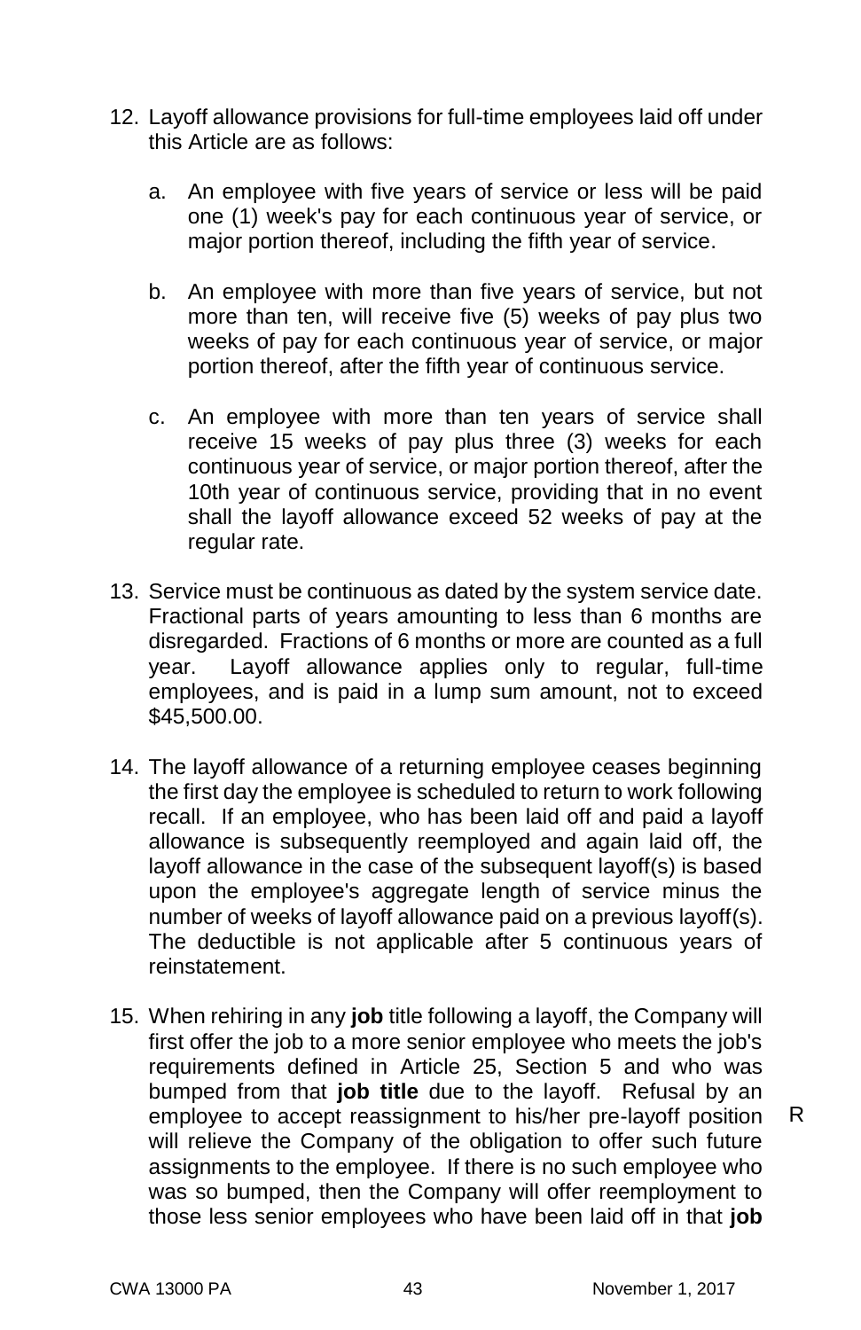12. Layoff allowance provisions for full-time employees laid off under this Article are as follows:

    a. An employee with five years of service or less will be paid one (1) week's pay for each continuous year of service, or major portion thereof, including the fifth year of service.

    b. An employee with more than five years of service, but not more than ten, will receive five (5) weeks of pay plus two weeks of pay for each continuous year of service, or major portion thereof, after the fifth year of continuous service.

    c. An employee with more than ten years of service shall receive 15 weeks of pay plus three (3) weeks for each continuous year of service, or major portion thereof, after the 10th year of continuous service, providing that in no event shall the layoff allowance exceed 52 weeks of pay at the regular rate.

13. Service must be continuous as dated by the system service date. Fractional parts of years amounting to less than 6 months are disregarded. Fractions of 6 months or more are counted as a full year. Layoff allowance applies only to regular, full-time employees, and is paid in a lump sum amount, not to exceed $45,500.00.

14. The layoff allowance of a returning employee ceases beginning the first day the employee is scheduled to return to work following recall. If an employee, who has been laid off and paid a layoff allowance is subsequently reemployed and again laid off, the layoff allowance in the case of the subsequent layoff(s) is based upon the employee's aggregate length of service minus the number of weeks of layoff allowance paid on a previous layoff(s). The deductible is not applicable after 5 continuous years of reinstatement.

15. When rehiring in any **job** title following a layoff, the Company will first offer the job to a more senior employee who meets the job's requirements defined in Article 25, Section 5 and who was bumped from that **job title** due to the layoff. Refusal by an employee to accept reassignment to his/her pre-layoff position will relieve the Company of the obligation to offer such future assignments to the employee. If there is no such employee who was so bumped, then the Company will offer reemployment to those less senior employees who have been laid off in that **job**

R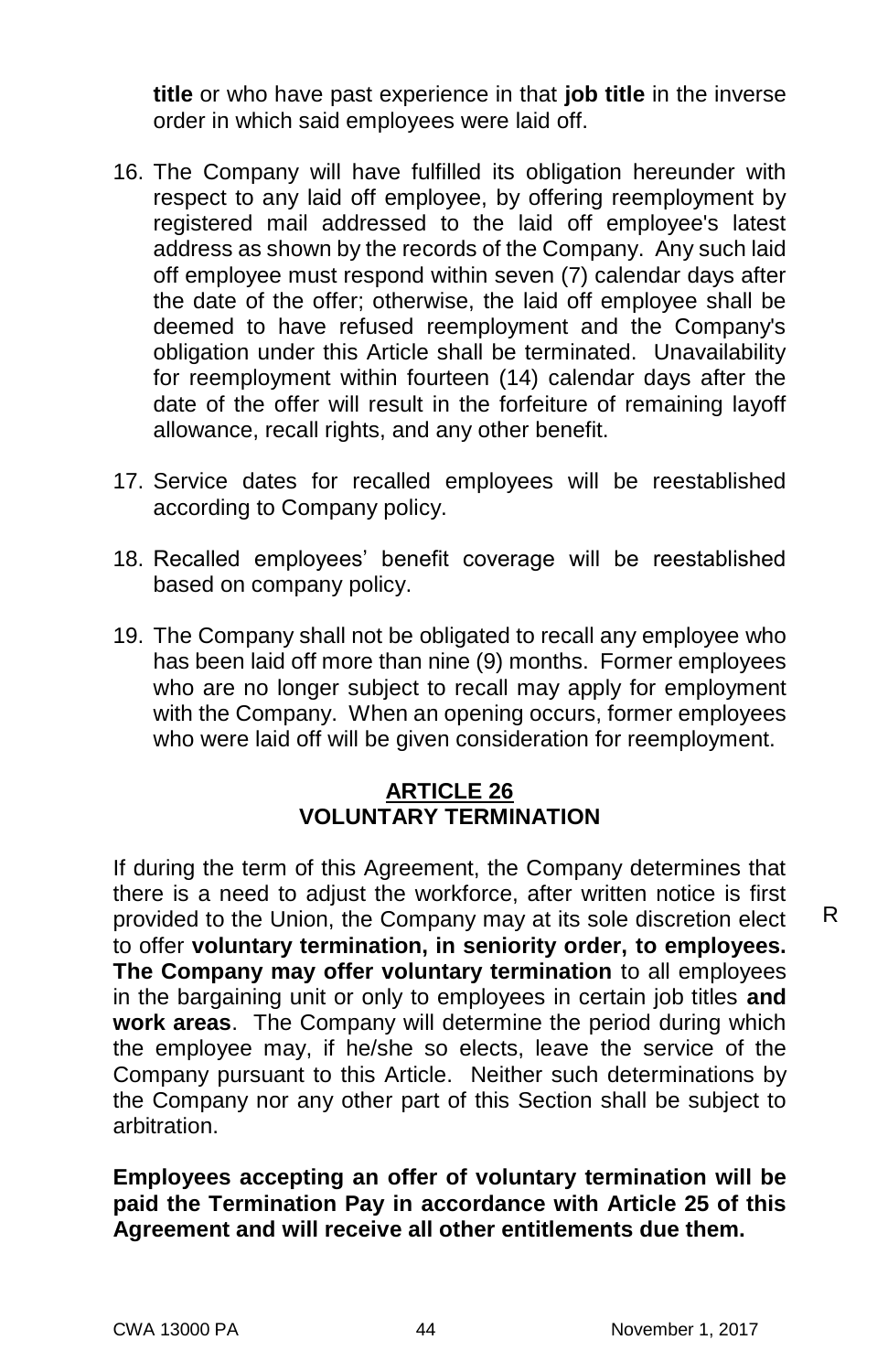**title** or who have past experience in that **job title** in the inverse order in which said employees were laid off.

16. The Company will have fulfilled its obligation hereunder with respect to any laid off employee, by offering reemployment by registered mail addressed to the laid off employee's latest address as shown by the records of the Company. Any such laid off employee must respond within seven (7) calendar days after the date of the offer; otherwise, the laid off employee shall be deemed to have refused reemployment and the Company's obligation under this Article shall be terminated. Unavailability for reemployment within fourteen (14) calendar days after the date of the offer will result in the forfeiture of remaining layoff allowance, recall rights, and any other benefit.

17. Service dates for recalled employees will be reestablished according to Company policy.

18. Recalled employees' benefit coverage will be reestablished based on company policy.

19. The Company shall not be obligated to recall any employee who has been laid off more than nine (9) months. Former employees who are no longer subject to recall may apply for employment with the Company. When an opening occurs, former employees who were laid off will be given consideration for reemployment.

## ARTICLE 26
## VOLUNTARY TERMINATION

If during the term of this Agreement, the Company determines that there is a need to adjust the workforce, after written notice is first provided to the Union, the Company may at its sole discretion elect to offer **voluntary termination, in seniority order, to employees. The Company may offer voluntary termination** to all employees in the bargaining unit or only to employees in certain job titles **and work areas**. The Company will determine the period during which the employee may, if he/she so elects, leave the service of the Company pursuant to this Article. Neither such determinations by the Company nor any other part of this Section shall be subject to arbitration. R

**Employees accepting an offer of voluntary termination will be paid the Termination Pay in accordance with Article 25 of this Agreement and will receive all other entitlements due them.**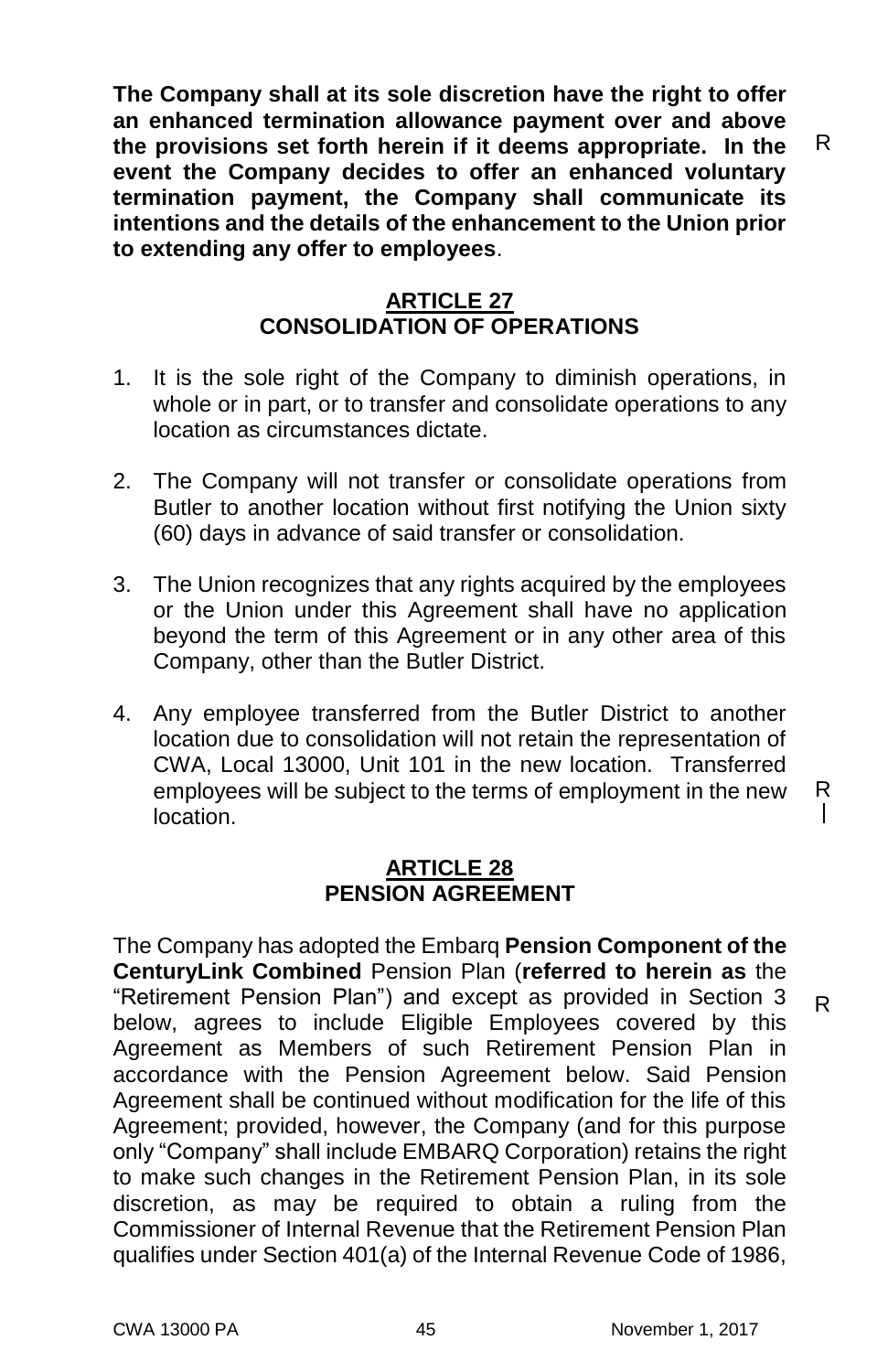**The Company shall at its sole discretion have the right to offer an enhanced termination allowance payment over and above the provisions set forth herein if it deems appropriate. In the event the Company decides to offer an enhanced voluntary termination payment, the Company shall communicate its intentions and the details of the enhancement to the Union prior to extending any offer to employees**.

## ARTICLE 27
## CONSOLIDATION OF OPERATIONS

1. It is the sole right of the Company to diminish operations, in whole or in part, or to transfer and consolidate operations to any location as circumstances dictate.

2. The Company will not transfer or consolidate operations from Butler to another location without first notifying the Union sixty (60) days in advance of said transfer or consolidation.

3. The Union recognizes that any rights acquired by the employees or the Union under this Agreement shall have no application beyond the term of this Agreement or in any other area of this Company, other than the Butler District.

4. Any employee transferred from the Butler District to another location due to consolidation will not retain the representation of CWA, Local 13000, Unit 101 in the new location. Transferred employees will be subject to the terms of employment in the new location.

## ARTICLE 28
## PENSION AGREEMENT

The Company has adopted the Embarq **Pension Component of the CenturyLink Combined** Pension Plan (**referred to herein as** the "Retirement Pension Plan") and except as provided in Section 3 below, agrees to include Eligible Employees covered by this Agreement as Members of such Retirement Pension Plan in accordance with the Pension Agreement below. Said Pension Agreement shall be continued without modification for the life of this Agreement; provided, however, the Company (and for this purpose only "Company" shall include EMBARQ Corporation) retains the right to make such changes in the Retirement Pension Plan, in its sole discretion, as may be required to obtain a ruling from the Commissioner of Internal Revenue that the Retirement Pension Plan qualifies under Section 401(a) of the Internal Revenue Code of 1986,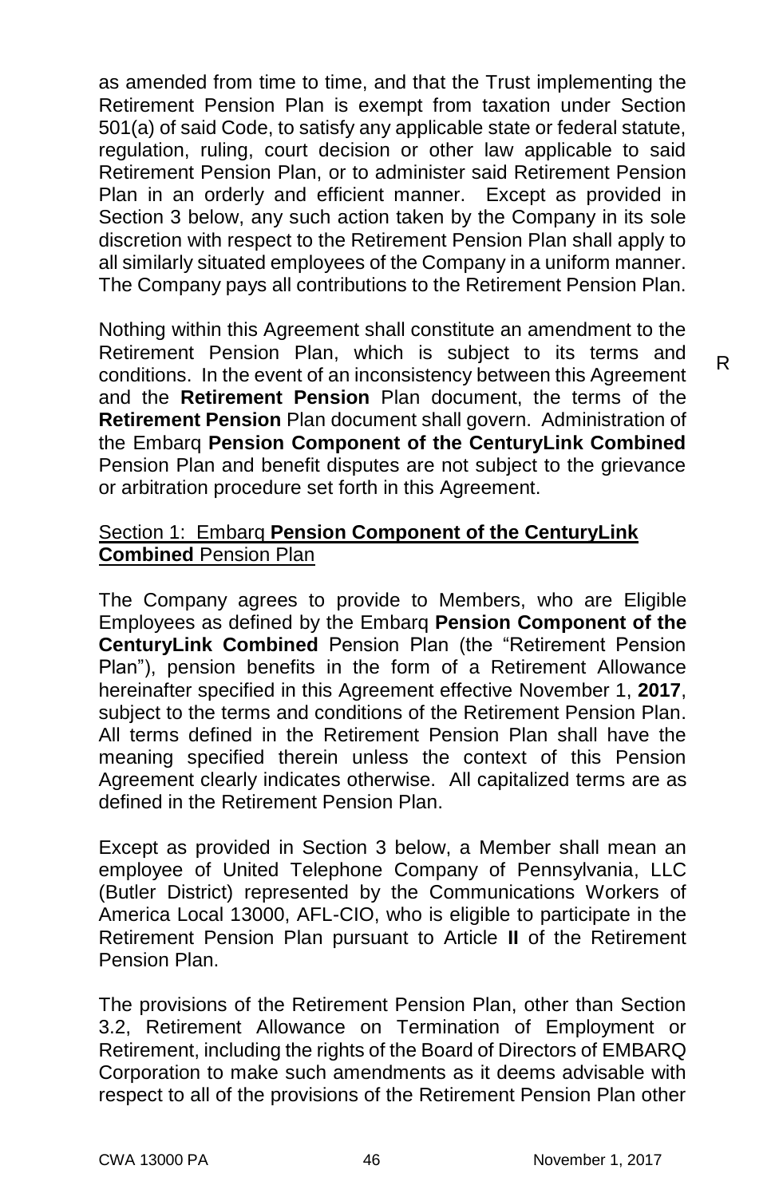as amended from time to time, and that the Trust implementing the Retirement Pension Plan is exempt from taxation under Section 501(a) of said Code, to satisfy any applicable state or federal statute, regulation, ruling, court decision or other law applicable to said Retirement Pension Plan, or to administer said Retirement Pension Plan in an orderly and efficient manner. Except as provided in Section 3 below, any such action taken by the Company in its sole discretion with respect to the Retirement Pension Plan shall apply to all similarly situated employees of the Company in a uniform manner. The Company pays all contributions to the Retirement Pension Plan.

Nothing within this Agreement shall constitute an amendment to the Retirement Pension Plan, which is subject to its terms and conditions. In the event of an inconsistency between this Agreement and the **Retirement Pension** Plan document, the terms of the **Retirement Pension** Plan document shall govern. Administration of the Embarq **Pension Component of the CenturyLink Combined** Pension Plan and benefit disputes are not subject to the grievance or arbitration procedure set forth in this Agreement. R

Section 1: Embarq **Pension Component of the CenturyLink Combined** Pension Plan

The Company agrees to provide to Members, who are Eligible Employees as defined by the Embarq **Pension Component of the CenturyLink Combined** Pension Plan (the "Retirement Pension Plan"), pension benefits in the form of a Retirement Allowance hereinafter specified in this Agreement effective November 1, **2017**, subject to the terms and conditions of the Retirement Pension Plan. All terms defined in the Retirement Pension Plan shall have the meaning specified therein unless the context of this Pension Agreement clearly indicates otherwise. All capitalized terms are as defined in the Retirement Pension Plan.

Except as provided in Section 3 below, a Member shall mean an employee of United Telephone Company of Pennsylvania, LLC (Butler District) represented by the Communications Workers of America Local 13000, AFL-CIO, who is eligible to participate in the Retirement Pension Plan pursuant to Article **II** of the Retirement Pension Plan.

The provisions of the Retirement Pension Plan, other than Section 3.2, Retirement Allowance on Termination of Employment or Retirement, including the rights of the Board of Directors of EMBARQ Corporation to make such amendments as it deems advisable with respect to all of the provisions of the Retirement Pension Plan other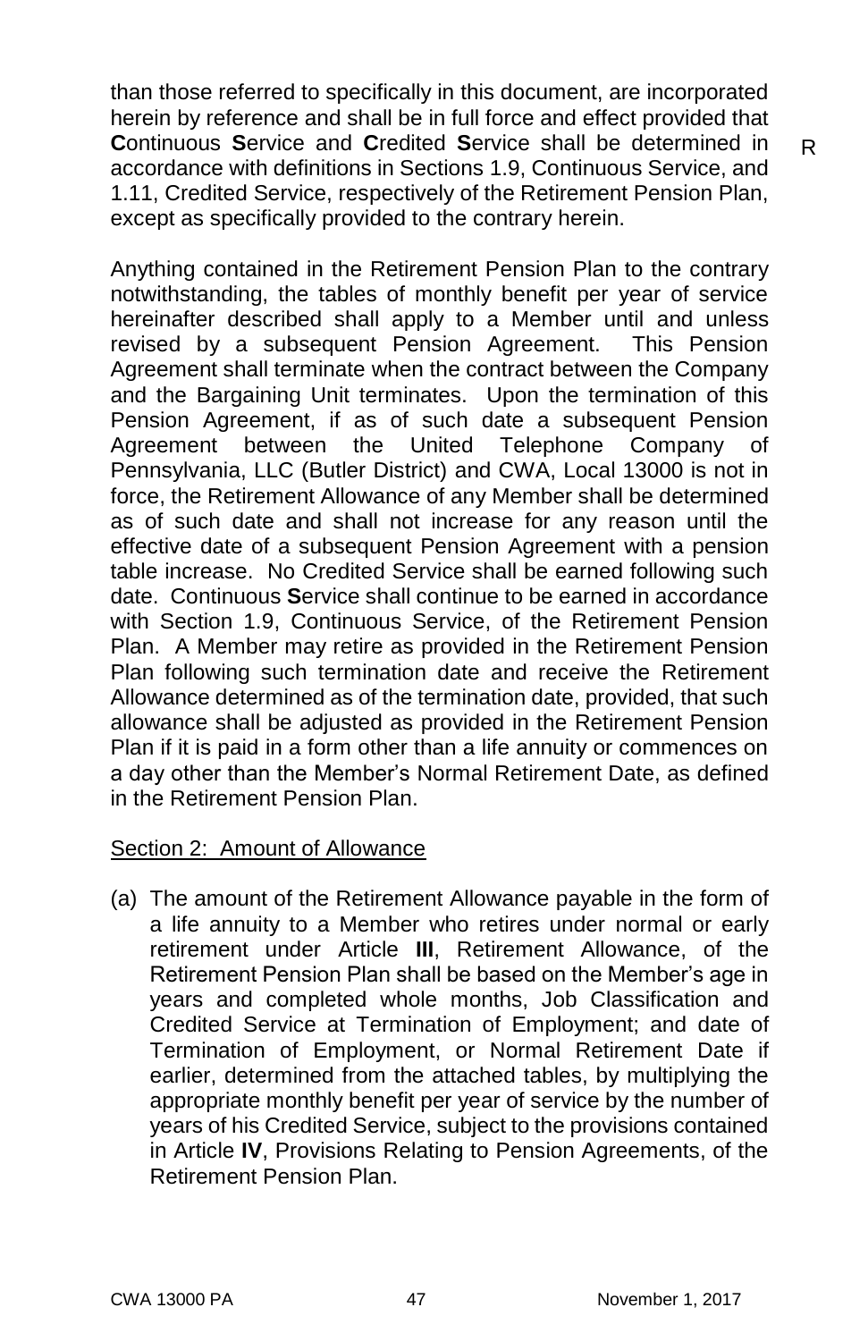than those referred to specifically in this document, are incorporated herein by reference and shall be in full force and effect provided that **C**ontinuous **S**ervice and **C**redited **S**ervice shall be determined in accordance with definitions in Sections 1.9, Continuous Service, and 1.11, Credited Service, respectively of the Retirement Pension Plan, except as specifically provided to the contrary herein. R

Anything contained in the Retirement Pension Plan to the contrary notwithstanding, the tables of monthly benefit per year of service hereinafter described shall apply to a Member until and unless revised by a subsequent Pension Agreement. This Pension Agreement shall terminate when the contract between the Company and the Bargaining Unit terminates. Upon the termination of this Pension Agreement, if as of such date a subsequent Pension Agreement between the United Telephone Company of Pennsylvania, LLC (Butler District) and CWA, Local 13000 is not in force, the Retirement Allowance of any Member shall be determined as of such date and shall not increase for any reason until the effective date of a subsequent Pension Agreement with a pension table increase. No Credited Service shall be earned following such date. Continuous **S**ervice shall continue to be earned in accordance with Section 1.9, Continuous Service, of the Retirement Pension Plan. A Member may retire as provided in the Retirement Pension Plan following such termination date and receive the Retirement Allowance determined as of the termination date, provided, that such allowance shall be adjusted as provided in the Retirement Pension Plan if it is paid in a form other than a life annuity or commences on a day other than the Member's Normal Retirement Date, as defined in the Retirement Pension Plan.

Section 2: Amount of Allowance

(a) The amount of the Retirement Allowance payable in the form of a life annuity to a Member who retires under normal or early retirement under Article **III**, Retirement Allowance, of the Retirement Pension Plan shall be based on the Member's age in years and completed whole months, Job Classification and Credited Service at Termination of Employment; and date of Termination of Employment, or Normal Retirement Date if earlier, determined from the attached tables, by multiplying the appropriate monthly benefit per year of service by the number of years of his Credited Service, subject to the provisions contained in Article **IV**, Provisions Relating to Pension Agreements, of the Retirement Pension Plan.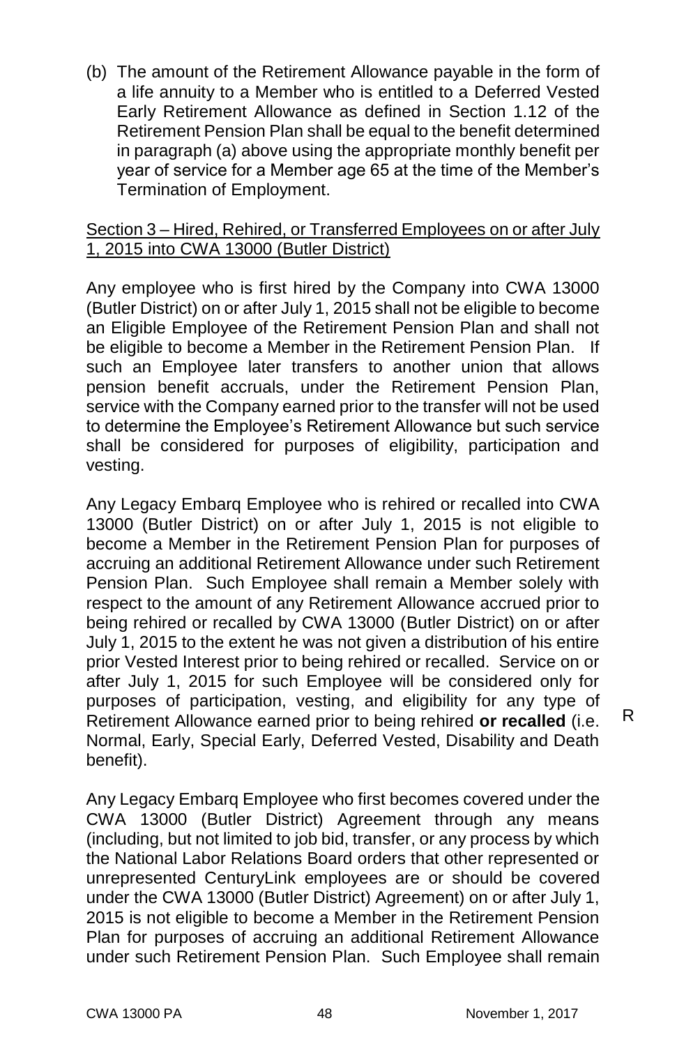(b) The amount of the Retirement Allowance payable in the form of a life annuity to a Member who is entitled to a Deferred Vested Early Retirement Allowance as defined in Section 1.12 of the Retirement Pension Plan shall be equal to the benefit determined in paragraph (a) above using the appropriate monthly benefit per year of service for a Member age 65 at the time of the Member's Termination of Employment.

<u>Section 3 – Hired, Rehired, or Transferred Employees on or after July 1, 2015 into CWA 13000 (Butler District)</u>

Any employee who is first hired by the Company into CWA 13000 (Butler District) on or after July 1, 2015 shall not be eligible to become an Eligible Employee of the Retirement Pension Plan and shall not be eligible to become a Member in the Retirement Pension Plan. If such an Employee later transfers to another union that allows pension benefit accruals, under the Retirement Pension Plan, service with the Company earned prior to the transfer will not be used to determine the Employee's Retirement Allowance but such service shall be considered for purposes of eligibility, participation and vesting.

Any Legacy Embarq Employee who is rehired or recalled into CWA 13000 (Butler District) on or after July 1, 2015 is not eligible to become a Member in the Retirement Pension Plan for purposes of accruing an additional Retirement Allowance under such Retirement Pension Plan. Such Employee shall remain a Member solely with respect to the amount of any Retirement Allowance accrued prior to being rehired or recalled by CWA 13000 (Butler District) on or after July 1, 2015 to the extent he was not given a distribution of his entire prior Vested Interest prior to being rehired or recalled. Service on or after July 1, 2015 for such Employee will be considered only for purposes of participation, vesting, and eligibility for any type of Retirement Allowance earned prior to being rehired **or recalled** (i.e. Normal, Early, Special Early, Deferred Vested, Disability and Death benefit). R

Any Legacy Embarq Employee who first becomes covered under the CWA 13000 (Butler District) Agreement through any means (including, but not limited to job bid, transfer, or any process by which the National Labor Relations Board orders that other represented or unrepresented CenturyLink employees are or should be covered under the CWA 13000 (Butler District) Agreement) on or after July 1, 2015 is not eligible to become a Member in the Retirement Pension Plan for purposes of accruing an additional Retirement Allowance under such Retirement Pension Plan. Such Employee shall remain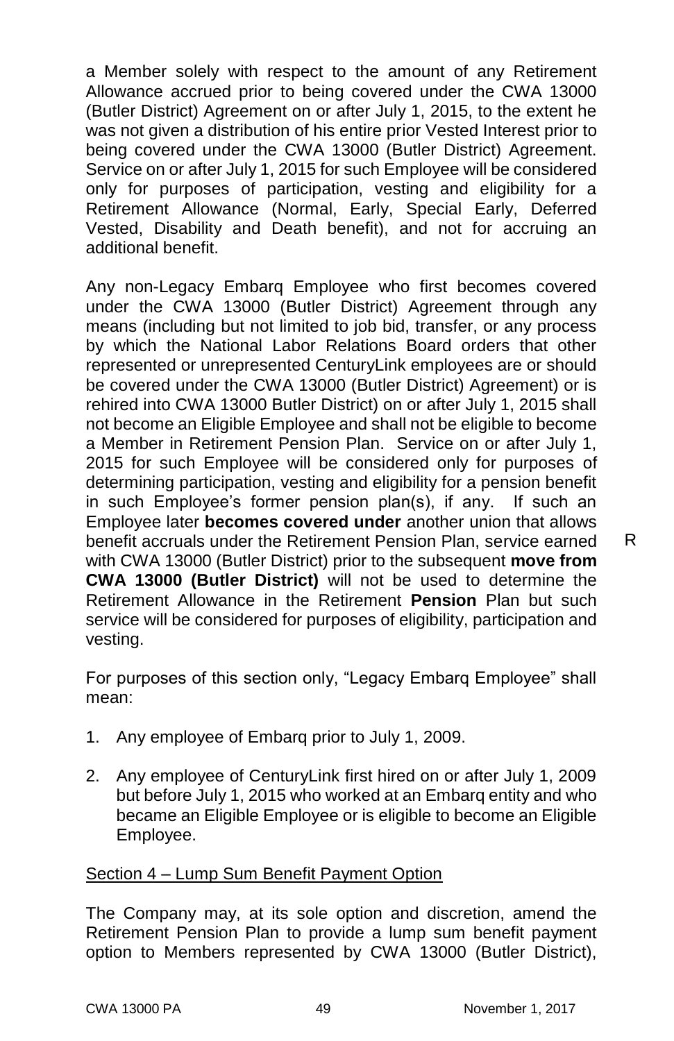a Member solely with respect to the amount of any Retirement Allowance accrued prior to being covered under the CWA 13000 (Butler District) Agreement on or after July 1, 2015, to the extent he was not given a distribution of his entire prior Vested Interest prior to being covered under the CWA 13000 (Butler District) Agreement. Service on or after July 1, 2015 for such Employee will be considered only for purposes of participation, vesting and eligibility for a Retirement Allowance (Normal, Early, Special Early, Deferred Vested, Disability and Death benefit), and not for accruing an additional benefit.

Any non-Legacy Embarq Employee who first becomes covered under the CWA 13000 (Butler District) Agreement through any means (including but not limited to job bid, transfer, or any process by which the National Labor Relations Board orders that other represented or unrepresented CenturyLink employees are or should be covered under the CWA 13000 (Butler District) Agreement) or is rehired into CWA 13000 Butler District) on or after July 1, 2015 shall not become an Eligible Employee and shall not be eligible to become a Member in Retirement Pension Plan. Service on or after July 1, 2015 for such Employee will be considered only for purposes of determining participation, vesting and eligibility for a pension benefit in such Employee's former pension plan(s), if any. If such an Employee later **becomes covered under** another union that allows benefit accruals under the Retirement Pension Plan, service earned with CWA 13000 (Butler District) prior to the subsequent **move from CWA 13000 (Butler District)** will not be used to determine the Retirement Allowance in the Retirement **Pension** Plan but such service will be considered for purposes of eligibility, participation and vesting. R

For purposes of this section only, "Legacy Embarq Employee" shall mean:

1. Any employee of Embarq prior to July 1, 2009.
2. Any employee of CenturyLink first hired on or after July 1, 2009 but before July 1, 2015 who worked at an Embarq entity and who became an Eligible Employee or is eligible to become an Eligible Employee.

Section 4 – Lump Sum Benefit Payment Option

The Company may, at its sole option and discretion, amend the Retirement Pension Plan to provide a lump sum benefit payment option to Members represented by CWA 13000 (Butler District),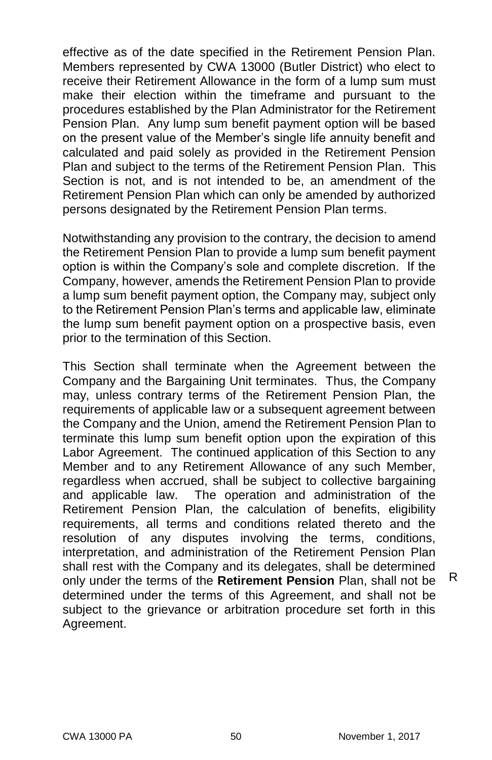effective as of the date specified in the Retirement Pension Plan. Members represented by CWA 13000 (Butler District) who elect to receive their Retirement Allowance in the form of a lump sum must make their election within the timeframe and pursuant to the procedures established by the Plan Administrator for the Retirement Pension Plan. Any lump sum benefit payment option will be based on the present value of the Member's single life annuity benefit and calculated and paid solely as provided in the Retirement Pension Plan and subject to the terms of the Retirement Pension Plan. This Section is not, and is not intended to be, an amendment of the Retirement Pension Plan which can only be amended by authorized persons designated by the Retirement Pension Plan terms.

Notwithstanding any provision to the contrary, the decision to amend the Retirement Pension Plan to provide a lump sum benefit payment option is within the Company's sole and complete discretion. If the Company, however, amends the Retirement Pension Plan to provide a lump sum benefit payment option, the Company may, subject only to the Retirement Pension Plan's terms and applicable law, eliminate the lump sum benefit payment option on a prospective basis, even prior to the termination of this Section.

This Section shall terminate when the Agreement between the Company and the Bargaining Unit terminates. Thus, the Company may, unless contrary terms of the Retirement Pension Plan, the requirements of applicable law or a subsequent agreement between the Company and the Union, amend the Retirement Pension Plan to terminate this lump sum benefit option upon the expiration of this Labor Agreement. The continued application of this Section to any Member and to any Retirement Allowance of any such Member, regardless when accrued, shall be subject to collective bargaining and applicable law. The operation and administration of the Retirement Pension Plan, the calculation of benefits, eligibility requirements, all terms and conditions related thereto and the resolution of any disputes involving the terms, conditions, interpretation, and administration of the Retirement Pension Plan shall rest with the Company and its delegates, shall be determined only under the terms of the **Retirement Pension** Plan, shall not be determined under the terms of this Agreement, and shall not be subject to the grievance or arbitration procedure set forth in this Agreement. R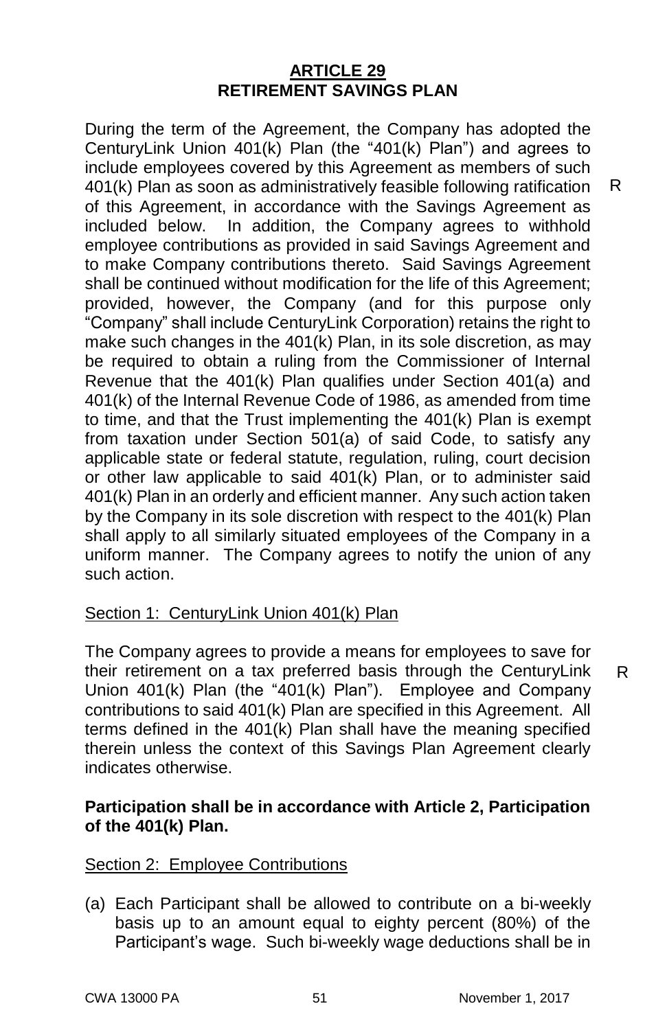## ARTICLE 29
## RETIREMENT SAVINGS PLAN

During the term of the Agreement, the Company has adopted the CenturyLink Union 401(k) Plan (the "401(k) Plan") and agrees to include employees covered by this Agreement as members of such 401(k) Plan as soon as administratively feasible following ratification of this Agreement, in accordance with the Savings Agreement as included below. In addition, the Company agrees to withhold employee contributions as provided in said Savings Agreement and to make Company contributions thereto. Said Savings Agreement shall be continued without modification for the life of this Agreement; provided, however, the Company (and for this purpose only "Company" shall include CenturyLink Corporation) retains the right to make such changes in the 401(k) Plan, in its sole discretion, as may be required to obtain a ruling from the Commissioner of Internal Revenue that the 401(k) Plan qualifies under Section 401(a) and 401(k) of the Internal Revenue Code of 1986, as amended from time to time, and that the Trust implementing the 401(k) Plan is exempt from taxation under Section 501(a) of said Code, to satisfy any applicable state or federal statute, regulation, ruling, court decision or other law applicable to said 401(k) Plan, or to administer said 401(k) Plan in an orderly and efficient manner. Any such action taken by the Company in its sole discretion with respect to the 401(k) Plan shall apply to all similarly situated employees of the Company in a uniform manner. The Company agrees to notify the union of any such action. R

Section 1: CenturyLink Union 401(k) Plan

The Company agrees to provide a means for employees to save for their retirement on a tax preferred basis through the CenturyLink Union 401(k) Plan (the "401(k) Plan"). Employee and Company contributions to said 401(k) Plan are specified in this Agreement. All terms defined in the 401(k) Plan shall have the meaning specified therein unless the context of this Savings Plan Agreement clearly indicates otherwise. R

**Participation shall be in accordance with Article 2, Participation of the 401(k) Plan.**

Section 2: Employee Contributions

(a) Each Participant shall be allowed to contribute on a bi-weekly basis up to an amount equal to eighty percent (80%) of the Participant's wage. Such bi-weekly wage deductions shall be in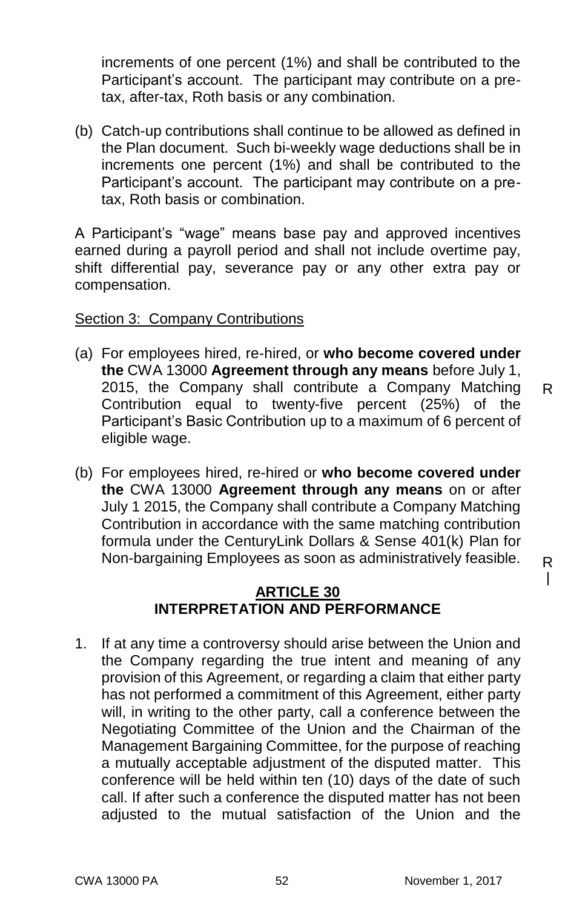increments of one percent (1%) and shall be contributed to the Participant's account. The participant may contribute on a pre-tax, after-tax, Roth basis or any combination.

(b) Catch-up contributions shall continue to be allowed as defined in the Plan document. Such bi-weekly wage deductions shall be in increments one percent (1%) and shall be contributed to the Participant's account. The participant may contribute on a pre-tax, Roth basis or combination.

A Participant's "wage" means base pay and approved incentives earned during a payroll period and shall not include overtime pay, shift differential pay, severance pay or any other extra pay or compensation.

Section 3: Company Contributions

(a) For employees hired, re-hired, or **who become covered under the** CWA 13000 **Agreement through any means** before July 1, 2015, the Company shall contribute a Company Matching Contribution equal to twenty-five percent (25%) of the Participant's Basic Contribution up to a maximum of 6 percent of eligible wage. R

(b) For employees hired, re-hired or **who become covered under the** CWA 13000 **Agreement through any means** on or after July 1 2015, the Company shall contribute a Company Matching Contribution in accordance with the same matching contribution formula under the CenturyLink Dollars & Sense 401(k) Plan for Non-bargaining Employees as soon as administratively feasible. R

## ARTICLE 30
## INTERPRETATION AND PERFORMANCE

1. If at any time a controversy should arise between the Union and the Company regarding the true intent and meaning of any provision of this Agreement, or regarding a claim that either party has not performed a commitment of this Agreement, either party will, in writing to the other party, call a conference between the Negotiating Committee of the Union and the Chairman of the Management Bargaining Committee, for the purpose of reaching a mutually acceptable adjustment of the disputed matter. This conference will be held within ten (10) days of the date of such call. If after such a conference the disputed matter has not been adjusted to the mutual satisfaction of the Union and the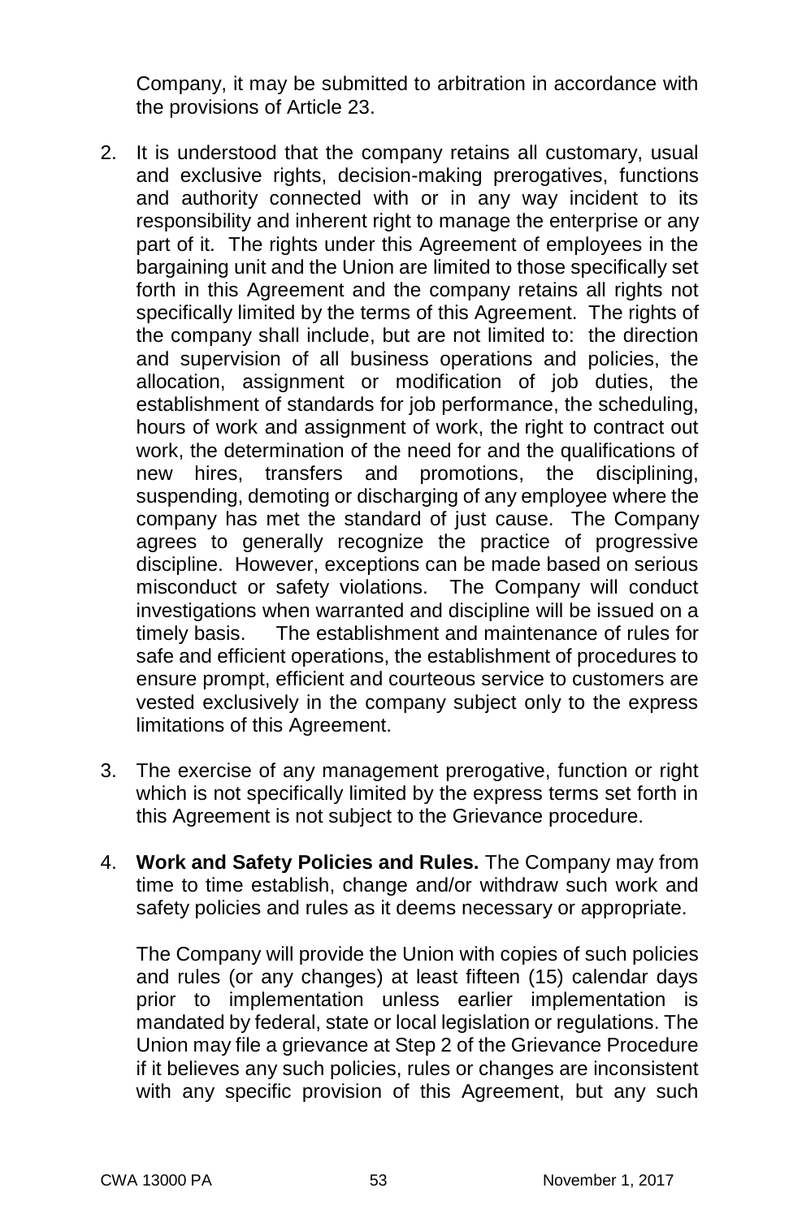Company, it may be submitted to arbitration in accordance with the provisions of Article 23.

2. It is understood that the company retains all customary, usual and exclusive rights, decision-making prerogatives, functions and authority connected with or in any way incident to its responsibility and inherent right to manage the enterprise or any part of it. The rights under this Agreement of employees in the bargaining unit and the Union are limited to those specifically set forth in this Agreement and the company retains all rights not specifically limited by the terms of this Agreement. The rights of the company shall include, but are not limited to: the direction and supervision of all business operations and policies, the allocation, assignment or modification of job duties, the establishment of standards for job performance, the scheduling, hours of work and assignment of work, the right to contract out work, the determination of the need for and the qualifications of new hires, transfers and promotions, the disciplining, suspending, demoting or discharging of any employee where the company has met the standard of just cause. The Company agrees to generally recognize the practice of progressive discipline. However, exceptions can be made based on serious misconduct or safety violations. The Company will conduct investigations when warranted and discipline will be issued on a timely basis. The establishment and maintenance of rules for safe and efficient operations, the establishment of procedures to ensure prompt, efficient and courteous service to customers are vested exclusively in the company subject only to the express limitations of this Agreement.

3. The exercise of any management prerogative, function or right which is not specifically limited by the express terms set forth in this Agreement is not subject to the Grievance procedure.

4. **Work and Safety Policies and Rules.** The Company may from time to time establish, change and/or withdraw such work and safety policies and rules as it deems necessary or appropriate.

   The Company will provide the Union with copies of such policies and rules (or any changes) at least fifteen (15) calendar days prior to implementation unless earlier implementation is mandated by federal, state or local legislation or regulations. The Union may file a grievance at Step 2 of the Grievance Procedure if it believes any such policies, rules or changes are inconsistent with any specific provision of this Agreement, but any such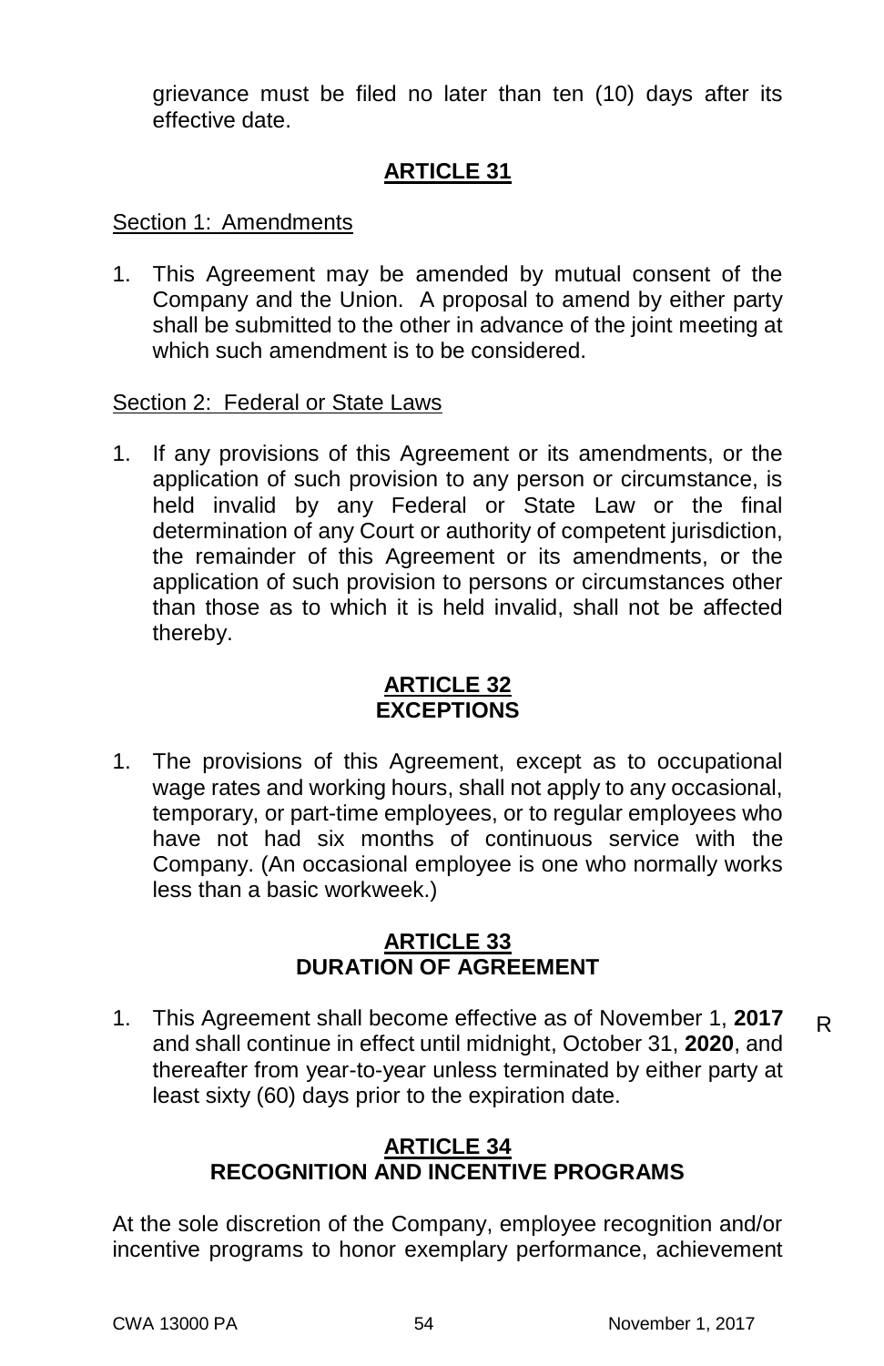grievance must be filed no later than ten (10) days after its effective date.

## ARTICLE 31

### Section 1: Amendments

1. This Agreement may be amended by mutual consent of the Company and the Union. A proposal to amend by either party shall be submitted to the other in advance of the joint meeting at which such amendment is to be considered.

### Section 2: Federal or State Laws

1. If any provisions of this Agreement or its amendments, or the application of such provision to any person or circumstance, is held invalid by any Federal or State Law or the final determination of any Court or authority of competent jurisdiction, the remainder of this Agreement or its amendments, or the application of such provision to persons or circumstances other than those as to which it is held invalid, shall not be affected thereby.

## ARTICLE 32
## EXCEPTIONS

1. The provisions of this Agreement, except as to occupational wage rates and working hours, shall not apply to any occasional, temporary, or part-time employees, or to regular employees who have not had six months of continuous service with the Company. (An occasional employee is one who normally works less than a basic workweek.)

## ARTICLE 33
## DURATION OF AGREEMENT

1. This Agreement shall become effective as of November 1, **2017** and shall continue in effect until midnight, October 31, **2020**, and thereafter from year-to-year unless terminated by either party at least sixty (60) days prior to the expiration date. R

## ARTICLE 34
## RECOGNITION AND INCENTIVE PROGRAMS

At the sole discretion of the Company, employee recognition and/or incentive programs to honor exemplary performance, achievement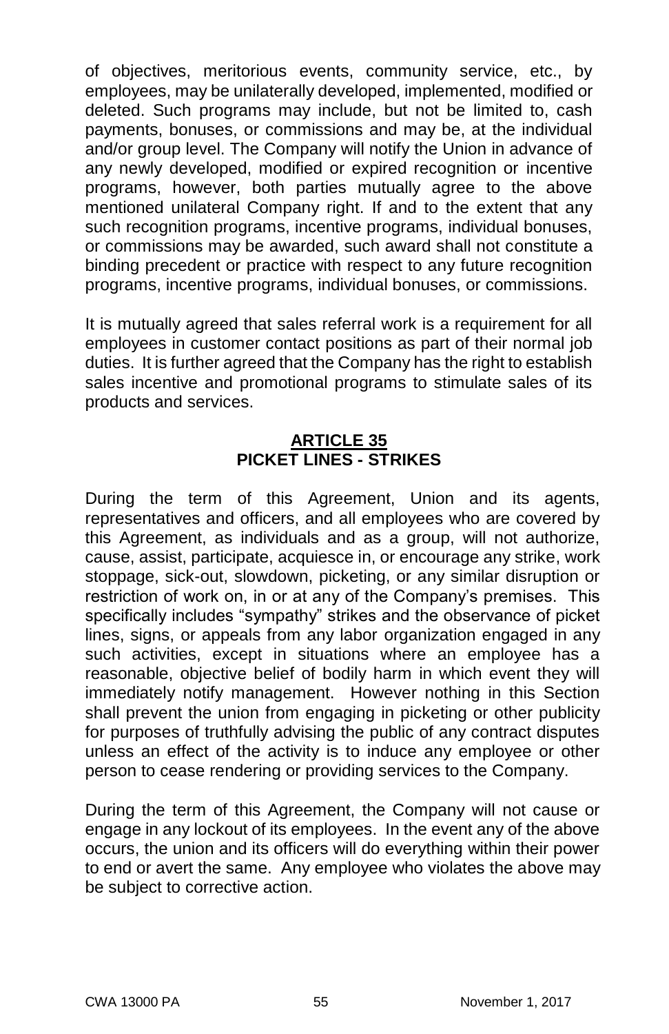of objectives, meritorious events, community service, etc., by employees, may be unilaterally developed, implemented, modified or deleted. Such programs may include, but not be limited to, cash payments, bonuses, or commissions and may be, at the individual and/or group level. The Company will notify the Union in advance of any newly developed, modified or expired recognition or incentive programs, however, both parties mutually agree to the above mentioned unilateral Company right. If and to the extent that any such recognition programs, incentive programs, individual bonuses, or commissions may be awarded, such award shall not constitute a binding precedent or practice with respect to any future recognition programs, incentive programs, individual bonuses, or commissions.

It is mutually agreed that sales referral work is a requirement for all employees in customer contact positions as part of their normal job duties. It is further agreed that the Company has the right to establish sales incentive and promotional programs to stimulate sales of its products and services.

## ARTICLE 35
## PICKET LINES - STRIKES

During the term of this Agreement, Union and its agents, representatives and officers, and all employees who are covered by this Agreement, as individuals and as a group, will not authorize, cause, assist, participate, acquiesce in, or encourage any strike, work stoppage, sick-out, slowdown, picketing, or any similar disruption or restriction of work on, in or at any of the Company's premises. This specifically includes "sympathy" strikes and the observance of picket lines, signs, or appeals from any labor organization engaged in any such activities, except in situations where an employee has a reasonable, objective belief of bodily harm in which event they will immediately notify management. However nothing in this Section shall prevent the union from engaging in picketing or other publicity for purposes of truthfully advising the public of any contract disputes unless an effect of the activity is to induce any employee or other person to cease rendering or providing services to the Company.

During the term of this Agreement, the Company will not cause or engage in any lockout of its employees. In the event any of the above occurs, the union and its officers will do everything within their power to end or avert the same. Any employee who violates the above may be subject to corrective action.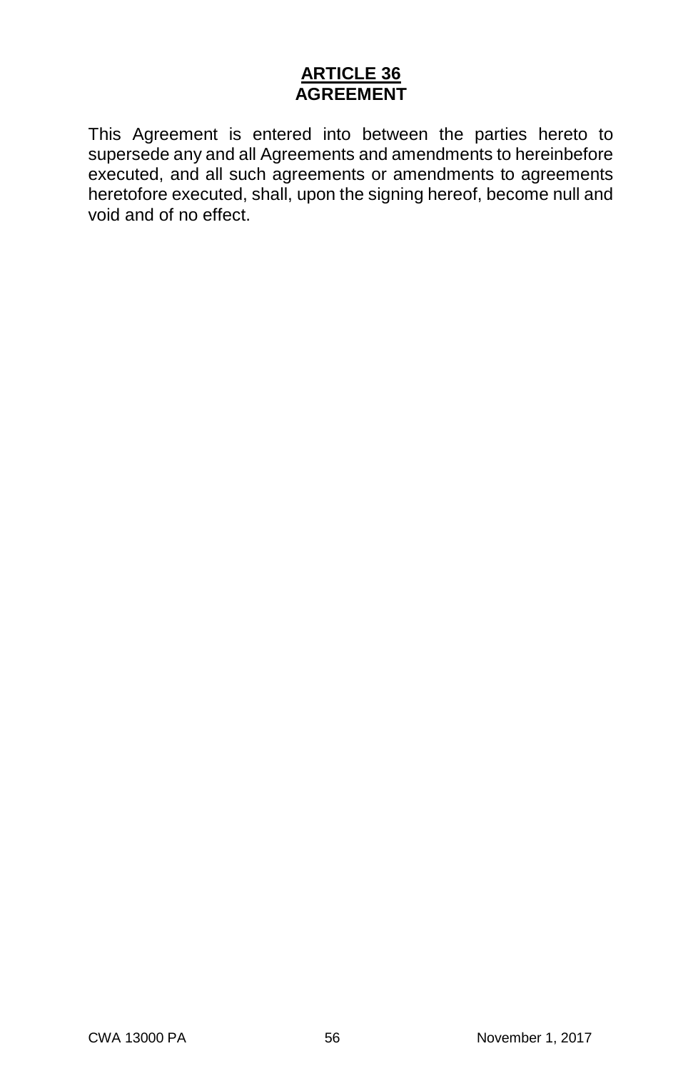## ARTICLE 36
## AGREEMENT

This Agreement is entered into between the parties hereto to supersede any and all Agreements and amendments to hereinbefore executed, and all such agreements or amendments to agreements heretofore executed, shall, upon the signing hereof, become null and void and of no effect.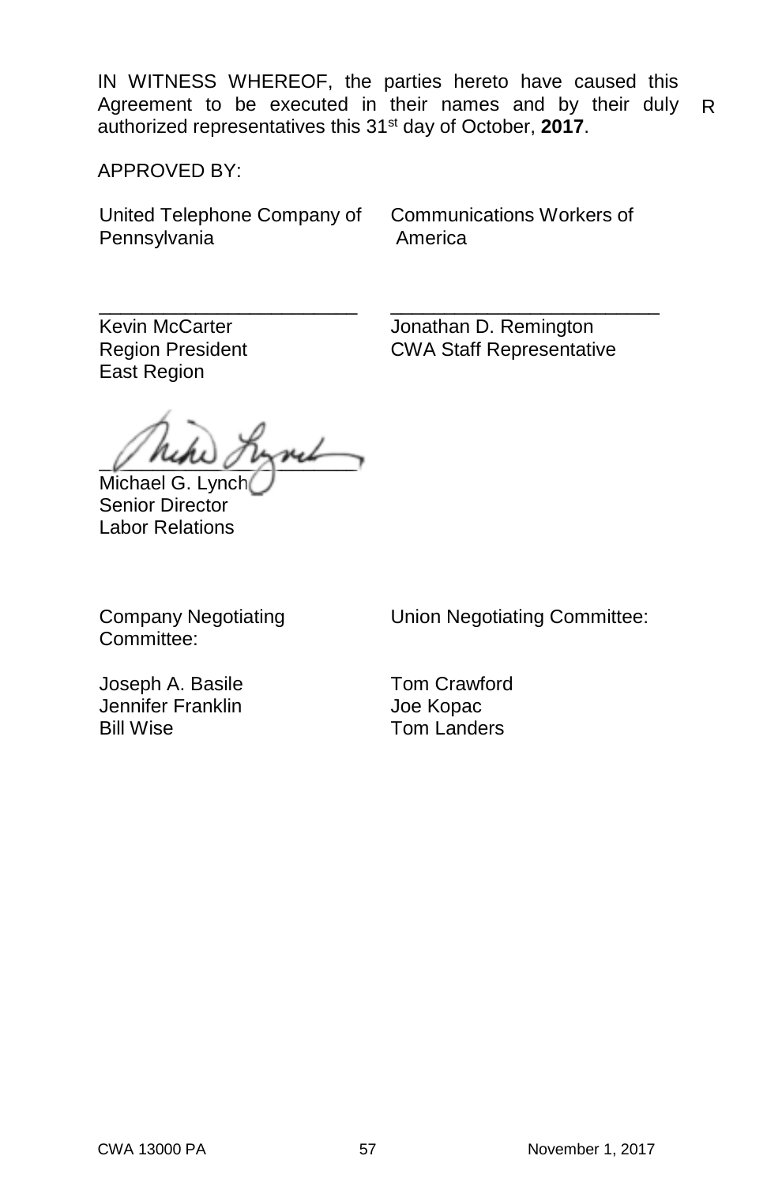IN WITNESS WHEREOF, the parties hereto have caused this Agreement to be executed in their names and by their duly authorized representatives this 31st day of October, **2017**. R

APPROVED BY:

| United Telephone Company of Pennsylvania | Communications Workers of America |
|---|---|
| _________________________ | _________________________ |
| Kevin McCarter<br>Region President<br>East Region | Jonathan D. Remington<br>CWA Staff Representative |

_________________________
Michael G. Lynch
Senior Director
Labor Relations

| Company Negotiating Committee: | Union Negotiating Committee: |
|---|---|
| Joseph A. Basile | Tom Crawford |
| Jennifer Franklin | Joe Kopac |
| Bill Wise | Tom Landers |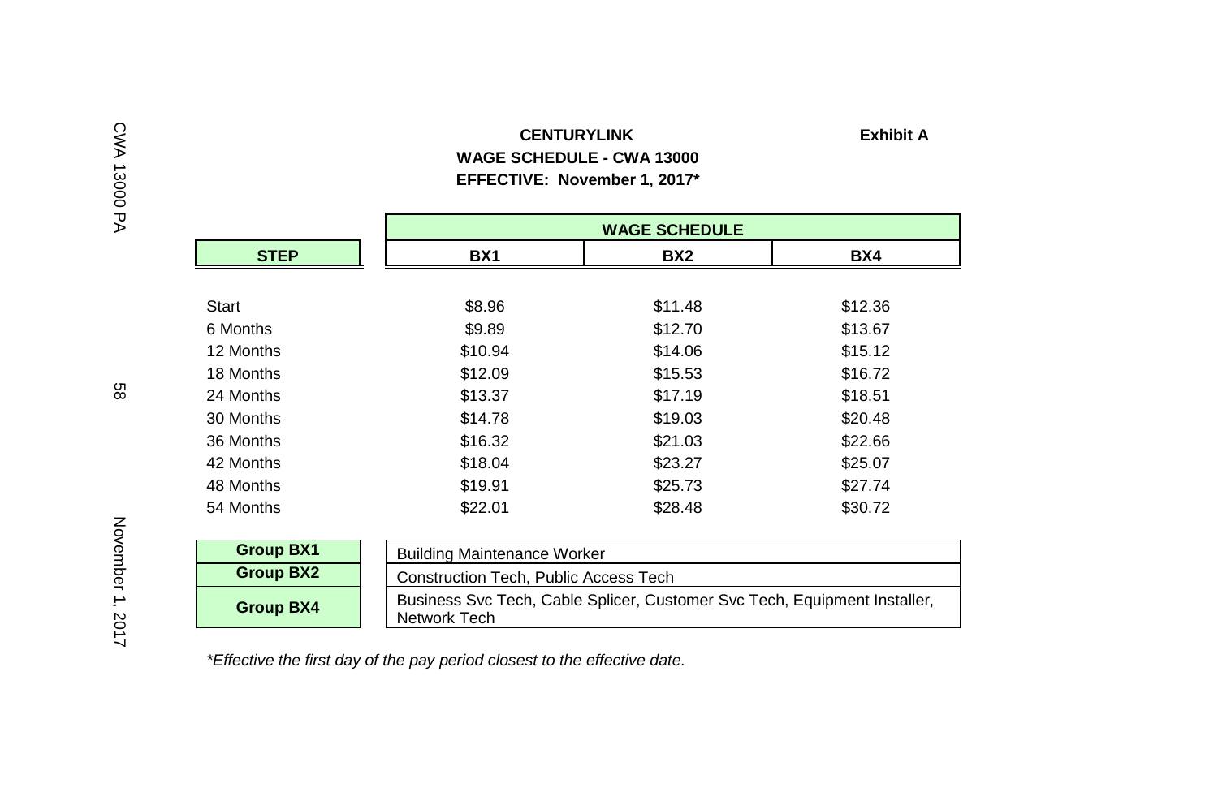**CENTURYLINK**

**Exhibit A**

**WAGE SCHEDULE - CWA 13000**

**EFFECTIVE: November 1, 2017***

| STEP | WAGE SCHEDULE | | |
|---|---|---|---|
| | **BX1** | **BX2** | **BX4** |
| Start | $8.96 | $11.48 | $12.36 |
| 6 Months | $9.89 | $12.70 | $13.67 |
| 12 Months | $10.94 | $14.06 | $15.12 |
| 18 Months | $12.09 | $15.53 | $16.72 |
| 24 Months | $13.37 | $17.19 | $18.51 |
| 30 Months | $14.78 | $19.03 | $20.48 |
| 36 Months | $16.32 | $21.03 | $22.66 |
| 42 Months | $18.04 | $23.27 | $25.07 |
| 48 Months | $19.91 | $25.73 | $27.74 |
| 54 Months | $22.01 | $28.48 | $30.72 |

| Group | Titles |
|---|---|
| **Group BX1** | Building Maintenance Worker |
| **Group BX2** | Construction Tech, Public Access Tech |
| **Group BX4** | Business Svc Tech, Cable Splicer, Customer Svc Tech, Equipment Installer, Network Tech |

*\*Effective the first day of the pay period closest to the effective date.*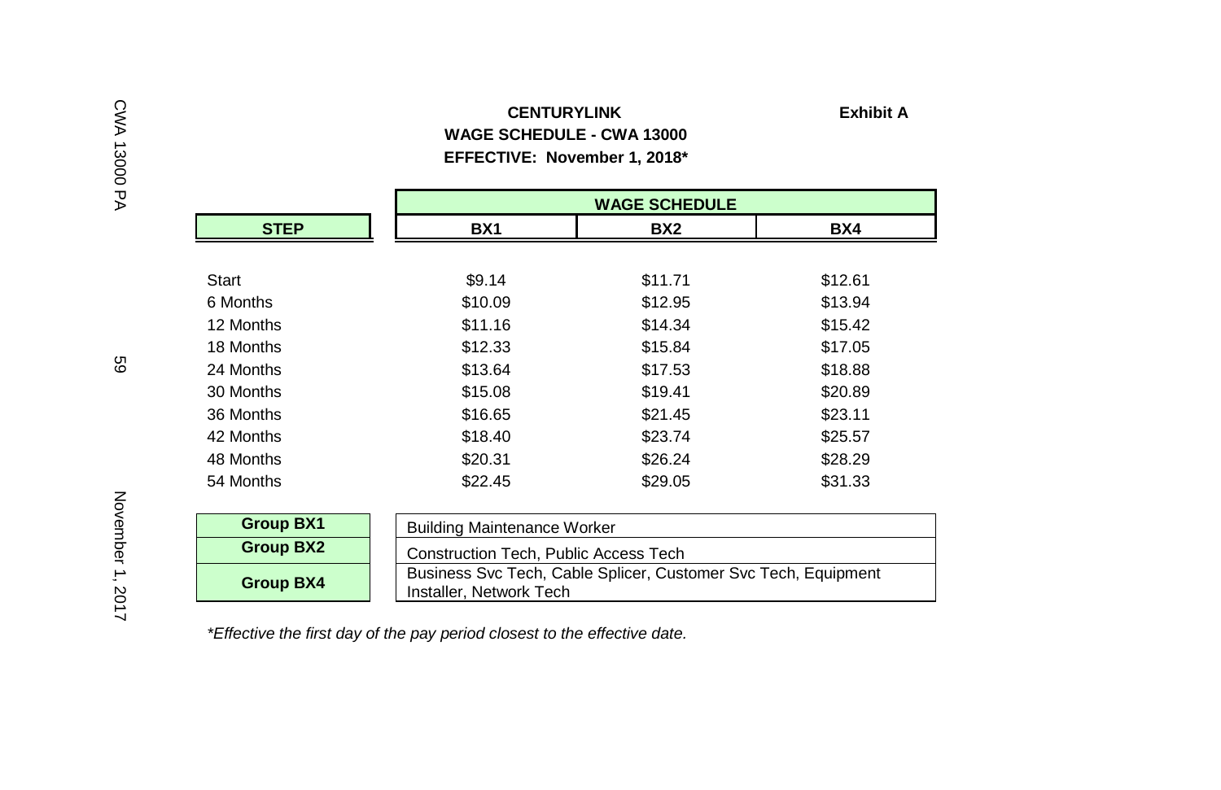**CENTURYLINK**

**Exhibit A**

**WAGE SCHEDULE - CWA 13000**

**EFFECTIVE: November 1, 2018***

| STEP | WAGE SCHEDULE | | |
|---|---|---|---|
| | **BX1** | **BX2** | **BX4** |
| Start | $9.14 | $11.71 | $12.61 |
| 6 Months | $10.09 | $12.95 | $13.94 |
| 12 Months | $11.16 | $14.34 | $15.42 |
| 18 Months | $12.33 | $15.84 | $17.05 |
| 24 Months | $13.64 | $17.53 | $18.88 |
| 30 Months | $15.08 | $19.41 | $20.89 |
| 36 Months | $16.65 | $21.45 | $23.11 |
| 42 Months | $18.40 | $23.74 | $25.57 |
| 48 Months | $20.31 | $26.24 | $28.29 |
| 54 Months | $22.45 | $29.05 | $31.33 |

| Group | Titles |
|---|---|
| **Group BX1** | Building Maintenance Worker |
| **Group BX2** | Construction Tech, Public Access Tech |
| **Group BX4** | Business Svc Tech, Cable Splicer, Customer Svc Tech, Equipment Installer, Network Tech |

*\*Effective the first day of the pay period closest to the effective date.*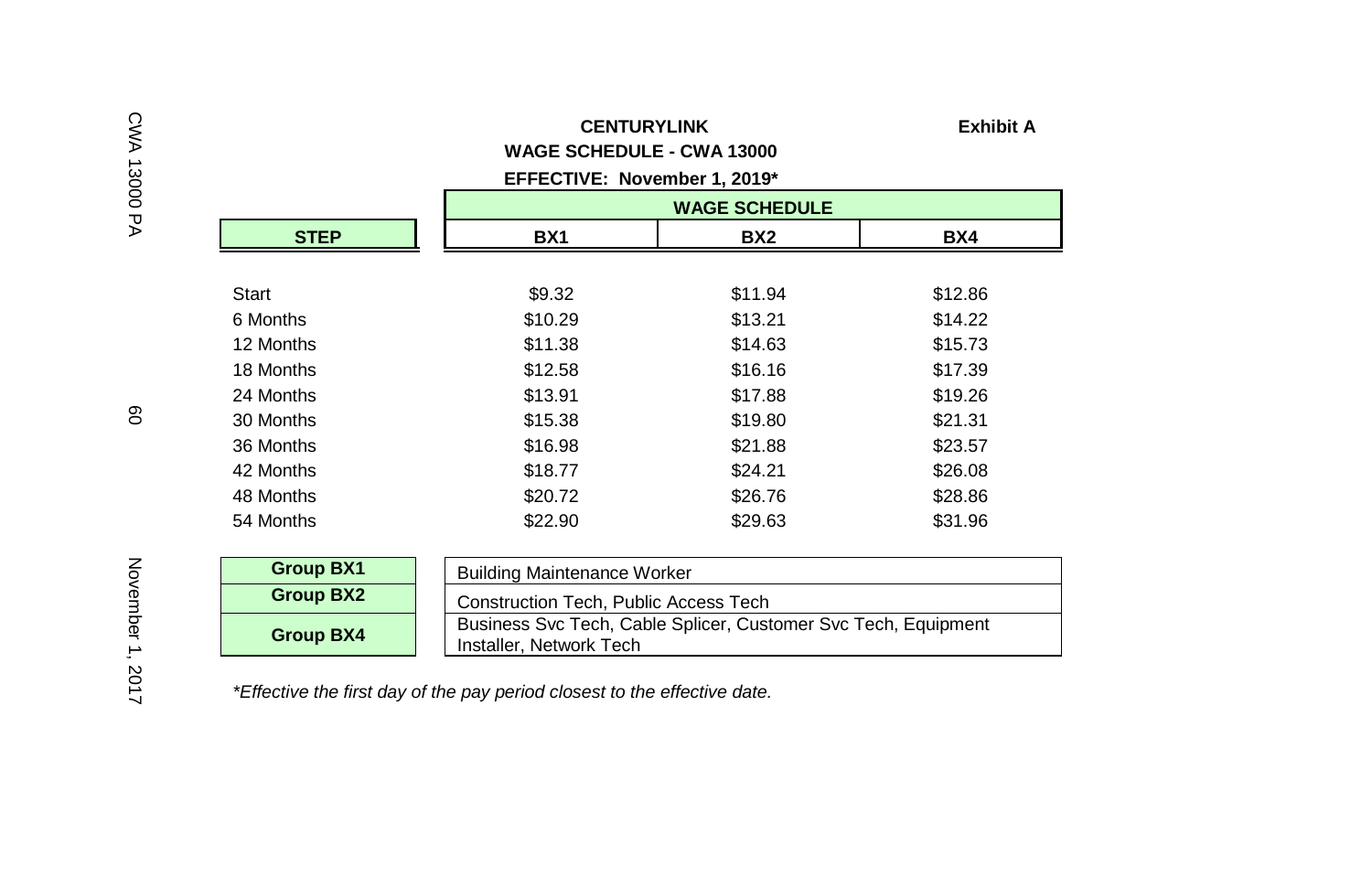**CENTURYLINK**

**WAGE SCHEDULE - CWA 13000**

**EFFECTIVE: November 1, 2019***

**Exhibit A**

| STEP | WAGE SCHEDULE | | |
|---|---|---|---|
| | **BX1** | **BX2** | **BX4** |
| Start | $9.32 | $11.94 | $12.86 |
| 6 Months | $10.29 | $13.21 | $14.22 |
| 12 Months | $11.38 | $14.63 | $15.73 |
| 18 Months | $12.58 | $16.16 | $17.39 |
| 24 Months | $13.91 | $17.88 | $19.26 |
| 30 Months | $15.38 | $19.80 | $21.31 |
| 36 Months | $16.98 | $21.88 | $23.57 |
| 42 Months | $18.77 | $24.21 | $26.08 |
| 48 Months | $20.72 | $26.76 | $28.86 |
| 54 Months | $22.90 | $29.63 | $31.96 |

| Group | Titles |
|---|---|
| **Group BX1** | Building Maintenance Worker |
| **Group BX2** | Construction Tech, Public Access Tech |
| **Group BX4** | Business Svc Tech, Cable Splicer, Customer Svc Tech, Equipment Installer, Network Tech |

**Effective the first day of the pay period closest to the effective date.*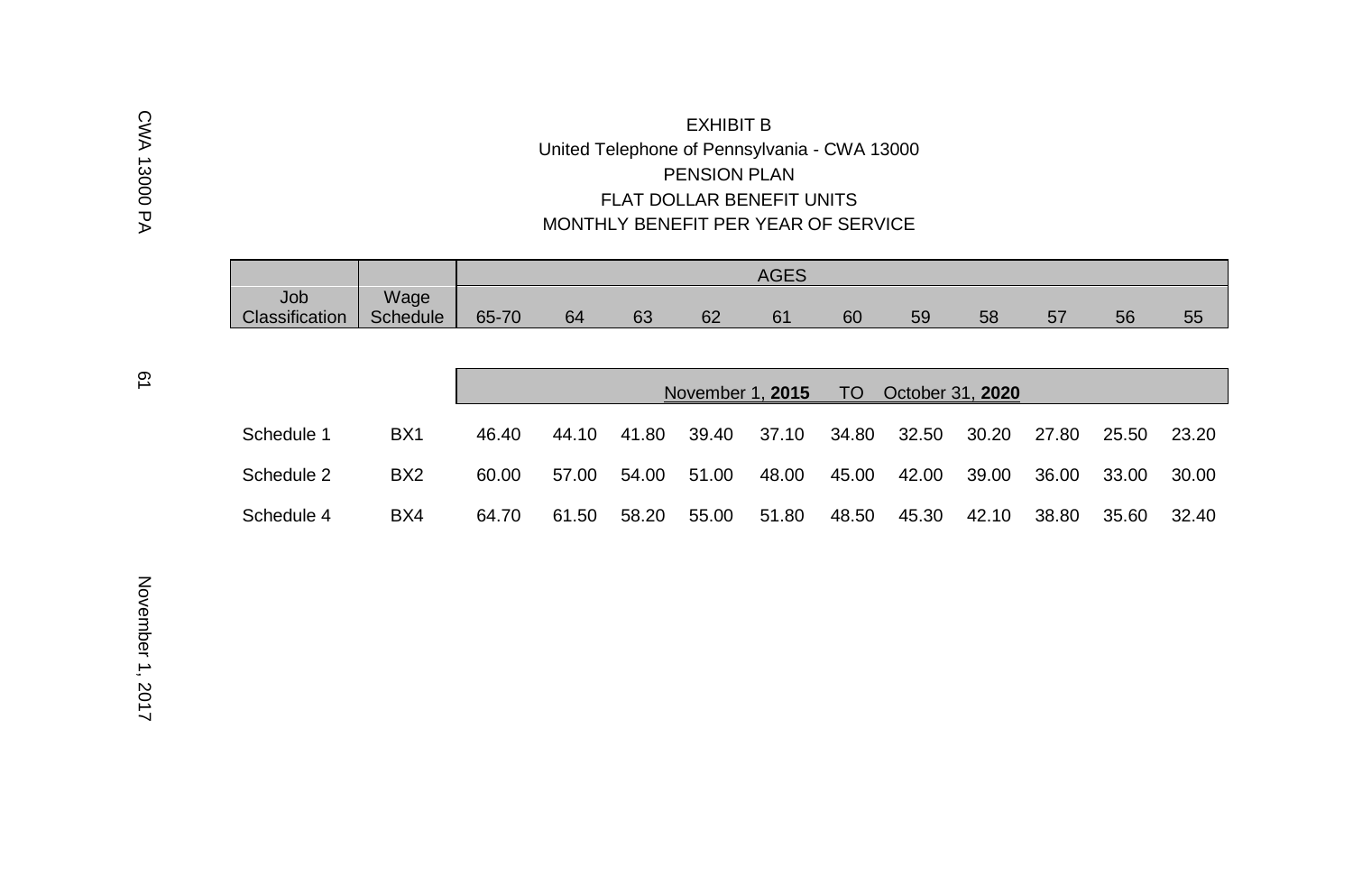EXHIBIT B

United Telephone of Pennsylvania - CWA 13000

PENSION PLAN

FLAT DOLLAR BENEFIT UNITS

MONTHLY BENEFIT PER YEAR OF SERVICE

| | | AGES | | | | | | | | | | |
|---|---|---|---|---|---|---|---|---|---|---|---|---|
| Job Classification | Wage Schedule | 65-70 | 64 | 63 | 62 | 61 | 60 | 59 | 58 | 57 | 56 | 55 |
| | | November 1, **2015** TO October 31, **2020** | | | | | | | | | | |
| Schedule 1 | BX1 | 46.40 | 44.10 | 41.80 | 39.40 | 37.10 | 34.80 | 32.50 | 30.20 | 27.80 | 25.50 | 23.20 |
| Schedule 2 | BX2 | 60.00 | 57.00 | 54.00 | 51.00 | 48.00 | 45.00 | 42.00 | 39.00 | 36.00 | 33.00 | 30.00 |
| Schedule 4 | BX4 | 64.70 | 61.50 | 58.20 | 55.00 | 51.80 | 48.50 | 45.30 | 42.10 | 38.80 | 35.60 | 32.40 |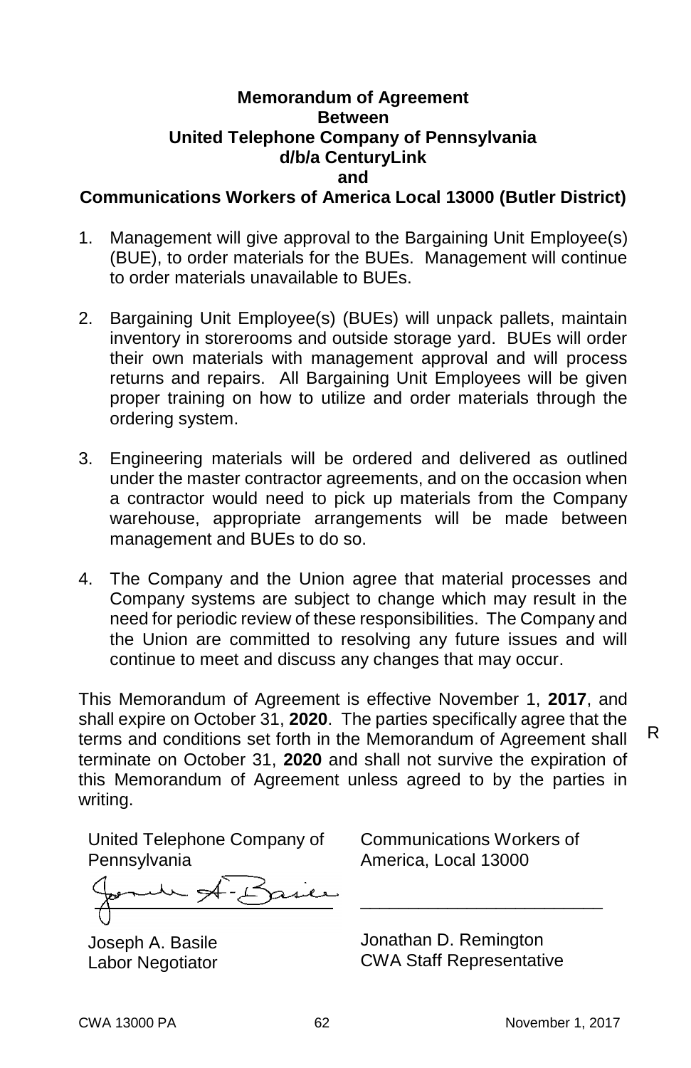**Memorandum of Agreement**
**Between**
**United Telephone Company of Pennsylvania**
**d/b/a CenturyLink**
**and**
**Communications Workers of America Local 13000 (Butler District)**

1. Management will give approval to the Bargaining Unit Employee(s) (BUE), to order materials for the BUEs. Management will continue to order materials unavailable to BUEs.

2. Bargaining Unit Employee(s) (BUEs) will unpack pallets, maintain inventory in storerooms and outside storage yard. BUEs will order their own materials with management approval and will process returns and repairs. All Bargaining Unit Employees will be given proper training on how to utilize and order materials through the ordering system.

3. Engineering materials will be ordered and delivered as outlined under the master contractor agreements, and on the occasion when a contractor would need to pick up materials from the Company warehouse, appropriate arrangements will be made between management and BUEs to do so.

4. The Company and the Union agree that material processes and Company systems are subject to change which may result in the need for periodic review of these responsibilities. The Company and the Union are committed to resolving any future issues and will continue to meet and discuss any changes that may occur.

This Memorandum of Agreement is effective November 1, **2017**, and shall expire on October 31, **2020**. The parties specifically agree that the terms and conditions set forth in the Memorandum of Agreement shall terminate on October 31, **2020** and shall not survive the expiration of this Memorandum of Agreement unless agreed to by the parties in writing. R

| United Telephone Company of Pennsylvania | Communications Workers of America, Local 13000 |
|---|---|
| Joseph A. Basile (signed) | ________________________ |
| Joseph A. Basile<br>Labor Negotiator | Jonathan D. Remington<br>CWA Staff Representative |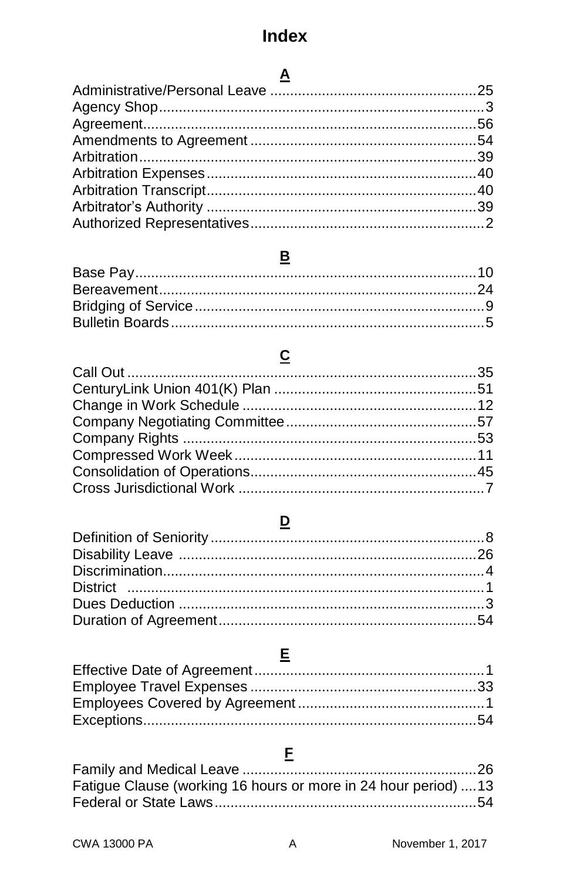# Index

## A

Administrative/Personal Leave ....................................................25
Agency Shop.................................................................................3
Agreement...................................................................................56
Amendments to Agreement ........................................................54
Arbitration....................................................................................39
Arbitration Expenses...................................................................40
Arbitration Transcript...................................................................40
Arbitrator's Authority ..................................................................39
Authorized Representatives..........................................................2

## B

Base Pay.....................................................................................10
Bereavement...............................................................................24
Bridging of Service........................................................................9
Bulletin Boards..............................................................................5

## C

Call Out .......................................................................................35
CenturyLink Union 401(K) Plan ...................................................51
Change in Work Schedule ...........................................................12
Company Negotiating Committee................................................57
Company Rights .........................................................................53
Compressed Work Week.............................................................11
Consolidation of Operations.........................................................45
Cross Jurisdictional Work .............................................................7

## D

Definition of Seniority....................................................................8
Disability Leave ...........................................................................26
Discrimination................................................................................4
District ..........................................................................................1
Dues Deduction ............................................................................3
Duration of Agreement.................................................................54

## E

Effective Date of Agreement..........................................................1
Employee Travel Expenses .........................................................33
Employees Covered by Agreement ...............................................1
Exceptions...................................................................................54

## F

Family and Medical Leave ...........................................................26
Fatigue Clause (working 16 hours or more in 24 hour period) ....13
Federal or State Laws.................................................................54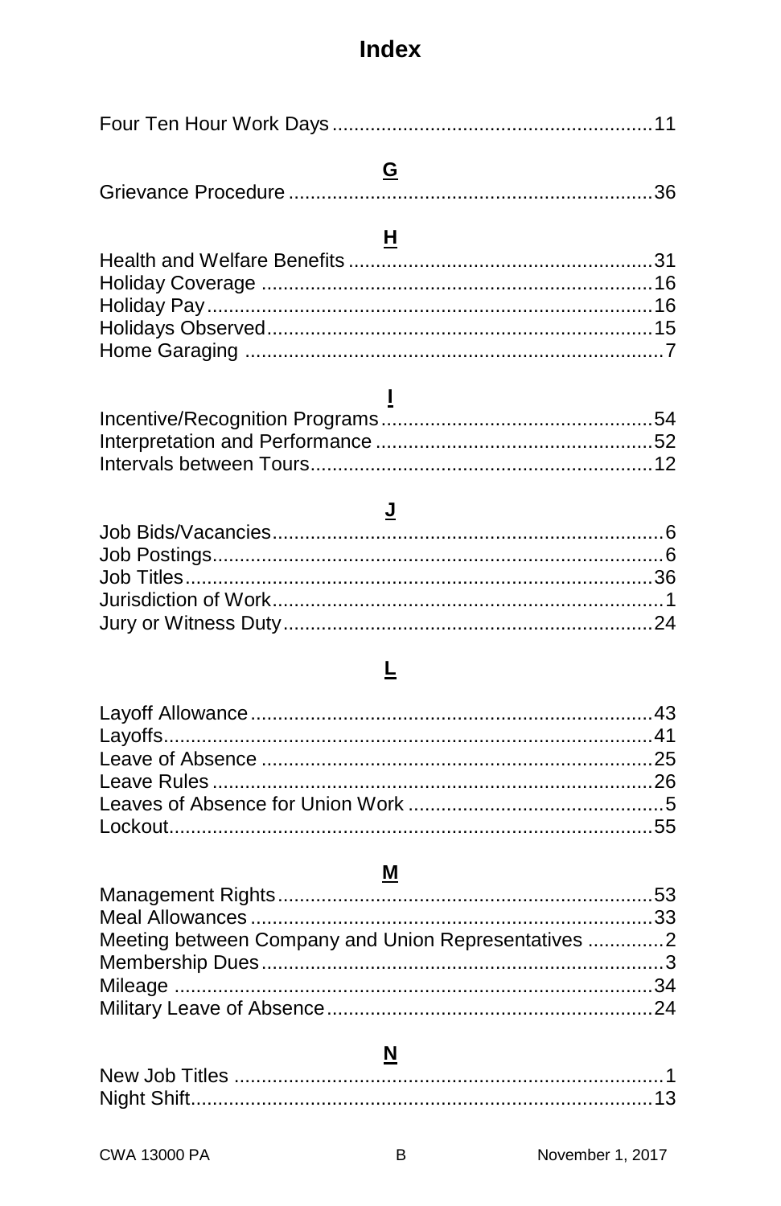# Index

Four Ten Hour Work Days ........................................................ 11

**G**

Grievance Procedure ............................................................... 36

**H**

Health and Welfare Benefits ..................................................... 31
Holiday Coverage .................................................................... 16
Holiday Pay ............................................................................. 16
Holidays Observed ................................................................... 15
Home Garaging .......................................................................... 7

**I**

Incentive/Recognition Programs ............................................... 54
Interpretation and Performance ................................................ 52
Intervals between Tours ........................................................... 12

**J**

Job Bids/Vacancies ..................................................................... 6
Job Postings ............................................................................... 6
Job Titles ................................................................................. 36
Jurisdiction of Work .................................................................... 1
Jury or Witness Duty ................................................................ 24

**L**

Layoff Allowance ...................................................................... 43
Layoffs ..................................................................................... 41
Leave of Absence ..................................................................... 25
Leave Rules ............................................................................. 26
Leaves of Absence for Union Work ............................................. 5
Lockout .................................................................................... 55

**M**

Management Rights .................................................................. 53
Meal Allowances ....................................................................... 33
Meeting between Company and Union Representatives ............. 2
Membership Dues ...................................................................... 3
Mileage .................................................................................... 34
Military Leave of Absence ......................................................... 24

**N**

New Job Titles ............................................................................ 1
Night Shift ................................................................................. 13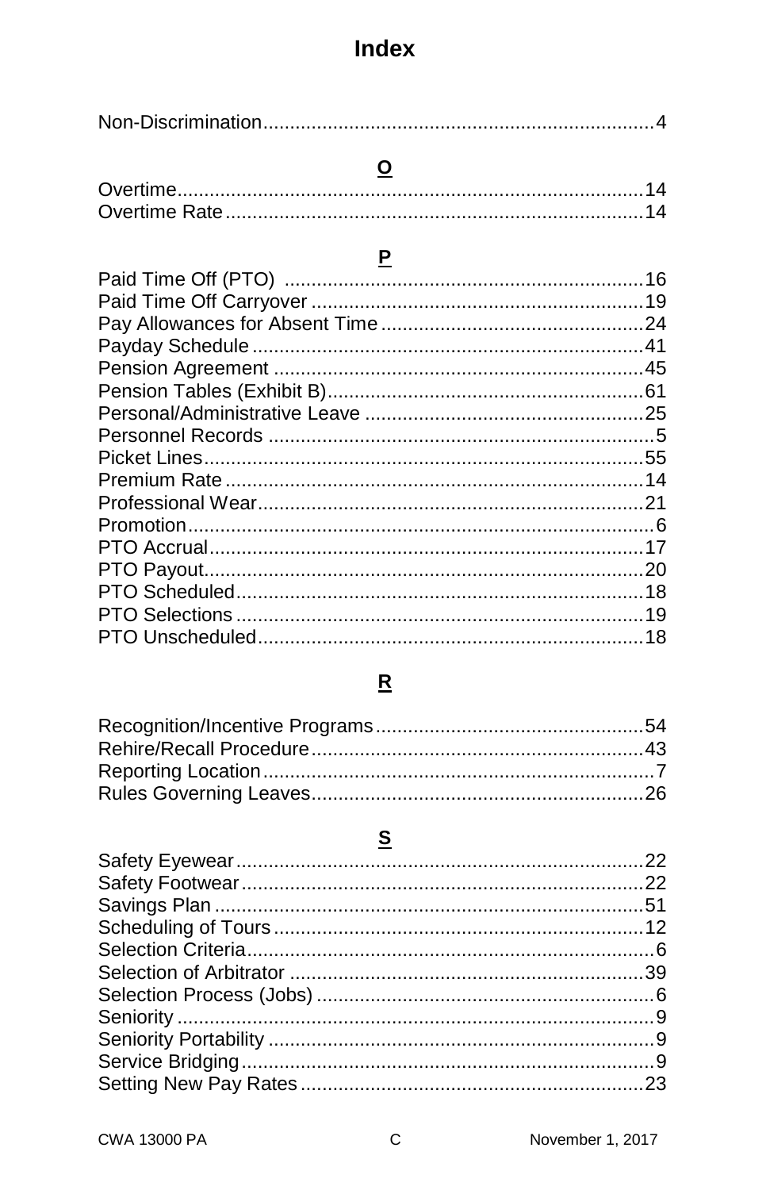# Index

Non-Discrimination........................................................................4

**O**

Overtime......................................................................................14
Overtime Rate..............................................................................14

**P**

Paid Time Off (PTO) ..................................................................16
Paid Time Off Carryover ..............................................................19
Pay Allowances for Absent Time..................................................24
Payday Schedule..........................................................................41
Pension Agreement .....................................................................45
Pension Tables (Exhibit B)...........................................................61
Personal/Administrative Leave .....................................................25
Personnel Records ........................................................................5
Picket Lines..................................................................................55
Premium Rate ..............................................................................14
Professional Wear.........................................................................21
Promotion.......................................................................................6
PTO Accrual.................................................................................17
PTO Payout..................................................................................20
PTO Scheduled............................................................................18
PTO Selections ............................................................................19
PTO Unscheduled........................................................................18

**R**

Recognition/Incentive Programs..................................................54
Rehire/Recall Procedure..............................................................43
Reporting Location.........................................................................7
Rules Governing Leaves..............................................................26

**S**

Safety Eyewear............................................................................22
Safety Footwear...........................................................................22
Savings Plan ................................................................................51
Scheduling of Tours .....................................................................12
Selection Criteria............................................................................6
Selection of Arbitrator ..................................................................39
Selection Process (Jobs) ...............................................................6
Seniority .........................................................................................9
Seniority Portability ........................................................................9
Service Bridging.............................................................................9
Setting New Pay Rates ................................................................23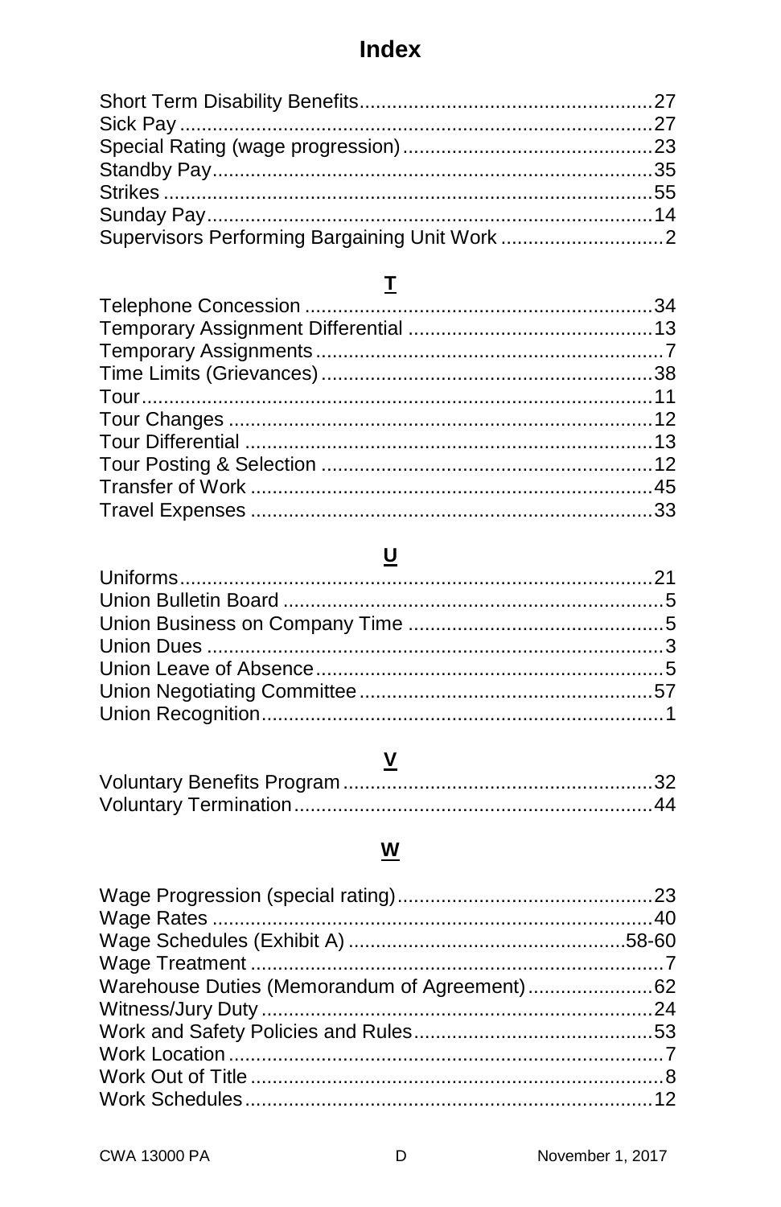# Index

Short Term Disability Benefits......................................................27
Sick Pay.....................................................................................27
Special Rating (wage progression)..............................................23
Standby Pay................................................................................35
Strikes.........................................................................................55
Sunday Pay.................................................................................14
Supervisors Performing Bargaining Unit Work..............................2

## T

Telephone Concession ...............................................................34
Temporary Assignment Differential .............................................13
Temporary Assignments ...............................................................7
Time Limits (Grievances).............................................................38
Tour.............................................................................................11
Tour Changes .............................................................................12
Tour Differential ..........................................................................13
Tour Posting & Selection .............................................................12
Transfer of Work .........................................................................45
Travel Expenses .........................................................................33

## U

Uniforms......................................................................................21
Union Bulletin Board .....................................................................5
Union Business on Company Time ...............................................5
Union Dues ...................................................................................3
Union Leave of Absence................................................................5
Union Negotiating Committee......................................................57
Union Recognition..........................................................................1

## V

Voluntary Benefits Program.........................................................32
Voluntary Termination..................................................................44

## W

Wage Progression (special rating)...............................................23
Wage Rates ................................................................................40
Wage Schedules (Exhibit A) ...................................................58-60
Wage Treatment ............................................................................7
Warehouse Duties (Memorandum of Agreement).......................62
Witness/Jury Duty........................................................................24
Work and Safety Policies and Rules............................................53
Work Location ................................................................................7
Work Out of Title............................................................................8
Work Schedules...........................................................................12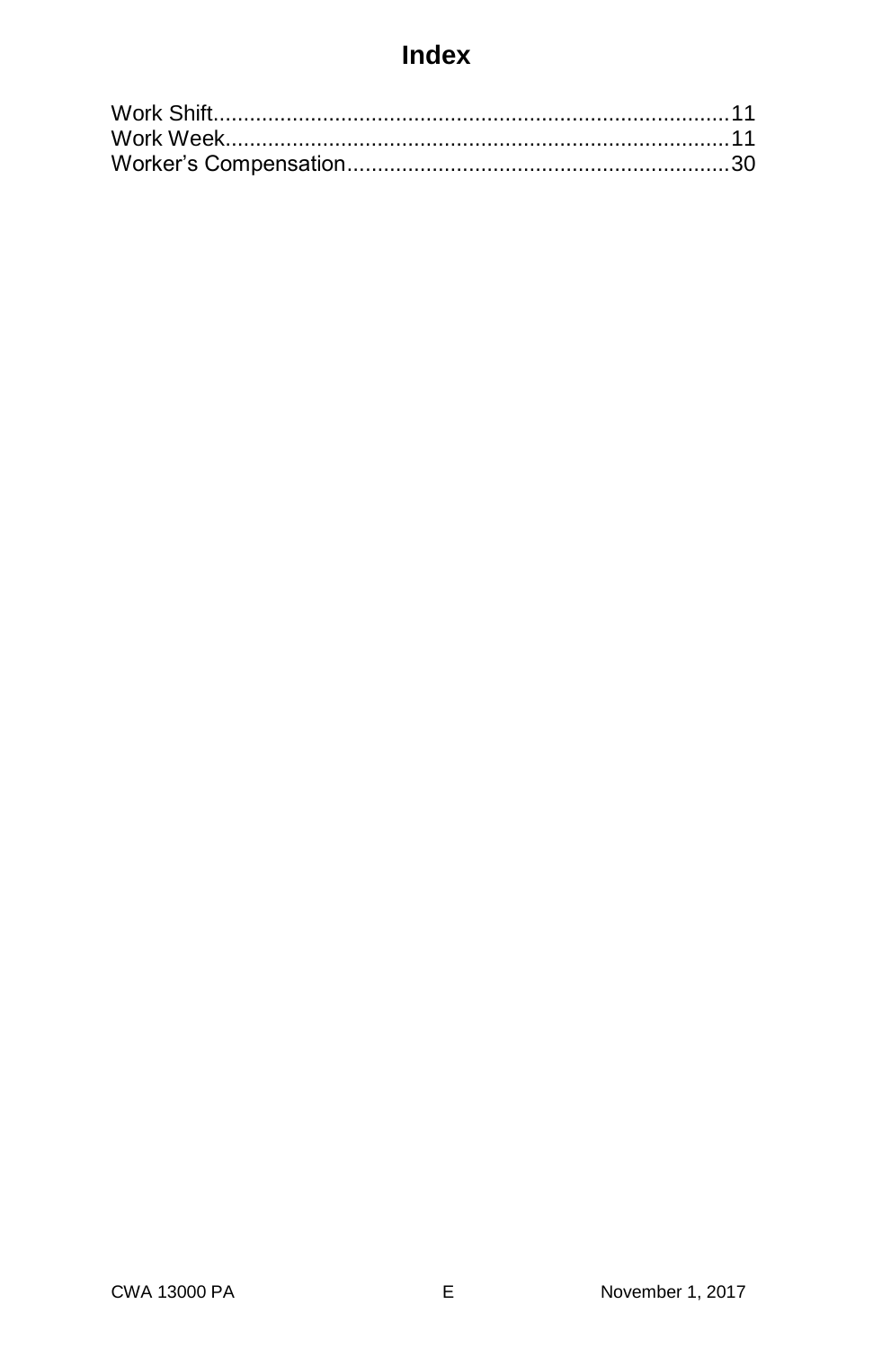# Index

Work Shift....................................................................................11
Work Week....................................................................................11
Worker's Compensation..............................................................30